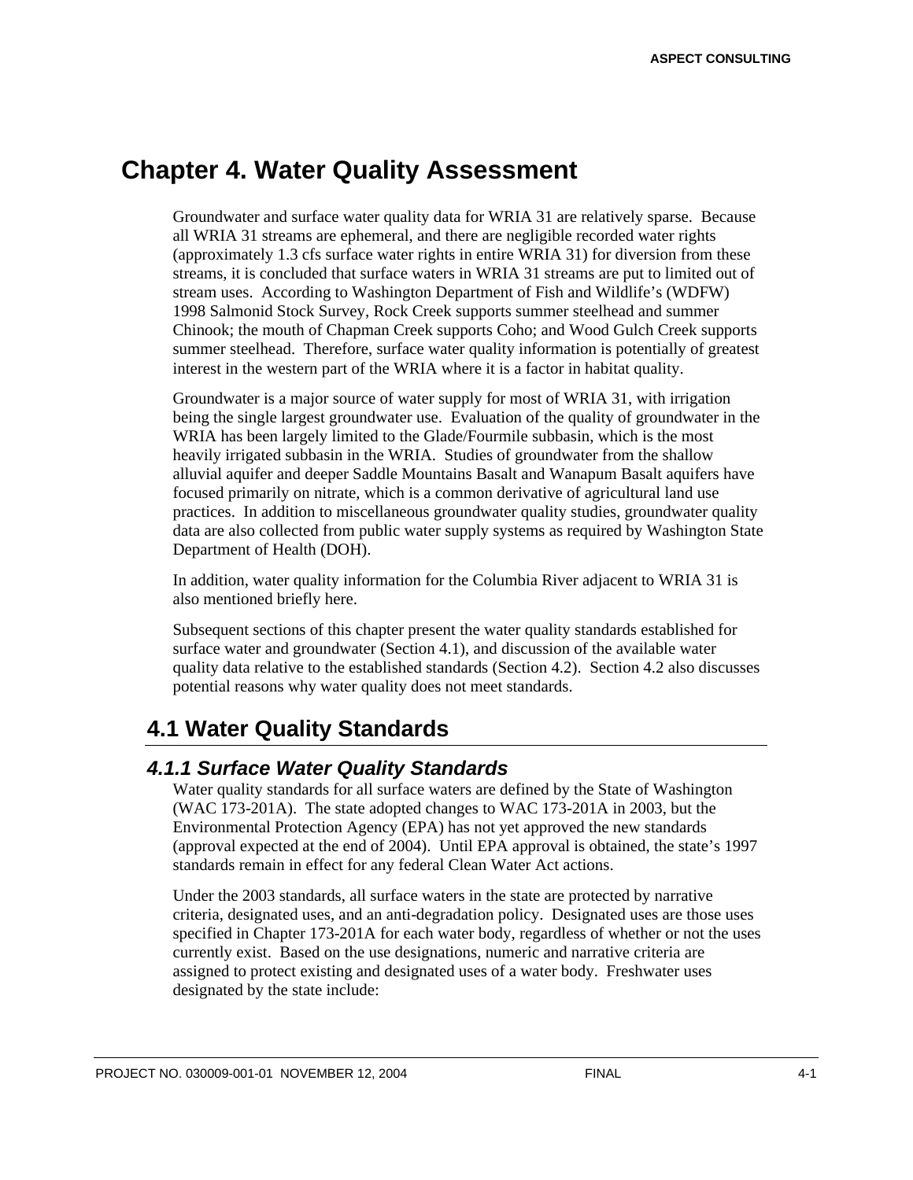# Chapter 4. Water Quality Assessment

Groundwater and surface water quality data for WRIA 31 are relatively sparse. Because all WRIA 31 streams are ephemeral, and there are negligible recorded water rights (approximately 1.3 cfs surface water rights in entire WRIA 31) for diversion from these streams, it is concluded that surface waters in WRIA 31 streams are put to limited out of stream uses. According to Washington Department of Fish and Wildlife's (WDFW) 1998 Salmonid Stock Survey, Rock Creek supports summer steelhead and summer Chinook; the mouth of Chapman Creek supports Coho; and Wood Gulch Creek supports summer steelhead. Therefore, surface water quality information is potentially of greatest interest in the western part of the WRIA where it is a factor in habitat quality.

Groundwater is a major source of water supply for most of WRIA 31, with irrigation being the single largest groundwater use. Evaluation of the quality of groundwater in the WRIA has been largely limited to the Glade/Fourmile subbasin, which is the most heavily irrigated subbasin in the WRIA. Studies of groundwater from the shallow alluvial aquifer and deeper Saddle Mountains Basalt and Wanapum Basalt aquifers have focused primarily on nitrate, which is a common derivative of agricultural land use practices. In addition to miscellaneous groundwater quality studies, groundwater quality data are also collected from public water supply systems as required by Washington State Department of Health (DOH).

In addition, water quality information for the Columbia River adjacent to WRIA 31 is also mentioned briefly here.

Subsequent sections of this chapter present the water quality standards established for surface water and groundwater (Section 4.1), and discussion of the available water quality data relative to the established standards (Section 4.2). Section 4.2 also discusses potential reasons why water quality does not meet standards.

## 4.1 Water Quality Standards

### *4.1.1 Surface Water Quality Standards*

Water quality standards for all surface waters are defined by the State of Washington (WAC 173-201A). The state adopted changes to WAC 173-201A in 2003, but the Environmental Protection Agency (EPA) has not yet approved the new standards (approval expected at the end of 2004). Until EPA approval is obtained, the state's 1997 standards remain in effect for any federal Clean Water Act actions.

Under the 2003 standards, all surface waters in the state are protected by narrative criteria, designated uses, and an anti-degradation policy. Designated uses are those uses specified in Chapter 173-201A for each water body, regardless of whether or not the uses currently exist. Based on the use designations, numeric and narrative criteria are assigned to protect existing and designated uses of a water body. Freshwater uses designated by the state include: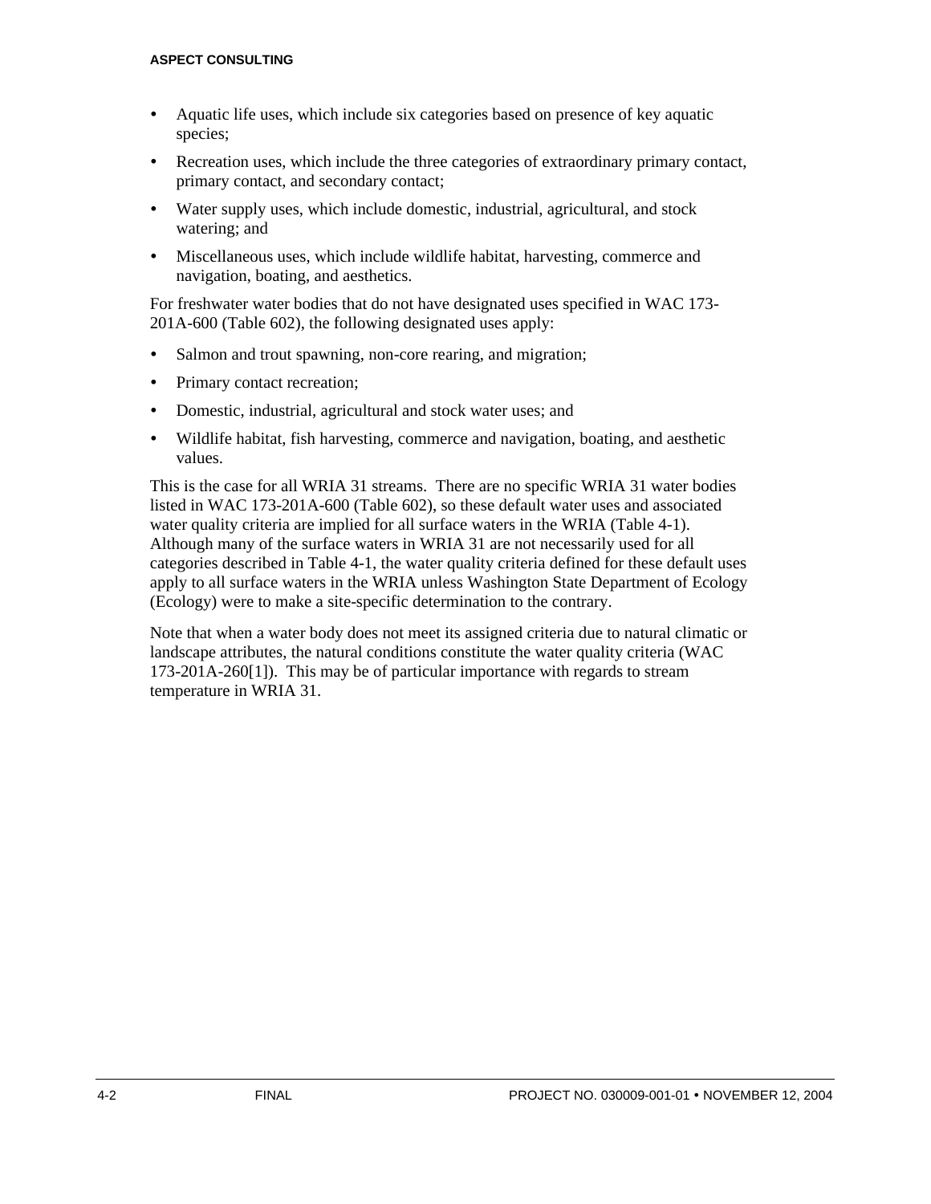- Aquatic life uses, which include six categories based on presence of key aquatic species;
- Recreation uses, which include the three categories of extraordinary primary contact, primary contact, and secondary contact;
- Water supply uses, which include domestic, industrial, agricultural, and stock watering; and
- Miscellaneous uses, which include wildlife habitat, harvesting, commerce and navigation, boating, and aesthetics.

For freshwater water bodies that do not have designated uses specified in WAC 173-201A-600 (Table 602), the following designated uses apply:

- Salmon and trout spawning, non-core rearing, and migration;
- Primary contact recreation;
- Domestic, industrial, agricultural and stock water uses; and
- Wildlife habitat, fish harvesting, commerce and navigation, boating, and aesthetic values.

This is the case for all WRIA 31 streams. There are no specific WRIA 31 water bodies listed in WAC 173-201A-600 (Table 602), so these default water uses and associated water quality criteria are implied for all surface waters in the WRIA (Table 4-1). Although many of the surface waters in WRIA 31 are not necessarily used for all categories described in Table 4-1, the water quality criteria defined for these default uses apply to all surface waters in the WRIA unless Washington State Department of Ecology (Ecology) were to make a site-specific determination to the contrary.

Note that when a water body does not meet its assigned criteria due to natural climatic or landscape attributes, the natural conditions constitute the water quality criteria (WAC 173-201A-260[1]). This may be of particular importance with regards to stream temperature in WRIA 31.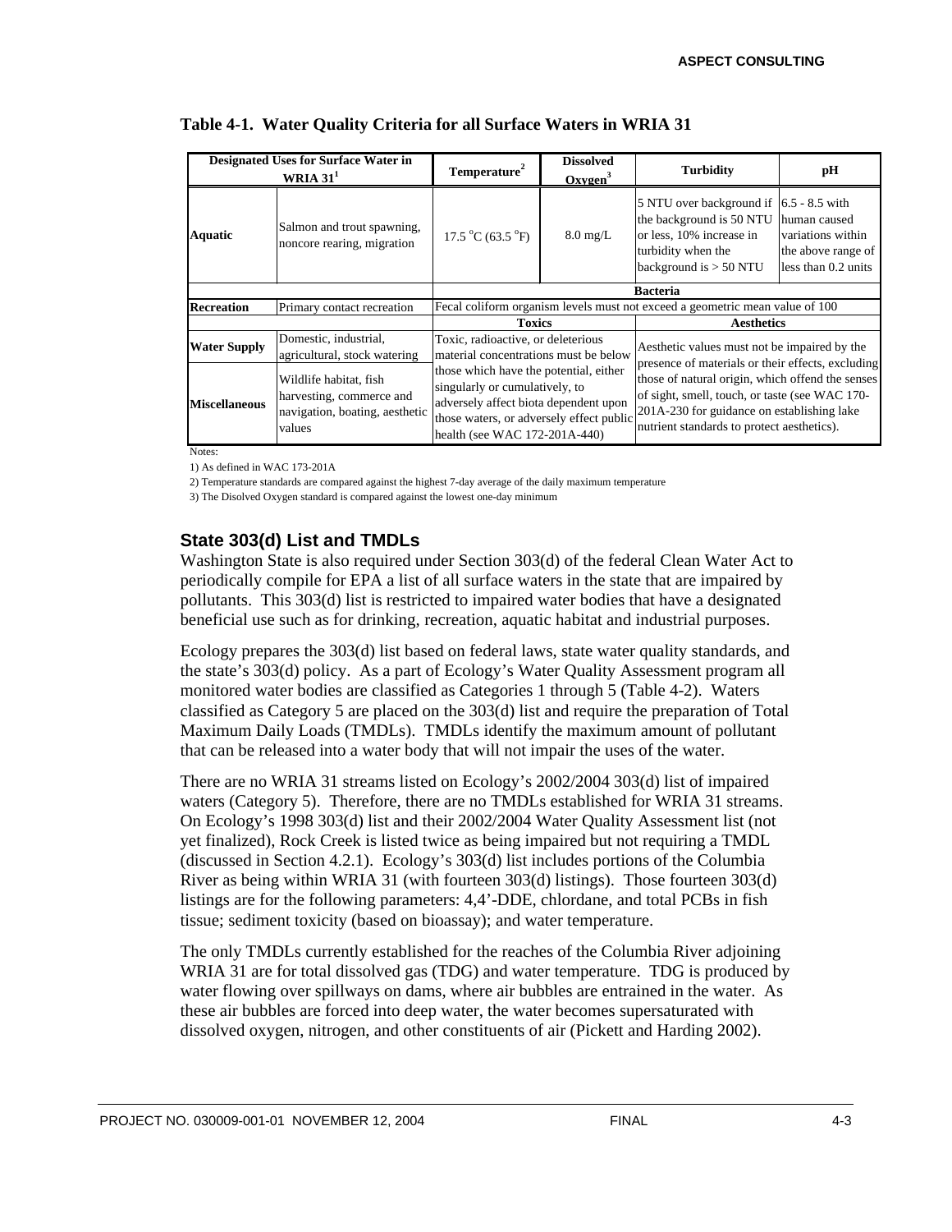**Table 4-1. Water Quality Criteria for all Surface Waters in WRIA 31**

| Designated Uses for Surface Water in WRIA 31[1] | | Temperature[2] | Dissolved Oxygen[3] | Turbidity | pH |
|---|---|---|---|---|---|
| **Aquatic** | Salmon and trout spawning, noncore rearing, migration | 17.5 °C (63.5 °F) | 8.0 mg/L | 5 NTU over background if the background is 50 NTU or less, 10% increase in turbidity when the background is > 50 NTU | 6.5 - 8.5 with human caused variations within the above range of less than 0.2 units |
| | | **Bacteria** | | | |
| **Recreation** | Primary contact recreation | Fecal coliform organism levels must not exceed a geometric mean value of 100 | | | |
| | | **Toxics** | | **Aesthetics** | |
| **Water Supply** | Domestic, industrial, agricultural, stock watering | Toxic, radioactive, or deleterious material concentrations must be below those which have the potential, either singularly or cumulatively, to adversely affect biota dependent upon those waters, or adversely effect public health (see WAC 172-201A-440) | | Aesthetic values must not be impaired by the presence of materials or their effects, excluding those of natural origin, which offend the senses of sight, smell, touch, or taste (see WAC 170-201A-230 for guidance on establishing lake nutrient standards to protect aesthetics). | |
| **Miscellaneous** | Wildlife habitat, fish harvesting, commerce and navigation, boating, aesthetic values | | | | |

Notes:

1) As defined in WAC 173-201A

2) Temperature standards are compared against the highest 7-day average of the daily maximum temperature

3) The Disolved Oxygen standard is compared against the lowest one-day minimum

### State 303(d) List and TMDLs

Washington State is also required under Section 303(d) of the federal Clean Water Act to periodically compile for EPA a list of all surface waters in the state that are impaired by pollutants. This 303(d) list is restricted to impaired water bodies that have a designated beneficial use such as for drinking, recreation, aquatic habitat and industrial purposes.

Ecology prepares the 303(d) list based on federal laws, state water quality standards, and the state's 303(d) policy. As a part of Ecology's Water Quality Assessment program all monitored water bodies are classified as Categories 1 through 5 (Table 4-2). Waters classified as Category 5 are placed on the 303(d) list and require the preparation of Total Maximum Daily Loads (TMDLs). TMDLs identify the maximum amount of pollutant that can be released into a water body that will not impair the uses of the water.

There are no WRIA 31 streams listed on Ecology's 2002/2004 303(d) list of impaired waters (Category 5). Therefore, there are no TMDLs established for WRIA 31 streams. On Ecology's 1998 303(d) list and their 2002/2004 Water Quality Assessment list (not yet finalized), Rock Creek is listed twice as being impaired but not requiring a TMDL (discussed in Section 4.2.1). Ecology's 303(d) list includes portions of the Columbia River as being within WRIA 31 (with fourteen 303(d) listings). Those fourteen 303(d) listings are for the following parameters: 4,4'-DDE, chlordane, and total PCBs in fish tissue; sediment toxicity (based on bioassay); and water temperature.

The only TMDLs currently established for the reaches of the Columbia River adjoining WRIA 31 are for total dissolved gas (TDG) and water temperature. TDG is produced by water flowing over spillways on dams, where air bubbles are entrained in the water. As these air bubbles are forced into deep water, the water becomes supersaturated with dissolved oxygen, nitrogen, and other constituents of air (Pickett and Harding 2002).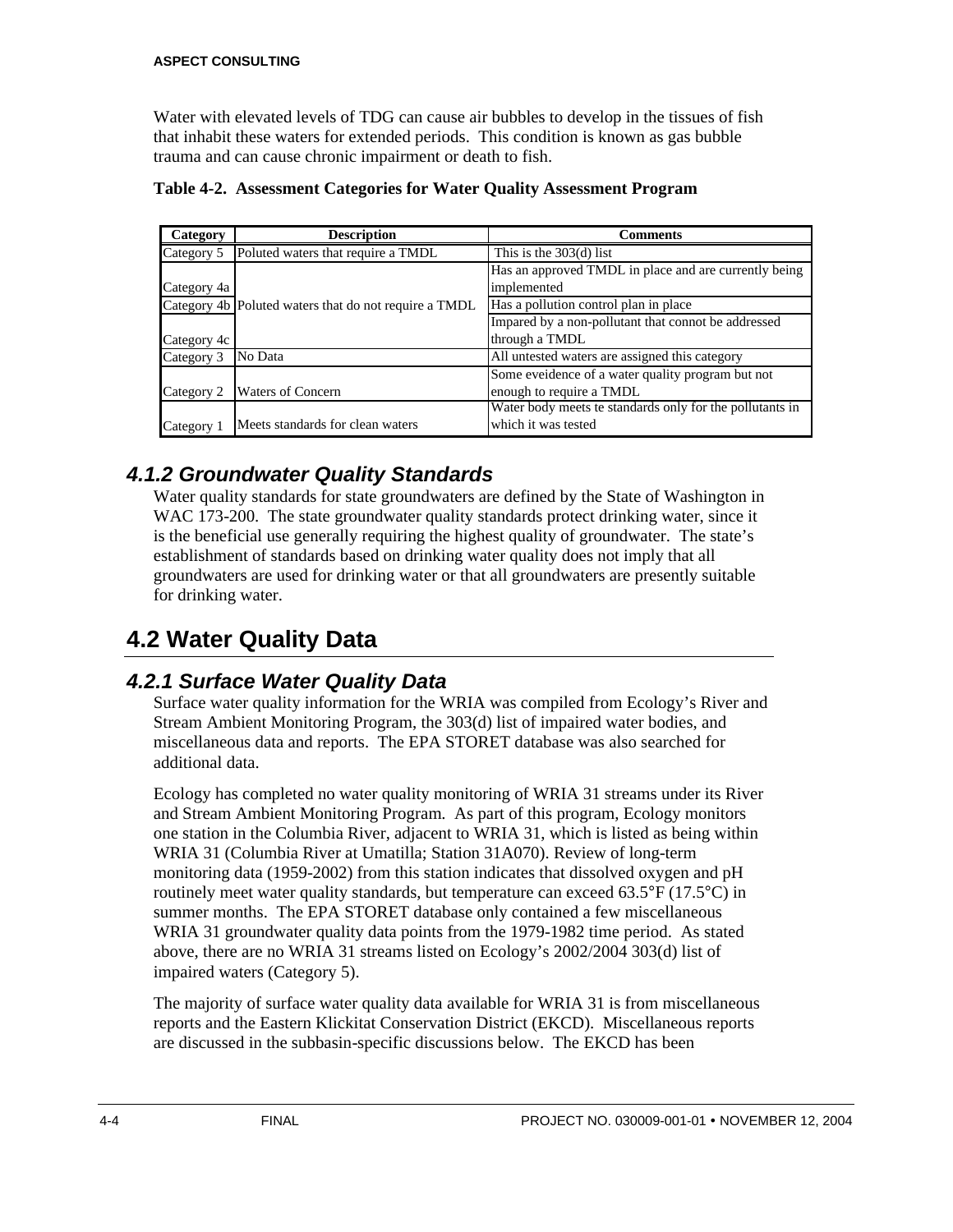Water with elevated levels of TDG can cause air bubbles to develop in the tissues of fish that inhabit these waters for extended periods. This condition is known as gas bubble trauma and can cause chronic impairment or death to fish.

**Table 4-2. Assessment Categories for Water Quality Assessment Program**

| Category | Description | Comments |
|---|---|---|
| Category 5 | Poluted waters that require a TMDL | This is the 303(d) list |
| Category 4a | | Has an approved TMDL in place and are currently being implemented |
| Category 4b | Poluted waters that do not require a TMDL | Has a pollution control plan in place |
| Category 4c | | Impared by a non-pollutant that connot be addressed through a TMDL |
| Category 3 | No Data | All untested waters are assigned this category |
| Category 2 | Waters of Concern | Some eveidence of a water quality program but not enough to require a TMDL |
| Category 1 | Meets standards for clean waters | Water body meets te standards only for the pollutants in which it was tested |

### 4.1.2 Groundwater Quality Standards

Water quality standards for state groundwaters are defined by the State of Washington in WAC 173-200. The state groundwater quality standards protect drinking water, since it is the beneficial use generally requiring the highest quality of groundwater. The state's establishment of standards based on drinking water quality does not imply that all groundwaters are used for drinking water or that all groundwaters are presently suitable for drinking water.

## 4.2 Water Quality Data

### 4.2.1 Surface Water Quality Data

Surface water quality information for the WRIA was compiled from Ecology's River and Stream Ambient Monitoring Program, the 303(d) list of impaired water bodies, and miscellaneous data and reports. The EPA STORET database was also searched for additional data.

Ecology has completed no water quality monitoring of WRIA 31 streams under its River and Stream Ambient Monitoring Program. As part of this program, Ecology monitors one station in the Columbia River, adjacent to WRIA 31, which is listed as being within WRIA 31 (Columbia River at Umatilla; Station 31A070). Review of long-term monitoring data (1959-2002) from this station indicates that dissolved oxygen and pH routinely meet water quality standards, but temperature can exceed 63.5°F (17.5°C) in summer months. The EPA STORET database only contained a few miscellaneous WRIA 31 groundwater quality data points from the 1979-1982 time period. As stated above, there are no WRIA 31 streams listed on Ecology's 2002/2004 303(d) list of impaired waters (Category 5).

The majority of surface water quality data available for WRIA 31 is from miscellaneous reports and the Eastern Klickitat Conservation District (EKCD). Miscellaneous reports are discussed in the subbasin-specific discussions below. The EKCD has been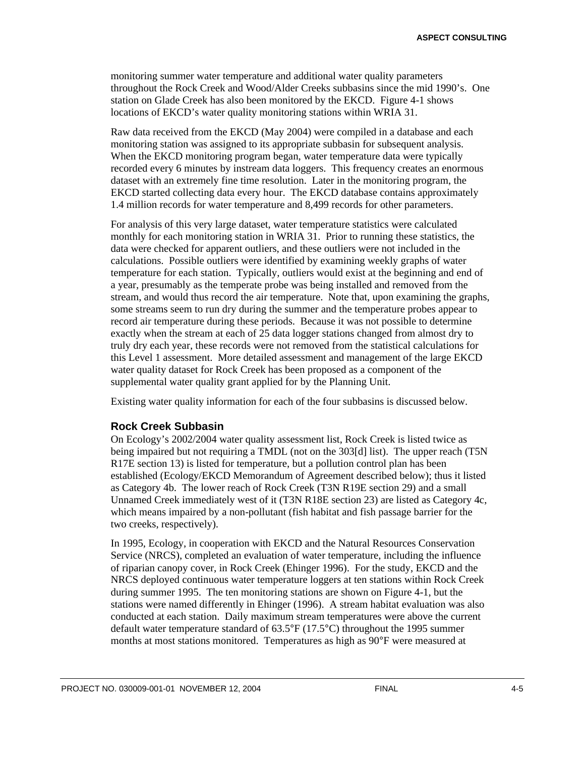monitoring summer water temperature and additional water quality parameters throughout the Rock Creek and Wood/Alder Creeks subbasins since the mid 1990's. One station on Glade Creek has also been monitored by the EKCD. Figure 4-1 shows locations of EKCD's water quality monitoring stations within WRIA 31.

Raw data received from the EKCD (May 2004) were compiled in a database and each monitoring station was assigned to its appropriate subbasin for subsequent analysis. When the EKCD monitoring program began, water temperature data were typically recorded every 6 minutes by instream data loggers. This frequency creates an enormous dataset with an extremely fine time resolution. Later in the monitoring program, the EKCD started collecting data every hour. The EKCD database contains approximately 1.4 million records for water temperature and 8,499 records for other parameters.

For analysis of this very large dataset, water temperature statistics were calculated monthly for each monitoring station in WRIA 31. Prior to running these statistics, the data were checked for apparent outliers, and these outliers were not included in the calculations. Possible outliers were identified by examining weekly graphs of water temperature for each station. Typically, outliers would exist at the beginning and end of a year, presumably as the temperate probe was being installed and removed from the stream, and would thus record the air temperature. Note that, upon examining the graphs, some streams seem to run dry during the summer and the temperature probes appear to record air temperature during these periods. Because it was not possible to determine exactly when the stream at each of 25 data logger stations changed from almost dry to truly dry each year, these records were not removed from the statistical calculations for this Level 1 assessment. More detailed assessment and management of the large EKCD water quality dataset for Rock Creek has been proposed as a component of the supplemental water quality grant applied for by the Planning Unit.

Existing water quality information for each of the four subbasins is discussed below.

### Rock Creek Subbasin

On Ecology's 2002/2004 water quality assessment list, Rock Creek is listed twice as being impaired but not requiring a TMDL (not on the 303[d] list). The upper reach (T5N R17E section 13) is listed for temperature, but a pollution control plan has been established (Ecology/EKCD Memorandum of Agreement described below); thus it listed as Category 4b. The lower reach of Rock Creek (T3N R19E section 29) and a small Unnamed Creek immediately west of it (T3N R18E section 23) are listed as Category 4c, which means impaired by a non-pollutant (fish habitat and fish passage barrier for the two creeks, respectively).

In 1995, Ecology, in cooperation with EKCD and the Natural Resources Conservation Service (NRCS), completed an evaluation of water temperature, including the influence of riparian canopy cover, in Rock Creek (Ehinger 1996). For the study, EKCD and the NRCS deployed continuous water temperature loggers at ten stations within Rock Creek during summer 1995. The ten monitoring stations are shown on Figure 4-1, but the stations were named differently in Ehinger (1996). A stream habitat evaluation was also conducted at each station. Daily maximum stream temperatures were above the current default water temperature standard of 63.5°F (17.5°C) throughout the 1995 summer months at most stations monitored. Temperatures as high as 90°F were measured at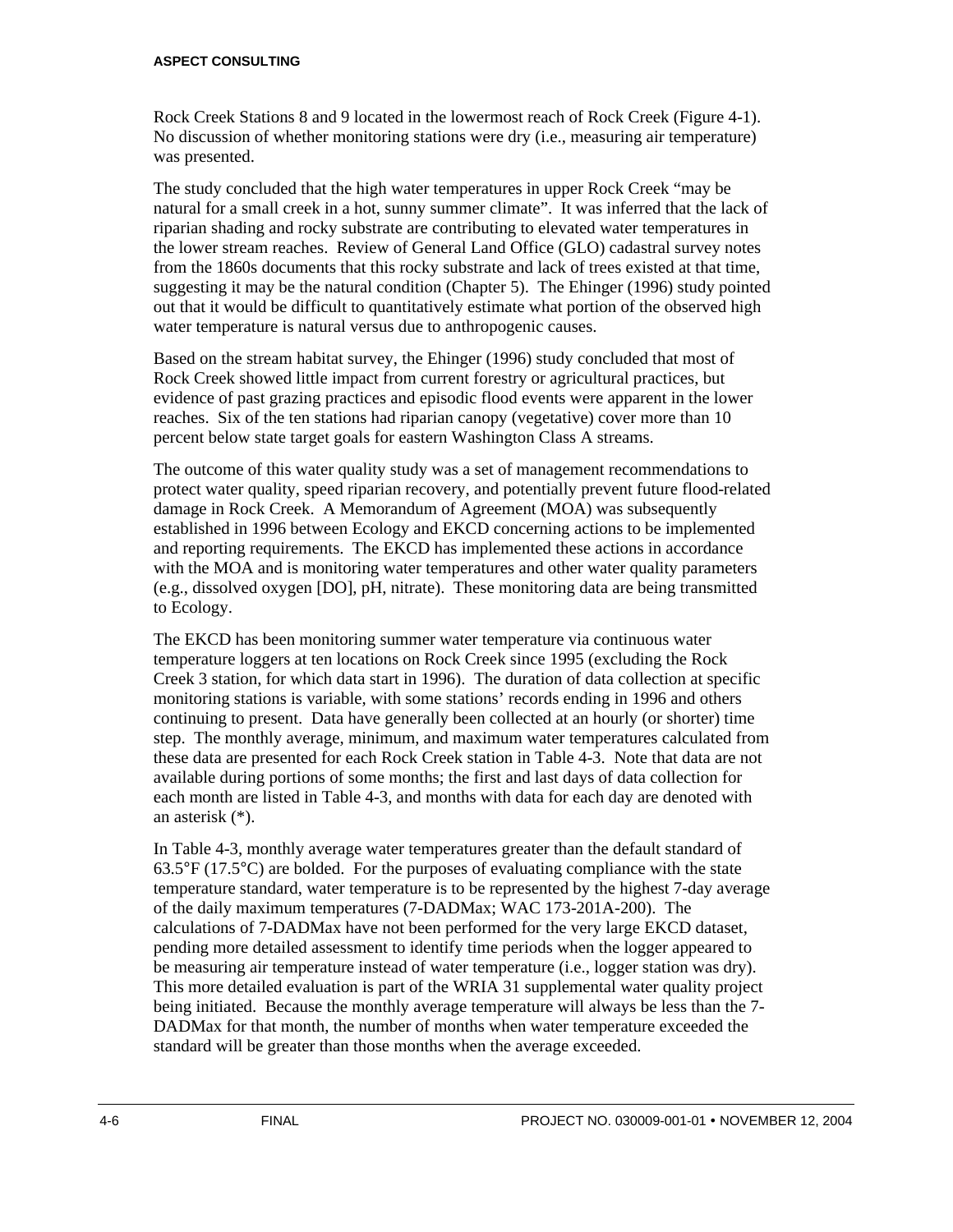Rock Creek Stations 8 and 9 located in the lowermost reach of Rock Creek (Figure 4-1). No discussion of whether monitoring stations were dry (i.e., measuring air temperature) was presented.

The study concluded that the high water temperatures in upper Rock Creek "may be natural for a small creek in a hot, sunny summer climate". It was inferred that the lack of riparian shading and rocky substrate are contributing to elevated water temperatures in the lower stream reaches. Review of General Land Office (GLO) cadastral survey notes from the 1860s documents that this rocky substrate and lack of trees existed at that time, suggesting it may be the natural condition (Chapter 5). The Ehinger (1996) study pointed out that it would be difficult to quantitatively estimate what portion of the observed high water temperature is natural versus due to anthropogenic causes.

Based on the stream habitat survey, the Ehinger (1996) study concluded that most of Rock Creek showed little impact from current forestry or agricultural practices, but evidence of past grazing practices and episodic flood events were apparent in the lower reaches. Six of the ten stations had riparian canopy (vegetative) cover more than 10 percent below state target goals for eastern Washington Class A streams.

The outcome of this water quality study was a set of management recommendations to protect water quality, speed riparian recovery, and potentially prevent future flood-related damage in Rock Creek. A Memorandum of Agreement (MOA) was subsequently established in 1996 between Ecology and EKCD concerning actions to be implemented and reporting requirements. The EKCD has implemented these actions in accordance with the MOA and is monitoring water temperatures and other water quality parameters (e.g., dissolved oxygen [DO], pH, nitrate). These monitoring data are being transmitted to Ecology.

The EKCD has been monitoring summer water temperature via continuous water temperature loggers at ten locations on Rock Creek since 1995 (excluding the Rock Creek 3 station, for which data start in 1996). The duration of data collection at specific monitoring stations is variable, with some stations' records ending in 1996 and others continuing to present. Data have generally been collected at an hourly (or shorter) time step. The monthly average, minimum, and maximum water temperatures calculated from these data are presented for each Rock Creek station in Table 4-3. Note that data are not available during portions of some months; the first and last days of data collection for each month are listed in Table 4-3, and months with data for each day are denoted with an asterisk (*).

In Table 4-3, monthly average water temperatures greater than the default standard of 63.5°F (17.5°C) are bolded. For the purposes of evaluating compliance with the state temperature standard, water temperature is to be represented by the highest 7-day average of the daily maximum temperatures (7-DADMax; WAC 173-201A-200). The calculations of 7-DADMax have not been performed for the very large EKCD dataset, pending more detailed assessment to identify time periods when the logger appeared to be measuring air temperature instead of water temperature (i.e., logger station was dry). This more detailed evaluation is part of the WRIA 31 supplemental water quality project being initiated. Because the monthly average temperature will always be less than the 7-DADMax for that month, the number of months when water temperature exceeded the standard will be greater than those months when the average exceeded.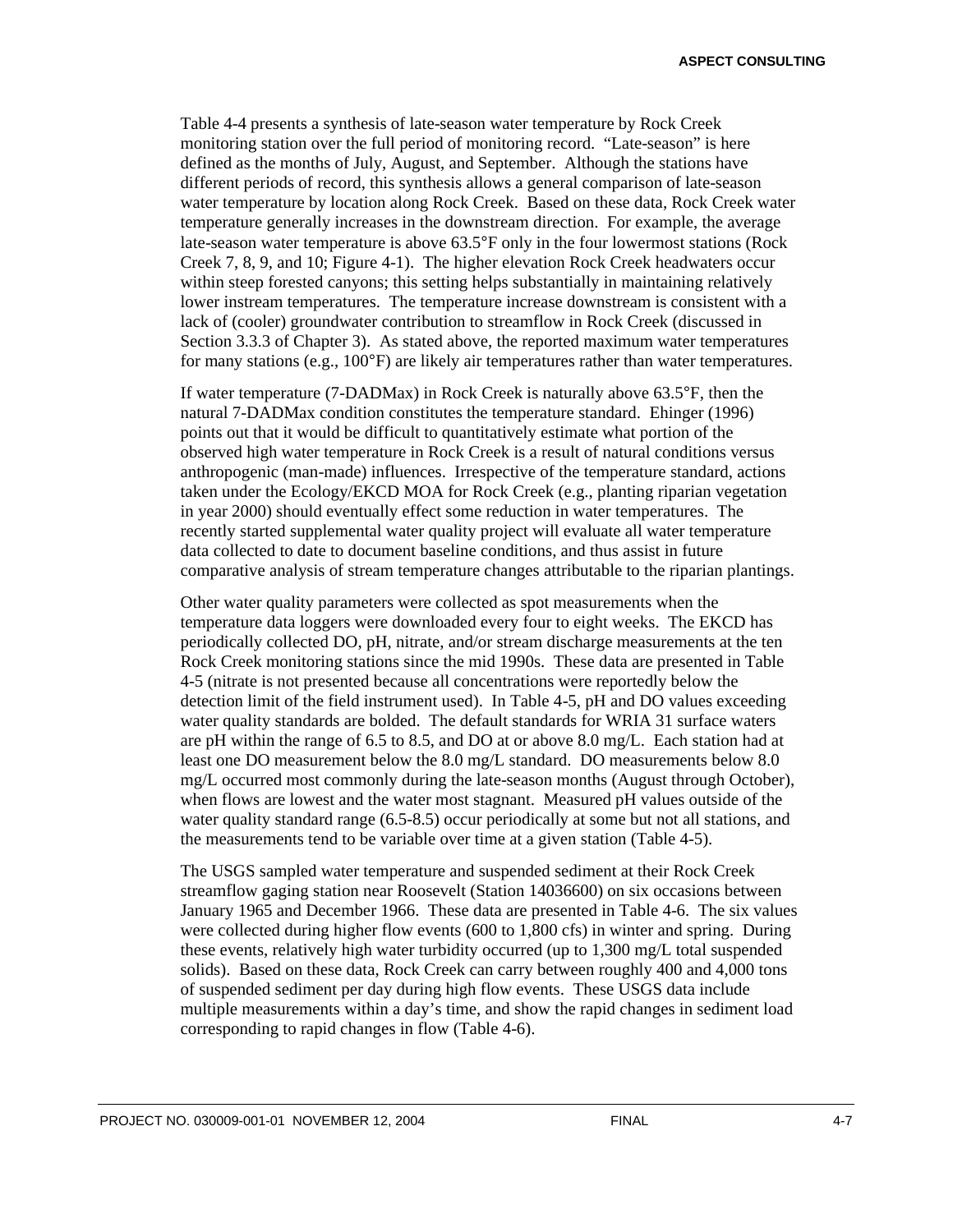Table 4-4 presents a synthesis of late-season water temperature by Rock Creek monitoring station over the full period of monitoring record. "Late-season" is here defined as the months of July, August, and September. Although the stations have different periods of record, this synthesis allows a general comparison of late-season water temperature by location along Rock Creek. Based on these data, Rock Creek water temperature generally increases in the downstream direction. For example, the average late-season water temperature is above 63.5°F only in the four lowermost stations (Rock Creek 7, 8, 9, and 10; Figure 4-1). The higher elevation Rock Creek headwaters occur within steep forested canyons; this setting helps substantially in maintaining relatively lower instream temperatures. The temperature increase downstream is consistent with a lack of (cooler) groundwater contribution to streamflow in Rock Creek (discussed in Section 3.3.3 of Chapter 3). As stated above, the reported maximum water temperatures for many stations (e.g., 100°F) are likely air temperatures rather than water temperatures.

If water temperature (7-DADMax) in Rock Creek is naturally above 63.5°F, then the natural 7-DADMax condition constitutes the temperature standard. Ehinger (1996) points out that it would be difficult to quantitatively estimate what portion of the observed high water temperature in Rock Creek is a result of natural conditions versus anthropogenic (man-made) influences. Irrespective of the temperature standard, actions taken under the Ecology/EKCD MOA for Rock Creek (e.g., planting riparian vegetation in year 2000) should eventually effect some reduction in water temperatures. The recently started supplemental water quality project will evaluate all water temperature data collected to date to document baseline conditions, and thus assist in future comparative analysis of stream temperature changes attributable to the riparian plantings.

Other water quality parameters were collected as spot measurements when the temperature data loggers were downloaded every four to eight weeks. The EKCD has periodically collected DO, pH, nitrate, and/or stream discharge measurements at the ten Rock Creek monitoring stations since the mid 1990s. These data are presented in Table 4-5 (nitrate is not presented because all concentrations were reportedly below the detection limit of the field instrument used). In Table 4-5, pH and DO values exceeding water quality standards are bolded. The default standards for WRIA 31 surface waters are pH within the range of 6.5 to 8.5, and DO at or above 8.0 mg/L. Each station had at least one DO measurement below the 8.0 mg/L standard. DO measurements below 8.0 mg/L occurred most commonly during the late-season months (August through October), when flows are lowest and the water most stagnant. Measured pH values outside of the water quality standard range (6.5-8.5) occur periodically at some but not all stations, and the measurements tend to be variable over time at a given station (Table 4-5).

The USGS sampled water temperature and suspended sediment at their Rock Creek streamflow gaging station near Roosevelt (Station 14036600) on six occasions between January 1965 and December 1966. These data are presented in Table 4-6. The six values were collected during higher flow events (600 to 1,800 cfs) in winter and spring. During these events, relatively high water turbidity occurred (up to 1,300 mg/L total suspended solids). Based on these data, Rock Creek can carry between roughly 400 and 4,000 tons of suspended sediment per day during high flow events. These USGS data include multiple measurements within a day's time, and show the rapid changes in sediment load corresponding to rapid changes in flow (Table 4-6).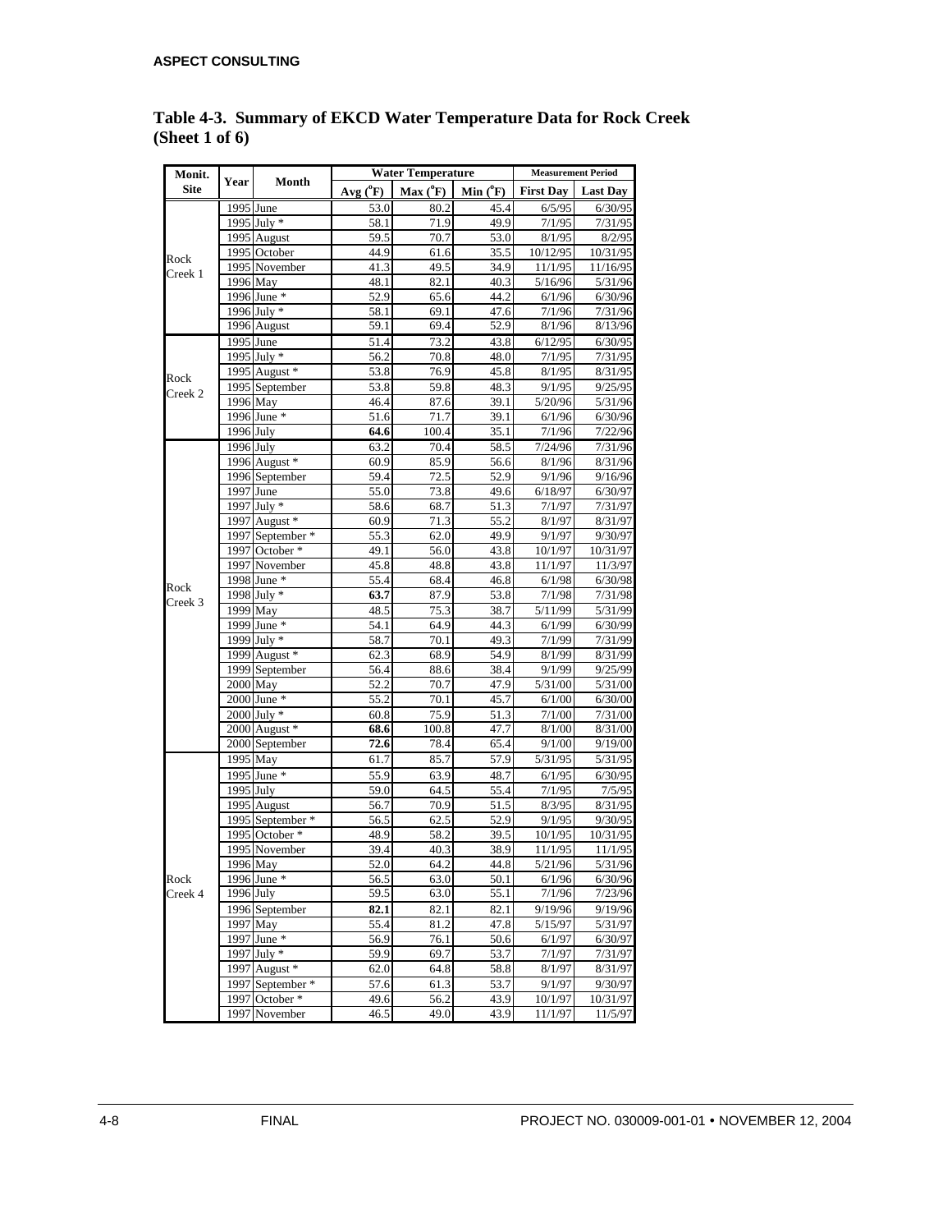# Table 4-3. Summary of EKCD Water Temperature Data for Rock Creek (Sheet 1 of 6)

| Monit. Site | Year | Month | Water Temperature | | | Measurement Period | |
|---|---|---|---|---|---|---|---|
| | | | Avg (°F) | Max (°F) | Min (°F) | First Day | Last Day |
| Rock Creek 1 | 1995 | June | 53.0 | 80.2 | 45.4 | 6/5/95 | 6/30/95 |
| | 1995 | July * | 58.1 | 71.9 | 49.9 | 7/1/95 | 7/31/95 |
| | 1995 | August | 59.5 | 70.7 | 53.0 | 8/1/95 | 8/2/95 |
| | 1995 | October | 44.9 | 61.6 | 35.5 | 10/12/95 | 10/31/95 |
| | 1995 | November | 41.3 | 49.5 | 34.9 | 11/1/95 | 11/16/95 |
| | 1996 | May | 48.1 | 82.1 | 40.3 | 5/16/96 | 5/31/96 |
| | 1996 | June * | 52.9 | 65.6 | 44.2 | 6/1/96 | 6/30/96 |
| | 1996 | July * | 58.1 | 69.1 | 47.6 | 7/1/96 | 7/31/96 |
| | 1996 | August | 59.1 | 69.4 | 52.9 | 8/1/96 | 8/13/96 |
| Rock Creek 2 | 1995 | June | 51.4 | 73.2 | 43.8 | 6/12/95 | 6/30/95 |
| | 1995 | July * | 56.2 | 70.8 | 48.0 | 7/1/95 | 7/31/95 |
| | 1995 | August * | 53.8 | 76.9 | 45.8 | 8/1/95 | 8/31/95 |
| | 1995 | September | 53.8 | 59.8 | 48.3 | 9/1/95 | 9/25/95 |
| | 1996 | May | 46.4 | 87.6 | 39.1 | 5/20/96 | 5/31/96 |
| | 1996 | June * | 51.6 | 71.7 | 39.1 | 6/1/96 | 6/30/96 |
| | 1996 | July | **64.6** | 100.4 | 35.1 | 7/1/96 | 7/22/96 |
| Rock Creek 3 | 1996 | July | 63.2 | 70.4 | 58.5 | 7/24/96 | 7/31/96 |
| | 1996 | August * | 60.9 | 85.9 | 56.6 | 8/1/96 | 8/31/96 |
| | 1996 | September | 59.4 | 72.5 | 52.9 | 9/1/96 | 9/16/96 |
| | 1997 | June | 55.0 | 73.8 | 49.6 | 6/18/97 | 6/30/97 |
| | 1997 | July * | 58.6 | 68.7 | 51.3 | 7/1/97 | 7/31/97 |
| | 1997 | August * | 60.9 | 71.3 | 55.2 | 8/1/97 | 8/31/97 |
| | 1997 | September * | 55.3 | 62.0 | 49.9 | 9/1/97 | 9/30/97 |
| | 1997 | October * | 49.1 | 56.0 | 43.8 | 10/1/97 | 10/31/97 |
| | 1997 | November | 45.8 | 48.8 | 43.8 | 11/1/97 | 11/3/97 |
| | 1998 | June * | 55.4 | 68.4 | 46.8 | 6/1/98 | 6/30/98 |
| | 1998 | July * | **63.7** | 87.9 | 53.8 | 7/1/98 | 7/31/98 |
| | 1999 | May | 48.5 | 75.3 | 38.7 | 5/11/99 | 5/31/99 |
| | 1999 | June * | 54.1 | 64.9 | 44.3 | 6/1/99 | 6/30/99 |
| | 1999 | July * | 58.7 | 70.1 | 49.3 | 7/1/99 | 7/31/99 |
| | 1999 | August * | 62.3 | 68.9 | 54.9 | 8/1/99 | 8/31/99 |
| | 1999 | September | 56.4 | 88.6 | 38.4 | 9/1/99 | 9/25/99 |
| | 2000 | May | 52.2 | 70.7 | 47.9 | 5/31/00 | 5/31/00 |
| | 2000 | June * | 55.2 | 70.1 | 45.7 | 6/1/00 | 6/30/00 |
| | 2000 | July * | 60.8 | 75.9 | 51.3 | 7/1/00 | 7/31/00 |
| | 2000 | August * | **68.6** | 100.8 | 47.7 | 8/1/00 | 8/31/00 |
| | 2000 | September | **72.6** | 78.4 | 65.4 | 9/1/00 | 9/19/00 |
| Rock Creek 4 | 1995 | May | 61.7 | 85.7 | 57.9 | 5/31/95 | 5/31/95 |
| | 1995 | June * | 55.9 | 63.9 | 48.7 | 6/1/95 | 6/30/95 |
| | 1995 | July | 59.0 | 64.5 | 55.4 | 7/1/95 | 7/5/95 |
| | 1995 | August | 56.7 | 70.9 | 51.5 | 8/3/95 | 8/31/95 |
| | 1995 | September * | 56.5 | 62.5 | 52.9 | 9/1/95 | 9/30/95 |
| | 1995 | October * | 48.9 | 58.2 | 39.5 | 10/1/95 | 10/31/95 |
| | 1995 | November | 39.4 | 40.3 | 38.9 | 11/1/95 | 11/1/95 |
| | 1996 | May | 52.0 | 64.2 | 44.8 | 5/21/96 | 5/31/96 |
| | 1996 | June * | 56.5 | 63.0 | 50.1 | 6/1/96 | 6/30/96 |
| | 1996 | July | 59.5 | 63.0 | 55.1 | 7/1/96 | 7/23/96 |
| | 1996 | September | **82.1** | 82.1 | 82.1 | 9/19/96 | 9/19/96 |
| | 1997 | May | 55.4 | 81.2 | 47.8 | 5/15/97 | 5/31/97 |
| | 1997 | June * | 56.9 | 76.1 | 50.6 | 6/1/97 | 6/30/97 |
| | 1997 | July * | 59.9 | 69.7 | 53.7 | 7/1/97 | 7/31/97 |
| | 1997 | August * | 62.0 | 64.8 | 58.8 | 8/1/97 | 8/31/97 |
| | 1997 | September * | 57.6 | 61.3 | 53.7 | 9/1/97 | 9/30/97 |
| | 1997 | October * | 49.6 | 56.2 | 43.9 | 10/1/97 | 10/31/97 |
| | 1997 | November | 46.5 | 49.0 | 43.9 | 11/1/97 | 11/5/97 |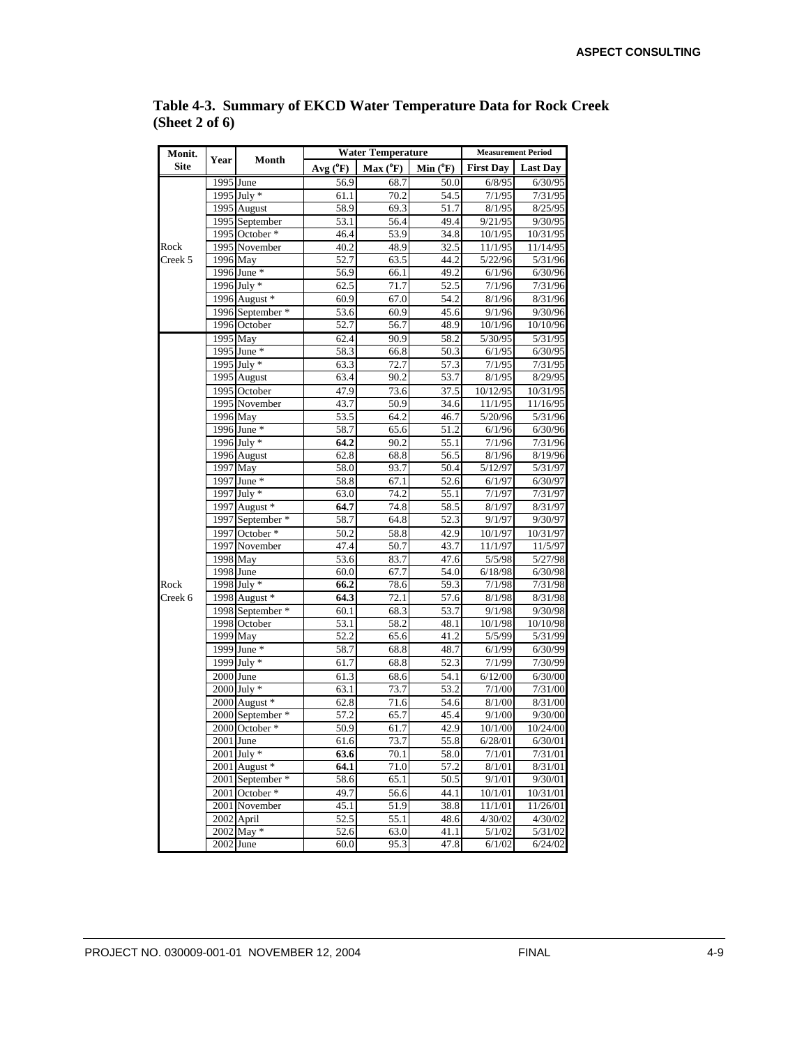**Table 4-3. Summary of EKCD Water Temperature Data for Rock Creek (Sheet 2 of 6)**

| Monit. Site | Year | Month | Water Temperature | | | Measurement Period | |
|---|---|---|---|---|---|---|---|
| | | | Avg (°F) | Max (°F) | Min (°F) | First Day | Last Day |
| Rock Creek 5 | 1995 | June | 56.9 | 68.7 | 50.0 | 6/8/95 | 6/30/95 |
| | 1995 | July * | 61.1 | 70.2 | 54.5 | 7/1/95 | 7/31/95 |
| | 1995 | August | 58.9 | 69.3 | 51.7 | 8/1/95 | 8/25/95 |
| | 1995 | September | 53.1 | 56.4 | 49.4 | 9/21/95 | 9/30/95 |
| | 1995 | October * | 46.4 | 53.9 | 34.8 | 10/1/95 | 10/31/95 |
| | 1995 | November | 40.2 | 48.9 | 32.5 | 11/1/95 | 11/14/95 |
| | 1996 | May | 52.7 | 63.5 | 44.2 | 5/22/96 | 5/31/96 |
| | 1996 | June * | 56.9 | 66.1 | 49.2 | 6/1/96 | 6/30/96 |
| | 1996 | July * | 62.5 | 71.7 | 52.5 | 7/1/96 | 7/31/96 |
| | 1996 | August * | 60.9 | 67.0 | 54.2 | 8/1/96 | 8/31/96 |
| | 1996 | September * | 53.6 | 60.9 | 45.6 | 9/1/96 | 9/30/96 |
| | 1996 | October | 52.7 | 56.7 | 48.9 | 10/1/96 | 10/10/96 |
| Rock Creek 6 | 1995 | May | 62.4 | 90.9 | 58.2 | 5/30/95 | 5/31/95 |
| | 1995 | June * | 58.3 | 66.8 | 50.3 | 6/1/95 | 6/30/95 |
| | 1995 | July * | 63.3 | 72.7 | 57.3 | 7/1/95 | 7/31/95 |
| | 1995 | August | 63.4 | 90.2 | 53.7 | 8/1/95 | 8/29/95 |
| | 1995 | October | 47.9 | 73.6 | 37.5 | 10/12/95 | 10/31/95 |
| | 1995 | November | 43.7 | 50.9 | 34.6 | 11/1/95 | 11/16/95 |
| | 1996 | May | 53.5 | 64.2 | 46.7 | 5/20/96 | 5/31/96 |
| | 1996 | June * | 58.7 | 65.6 | 51.2 | 6/1/96 | 6/30/96 |
| | 1996 | July * | **64.2** | 90.2 | 55.1 | 7/1/96 | 7/31/96 |
| | 1996 | August | 62.8 | 68.8 | 56.5 | 8/1/96 | 8/19/96 |
| | 1997 | May | 58.0 | 93.7 | 50.4 | 5/12/97 | 5/31/97 |
| | 1997 | June * | 58.8 | 67.1 | 52.6 | 6/1/97 | 6/30/97 |
| | 1997 | July * | 63.0 | 74.2 | 55.1 | 7/1/97 | 7/31/97 |
| | 1997 | August * | **64.7** | 74.8 | 58.5 | 8/1/97 | 8/31/97 |
| | 1997 | September * | 58.7 | 64.8 | 52.3 | 9/1/97 | 9/30/97 |
| | 1997 | October * | 50.2 | 58.8 | 42.9 | 10/1/97 | 10/31/97 |
| | 1997 | November | 47.4 | 50.7 | 43.7 | 11/1/97 | 11/5/97 |
| | 1998 | May | 53.6 | 83.7 | 47.6 | 5/5/98 | 5/27/98 |
| | 1998 | June | 60.0 | 67.7 | 54.0 | 6/18/98 | 6/30/98 |
| | 1998 | July * | **66.2** | 78.6 | 59.3 | 7/1/98 | 7/31/98 |
| | 1998 | August * | **64.3** | 72.1 | 57.6 | 8/1/98 | 8/31/98 |
| | 1998 | September * | 60.1 | 68.3 | 53.7 | 9/1/98 | 9/30/98 |
| | 1998 | October | 53.1 | 58.2 | 48.1 | 10/1/98 | 10/10/98 |
| | 1999 | May | 52.2 | 65.6 | 41.2 | 5/5/99 | 5/31/99 |
| | 1999 | June * | 58.7 | 68.8 | 48.7 | 6/1/99 | 6/30/99 |
| | 1999 | July * | 61.7 | 68.8 | 52.3 | 7/1/99 | 7/30/99 |
| | 2000 | June | 61.3 | 68.6 | 54.1 | 6/12/00 | 6/30/00 |
| | 2000 | July * | 63.1 | 73.7 | 53.2 | 7/1/00 | 7/31/00 |
| | 2000 | August * | 62.8 | 71.6 | 54.6 | 8/1/00 | 8/31/00 |
| | 2000 | September * | 57.2 | 65.7 | 45.4 | 9/1/00 | 9/30/00 |
| | 2000 | October * | 50.9 | 61.7 | 42.9 | 10/1/00 | 10/24/00 |
| | 2001 | June | 61.6 | 73.7 | 55.8 | 6/28/01 | 6/30/01 |
| | 2001 | July * | **63.6** | 70.1 | 58.0 | 7/1/01 | 7/31/01 |
| | 2001 | August * | **64.1** | 71.0 | 57.2 | 8/1/01 | 8/31/01 |
| | 2001 | September * | 58.6 | 65.1 | 50.5 | 9/1/01 | 9/30/01 |
| | 2001 | October * | 49.7 | 56.6 | 44.1 | 10/1/01 | 10/31/01 |
| | 2001 | November | 45.1 | 51.9 | 38.8 | 11/1/01 | 11/26/01 |
| | 2002 | April | 52.5 | 55.1 | 48.6 | 4/30/02 | 4/30/02 |
| | 2002 | May * | 52.6 | 63.0 | 41.1 | 5/1/02 | 5/31/02 |
| | 2002 | June | 60.0 | 95.3 | 47.8 | 6/1/02 | 6/24/02 |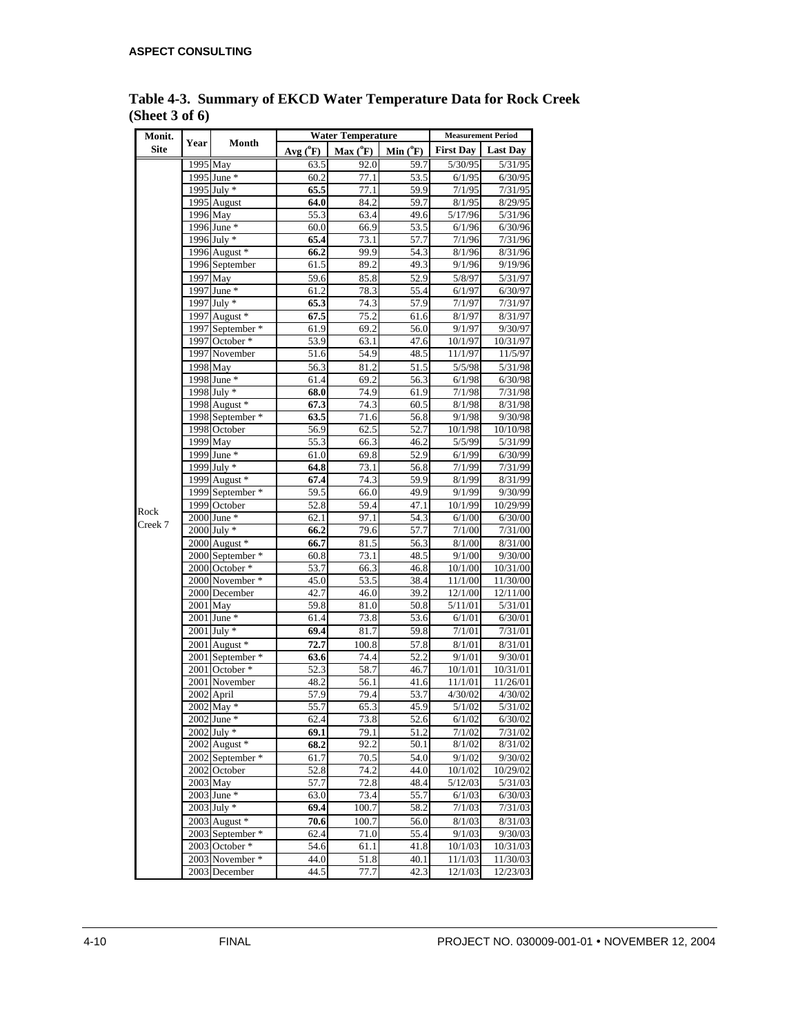**Table 4-3. Summary of EKCD Water Temperature Data for Rock Creek (Sheet 3 of 6)**

| Monit. Site | Year | Month | Water Temperature | | | Measurement Period | |
|---|---|---|---|---|---|---|---|
| | | | Avg (°F) | Max (°F) | Min (°F) | First Day | Last Day |
| Rock Creek 7 | 1995 | May | 63.5 | 92.0 | 59.7 | 5/30/95 | 5/31/95 |
| | 1995 | June * | 60.2 | 77.1 | 53.5 | 6/1/95 | 6/30/95 |
| | 1995 | July * | **65.5** | 77.1 | 59.9 | 7/1/95 | 7/31/95 |
| | 1995 | August | **64.0** | 84.2 | 59.7 | 8/1/95 | 8/29/95 |
| | 1996 | May | 55.3 | 63.4 | 49.6 | 5/17/96 | 5/31/96 |
| | 1996 | June * | 60.0 | 66.9 | 53.5 | 6/1/96 | 6/30/96 |
| | 1996 | July * | **65.4** | 73.1 | 57.7 | 7/1/96 | 7/31/96 |
| | 1996 | August * | **66.2** | 99.9 | 54.3 | 8/1/96 | 8/31/96 |
| | 1996 | September | 61.5 | 89.2 | 49.3 | 9/1/96 | 9/19/96 |
| | 1997 | May | 59.6 | 85.8 | 52.9 | 5/8/97 | 5/31/97 |
| | 1997 | June * | 61.2 | 78.3 | 55.4 | 6/1/97 | 6/30/97 |
| | 1997 | July * | **65.3** | 74.3 | 57.9 | 7/1/97 | 7/31/97 |
| | 1997 | August * | **67.5** | 75.2 | 61.6 | 8/1/97 | 8/31/97 |
| | 1997 | September * | 61.9 | 69.2 | 56.0 | 9/1/97 | 9/30/97 |
| | 1997 | October * | 53.9 | 63.1 | 47.6 | 10/1/97 | 10/31/97 |
| | 1997 | November | 51.6 | 54.9 | 48.5 | 11/1/97 | 11/5/97 |
| | 1998 | May | 56.3 | 81.2 | 51.5 | 5/5/98 | 5/31/98 |
| | 1998 | June * | 61.4 | 69.2 | 56.3 | 6/1/98 | 6/30/98 |
| | 1998 | July * | **68.0** | 74.9 | 61.9 | 7/1/98 | 7/31/98 |
| | 1998 | August * | **67.3** | 74.3 | 60.5 | 8/1/98 | 8/31/98 |
| | 1998 | September * | **63.5** | 71.6 | 56.8 | 9/1/98 | 9/30/98 |
| | 1998 | October | 56.9 | 62.5 | 52.7 | 10/1/98 | 10/10/98 |
| | 1999 | May | 55.3 | 66.3 | 46.2 | 5/5/99 | 5/31/99 |
| | 1999 | June * | 61.0 | 69.8 | 52.9 | 6/1/99 | 6/30/99 |
| | 1999 | July * | **64.8** | 73.1 | 56.8 | 7/1/99 | 7/31/99 |
| | 1999 | August * | **67.4** | 74.3 | 59.9 | 8/1/99 | 8/31/99 |
| | 1999 | September * | 59.5 | 66.0 | 49.9 | 9/1/99 | 9/30/99 |
| | 1999 | October | 52.8 | 59.4 | 47.1 | 10/1/99 | 10/29/99 |
| | 2000 | June * | 62.1 | 97.1 | 54.3 | 6/1/00 | 6/30/00 |
| | 2000 | July * | **66.2** | 79.6 | 57.7 | 7/1/00 | 7/31/00 |
| | 2000 | August * | **66.7** | 81.5 | 56.3 | 8/1/00 | 8/31/00 |
| | 2000 | September * | 60.8 | 73.1 | 48.5 | 9/1/00 | 9/30/00 |
| | 2000 | October * | 53.7 | 66.3 | 46.8 | 10/1/00 | 10/31/00 |
| | 2000 | November * | 45.0 | 53.5 | 38.4 | 11/1/00 | 11/30/00 |
| | 2000 | December | 42.7 | 46.0 | 39.2 | 12/1/00 | 12/11/00 |
| | 2001 | May | 59.8 | 81.0 | 50.8 | 5/11/01 | 5/31/01 |
| | 2001 | June * | 61.4 | 73.8 | 53.6 | 6/1/01 | 6/30/01 |
| | 2001 | July * | **69.4** | 81.7 | 59.8 | 7/1/01 | 7/31/01 |
| | 2001 | August * | **72.7** | 100.8 | 57.8 | 8/1/01 | 8/31/01 |
| | 2001 | September * | **63.6** | 74.4 | 52.2 | 9/1/01 | 9/30/01 |
| | 2001 | October * | 52.3 | 58.7 | 46.7 | 10/1/01 | 10/31/01 |
| | 2001 | November | 48.2 | 56.1 | 41.6 | 11/1/01 | 11/26/01 |
| | 2002 | April | 57.9 | 79.4 | 53.7 | 4/30/02 | 4/30/02 |
| | 2002 | May * | 55.7 | 65.3 | 45.9 | 5/1/02 | 5/31/02 |
| | 2002 | June * | 62.4 | 73.8 | 52.6 | 6/1/02 | 6/30/02 |
| | 2002 | July * | **69.1** | 79.1 | 51.2 | 7/1/02 | 7/31/02 |
| | 2002 | August * | **68.2** | 92.2 | 50.1 | 8/1/02 | 8/31/02 |
| | 2002 | September * | 61.7 | 70.5 | 54.0 | 9/1/02 | 9/30/02 |
| | 2002 | October | 52.8 | 74.2 | 44.0 | 10/1/02 | 10/29/02 |
| | 2003 | May | 57.7 | 72.8 | 48.4 | 5/12/03 | 5/31/03 |
| | 2003 | June * | 63.0 | 73.4 | 55.7 | 6/1/03 | 6/30/03 |
| | 2003 | July * | **69.4** | 100.7 | 58.2 | 7/1/03 | 7/31/03 |
| | 2003 | August * | **70.6** | 100.7 | 56.0 | 8/1/03 | 8/31/03 |
| | 2003 | September * | 62.4 | 71.0 | 55.4 | 9/1/03 | 9/30/03 |
| | 2003 | October * | 54.6 | 61.1 | 41.8 | 10/1/03 | 10/31/03 |
| | 2003 | November * | 44.0 | 51.8 | 40.1 | 11/1/03 | 11/30/03 |
| | 2003 | December | 44.5 | 77.7 | 42.3 | 12/1/03 | 12/23/03 |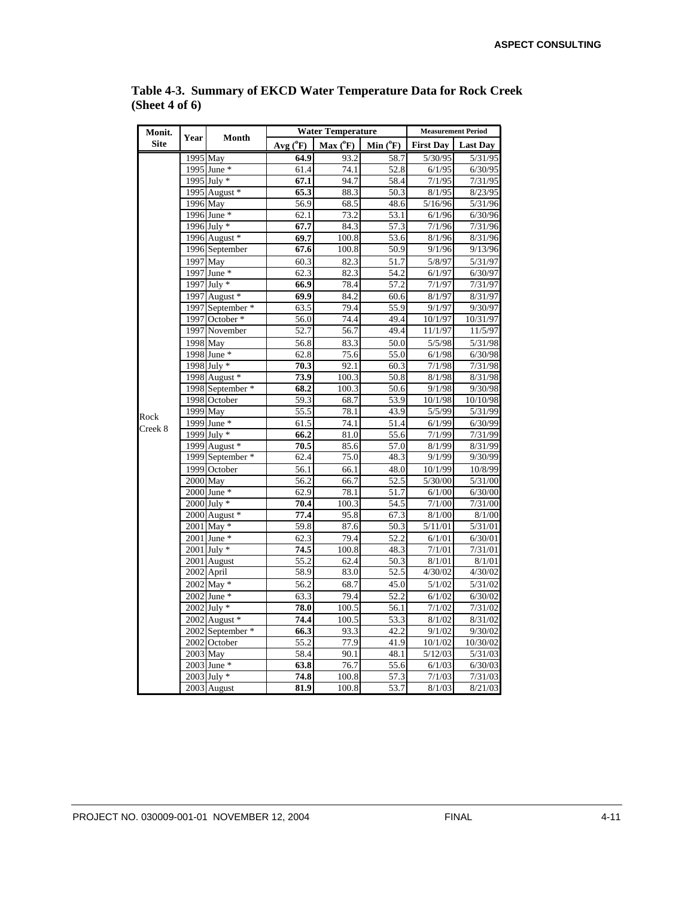**Table 4-3. Summary of EKCD Water Temperature Data for Rock Creek (Sheet 4 of 6)**

| Monit. Site | Year | Month | Water Temperature | | | Measurement Period | |
|---|---|---|---|---|---|---|---|
| | | | Avg (°F) | Max (°F) | Min (°F) | First Day | Last Day |
| Rock Creek 8 | 1995 | May | **64.9** | 93.2 | 58.7 | 5/30/95 | 5/31/95 |
| | 1995 | June * | 61.4 | 74.1 | 52.8 | 6/1/95 | 6/30/95 |
| | 1995 | July * | **67.1** | 94.7 | 58.4 | 7/1/95 | 7/31/95 |
| | 1995 | August * | **65.3** | 88.3 | 50.3 | 8/1/95 | 8/23/95 |
| | 1996 | May | 56.9 | 68.5 | 48.6 | 5/16/96 | 5/31/96 |
| | 1996 | June * | 62.1 | 73.2 | 53.1 | 6/1/96 | 6/30/96 |
| | 1996 | July * | **67.7** | 84.3 | 57.3 | 7/1/96 | 7/31/96 |
| | 1996 | August * | **69.7** | 100.8 | 53.6 | 8/1/96 | 8/31/96 |
| | 1996 | September | **67.6** | 100.8 | 50.9 | 9/1/96 | 9/13/96 |
| | 1997 | May | 60.3 | 82.3 | 51.7 | 5/8/97 | 5/31/97 |
| | 1997 | June * | 62.3 | 82.3 | 54.2 | 6/1/97 | 6/30/97 |
| | 1997 | July * | **66.9** | 78.4 | 57.2 | 7/1/97 | 7/31/97 |
| | 1997 | August * | **69.9** | 84.2 | 60.6 | 8/1/97 | 8/31/97 |
| | 1997 | September * | 63.5 | 79.4 | 55.9 | 9/1/97 | 9/30/97 |
| | 1997 | October * | 56.0 | 74.4 | 49.4 | 10/1/97 | 10/31/97 |
| | 1997 | November | 52.7 | 56.7 | 49.4 | 11/1/97 | 11/5/97 |
| | 1998 | May | 56.8 | 83.3 | 50.0 | 5/5/98 | 5/31/98 |
| | 1998 | June * | 62.8 | 75.6 | 55.0 | 6/1/98 | 6/30/98 |
| | 1998 | July * | **70.3** | 92.1 | 60.3 | 7/1/98 | 7/31/98 |
| | 1998 | August * | **73.9** | 100.3 | 50.8 | 8/1/98 | 8/31/98 |
| | 1998 | September * | **68.2** | 100.3 | 50.6 | 9/1/98 | 9/30/98 |
| | 1998 | October | 59.3 | 68.7 | 53.9 | 10/1/98 | 10/10/98 |
| | 1999 | May | 55.5 | 78.1 | 43.9 | 5/5/99 | 5/31/99 |
| | 1999 | June * | 61.5 | 74.1 | 51.4 | 6/1/99 | 6/30/99 |
| | 1999 | July * | **66.2** | 81.0 | 55.6 | 7/1/99 | 7/31/99 |
| | 1999 | August * | **70.5** | 85.6 | 57.0 | 8/1/99 | 8/31/99 |
| | 1999 | September * | 62.4 | 75.0 | 48.3 | 9/1/99 | 9/30/99 |
| | 1999 | October | 56.1 | 66.1 | 48.0 | 10/1/99 | 10/8/99 |
| | 2000 | May | 56.2 | 66.7 | 52.5 | 5/30/00 | 5/31/00 |
| | 2000 | June * | 62.9 | 78.1 | 51.7 | 6/1/00 | 6/30/00 |
| | 2000 | July * | **70.4** | 100.3 | 54.5 | 7/1/00 | 7/31/00 |
| | 2000 | August * | **77.4** | 95.8 | 67.3 | 8/1/00 | 8/1/00 |
| | 2001 | May * | 59.8 | 87.6 | 50.3 | 5/11/01 | 5/31/01 |
| | 2001 | June * | 62.3 | 79.4 | 52.2 | 6/1/01 | 6/30/01 |
| | 2001 | July * | **74.5** | 100.8 | 48.3 | 7/1/01 | 7/31/01 |
| | 2001 | August | 55.2 | 62.4 | 50.3 | 8/1/01 | 8/1/01 |
| | 2002 | April | 58.9 | 83.0 | 52.5 | 4/30/02 | 4/30/02 |
| | 2002 | May * | 56.2 | 68.7 | 45.0 | 5/1/02 | 5/31/02 |
| | 2002 | June * | 63.3 | 79.4 | 52.2 | 6/1/02 | 6/30/02 |
| | 2002 | July * | **78.0** | 100.5 | 56.1 | 7/1/02 | 7/31/02 |
| | 2002 | August * | **74.4** | 100.5 | 53.3 | 8/1/02 | 8/31/02 |
| | 2002 | September * | **66.3** | 93.3 | 42.2 | 9/1/02 | 9/30/02 |
| | 2002 | October | 55.2 | 77.9 | 41.9 | 10/1/02 | 10/30/02 |
| | 2003 | May | 58.4 | 90.1 | 48.1 | 5/12/03 | 5/31/03 |
| | 2003 | June * | **63.8** | 76.7 | 55.6 | 6/1/03 | 6/30/03 |
| | 2003 | July * | **74.8** | 100.8 | 57.3 | 7/1/03 | 7/31/03 |
| | 2003 | August | **81.9** | 100.8 | 53.7 | 8/1/03 | 8/21/03 |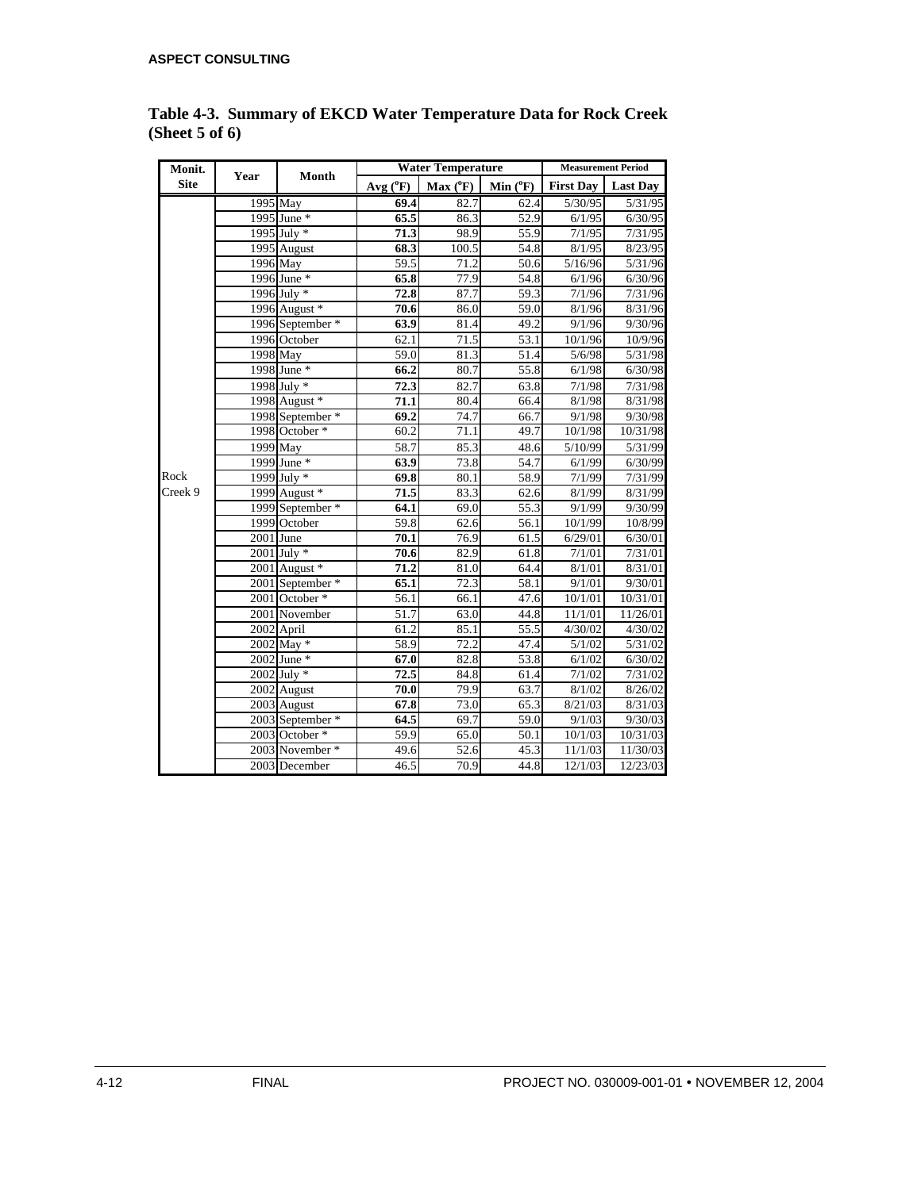**Table 4-3. Summary of EKCD Water Temperature Data for Rock Creek (Sheet 5 of 6)**

| Monit. Site | Year | Month | Water Temperature | | | Measurement Period | |
|---|---|---|---|---|---|---|---|
| | | | Avg (°F) | Max (°F) | Min (°F) | First Day | Last Day |
| Rock Creek 9 | 1995 | May | **69.4** | 82.7 | 62.4 | 5/30/95 | 5/31/95 |
| | 1995 | June * | **65.5** | 86.3 | 52.9 | 6/1/95 | 6/30/95 |
| | 1995 | July * | **71.3** | 98.9 | 55.9 | 7/1/95 | 7/31/95 |
| | 1995 | August | **68.3** | 100.5 | 54.8 | 8/1/95 | 8/23/95 |
| | 1996 | May | 59.5 | 71.2 | 50.6 | 5/16/96 | 5/31/96 |
| | 1996 | June * | **65.8** | 77.9 | 54.8 | 6/1/96 | 6/30/96 |
| | 1996 | July * | **72.8** | 87.7 | 59.3 | 7/1/96 | 7/31/96 |
| | 1996 | August * | **70.6** | 86.0 | 59.0 | 8/1/96 | 8/31/96 |
| | 1996 | September * | **63.9** | 81.4 | 49.2 | 9/1/96 | 9/30/96 |
| | 1996 | October | 62.1 | 71.5 | 53.1 | 10/1/96 | 10/9/96 |
| | 1998 | May | 59.0 | 81.3 | 51.4 | 5/6/98 | 5/31/98 |
| | 1998 | June * | **66.2** | 80.7 | 55.8 | 6/1/98 | 6/30/98 |
| | 1998 | July * | **72.3** | 82.7 | 63.8 | 7/1/98 | 7/31/98 |
| | 1998 | August * | **71.1** | 80.4 | 66.4 | 8/1/98 | 8/31/98 |
| | 1998 | September * | **69.2** | 74.7 | 66.7 | 9/1/98 | 9/30/98 |
| | 1998 | October * | 60.2 | 71.1 | 49.7 | 10/1/98 | 10/31/98 |
| | 1999 | May | 58.7 | 85.3 | 48.6 | 5/10/99 | 5/31/99 |
| | 1999 | June * | **63.9** | 73.8 | 54.7 | 6/1/99 | 6/30/99 |
| | 1999 | July * | **69.8** | 80.1 | 58.9 | 7/1/99 | 7/31/99 |
| | 1999 | August * | **71.5** | 83.3 | 62.6 | 8/1/99 | 8/31/99 |
| | 1999 | September * | **64.1** | 69.0 | 55.3 | 9/1/99 | 9/30/99 |
| | 1999 | October | 59.8 | 62.6 | 56.1 | 10/1/99 | 10/8/99 |
| | 2001 | June | **70.1** | 76.9 | 61.5 | 6/29/01 | 6/30/01 |
| | 2001 | July * | **70.6** | 82.9 | 61.8 | 7/1/01 | 7/31/01 |
| | 2001 | August * | **71.2** | 81.0 | 64.4 | 8/1/01 | 8/31/01 |
| | 2001 | September * | **65.1** | 72.3 | 58.1 | 9/1/01 | 9/30/01 |
| | 2001 | October * | 56.1 | 66.1 | 47.6 | 10/1/01 | 10/31/01 |
| | 2001 | November | 51.7 | 63.0 | 44.8 | 11/1/01 | 11/26/01 |
| | 2002 | April | 61.2 | 85.1 | 55.5 | 4/30/02 | 4/30/02 |
| | 2002 | May * | 58.9 | 72.2 | 47.4 | 5/1/02 | 5/31/02 |
| | 2002 | June * | **67.0** | 82.8 | 53.8 | 6/1/02 | 6/30/02 |
| | 2002 | July * | **72.5** | 84.8 | 61.4 | 7/1/02 | 7/31/02 |
| | 2002 | August | **70.0** | 79.9 | 63.7 | 8/1/02 | 8/26/02 |
| | 2003 | August | **67.8** | 73.0 | 65.3 | 8/21/03 | 8/31/03 |
| | 2003 | September * | **64.5** | 69.7 | 59.0 | 9/1/03 | 9/30/03 |
| | 2003 | October * | 59.9 | 65.0 | 50.1 | 10/1/03 | 10/31/03 |
| | 2003 | November * | 49.6 | 52.6 | 45.3 | 11/1/03 | 11/30/03 |
| | 2003 | December | 46.5 | 70.9 | 44.8 | 12/1/03 | 12/23/03 |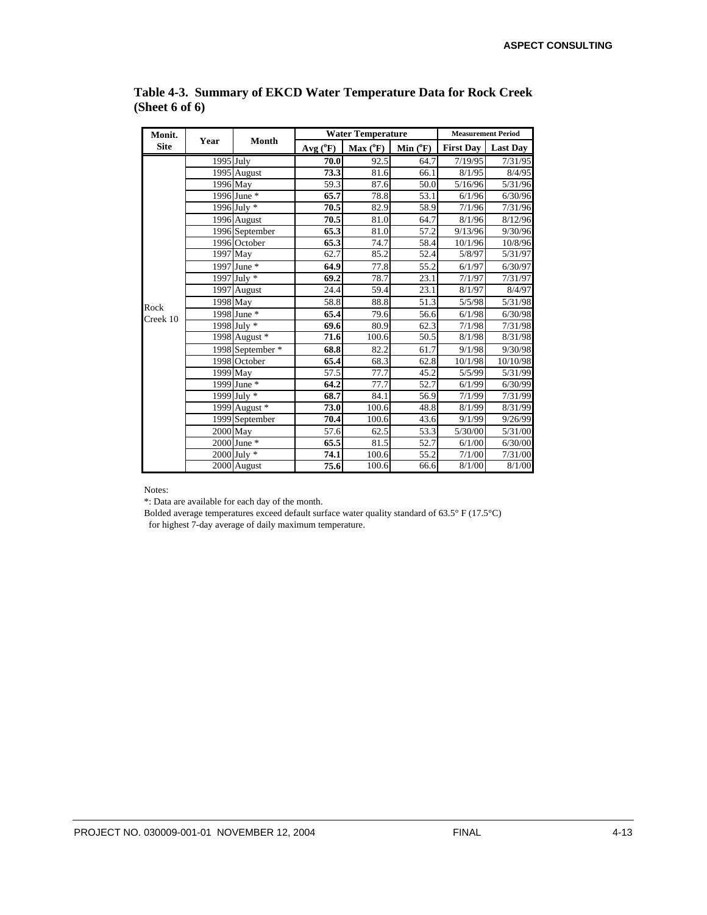**Table 4-3. Summary of EKCD Water Temperature Data for Rock Creek (Sheet 6 of 6)**

| Monit. Site | Year | Month | Water Temperature | | | Measurement Period | |
|---|---|---|---|---|---|---|---|
| | | | Avg (°F) | Max (°F) | Min (°F) | First Day | Last Day |
| Rock Creek 10 | 1995 | July | **70.0** | 92.5 | 64.7 | 7/19/95 | 7/31/95 |
| | 1995 | August | **73.3** | 81.6 | 66.1 | 8/1/95 | 8/4/95 |
| | 1996 | May | 59.3 | 87.6 | 50.0 | 5/16/96 | 5/31/96 |
| | 1996 | June * | **65.7** | 78.8 | 53.1 | 6/1/96 | 6/30/96 |
| | 1996 | July * | **70.5** | 82.9 | 58.9 | 7/1/96 | 7/31/96 |
| | 1996 | August | **70.5** | 81.0 | 64.7 | 8/1/96 | 8/12/96 |
| | 1996 | September | **65.3** | 81.0 | 57.2 | 9/13/96 | 9/30/96 |
| | 1996 | October | **65.3** | 74.7 | 58.4 | 10/1/96 | 10/8/96 |
| | 1997 | May | 62.7 | 85.2 | 52.4 | 5/8/97 | 5/31/97 |
| | 1997 | June * | **64.9** | 77.8 | 55.2 | 6/1/97 | 6/30/97 |
| | 1997 | July * | **69.2** | 78.7 | 23.1 | 7/1/97 | 7/31/97 |
| | 1997 | August | 24.4 | 59.4 | 23.1 | 8/1/97 | 8/4/97 |
| | 1998 | May | 58.8 | 88.8 | 51.3 | 5/5/98 | 5/31/98 |
| | 1998 | June * | **65.4** | 79.6 | 56.6 | 6/1/98 | 6/30/98 |
| | 1998 | July * | **69.6** | 80.9 | 62.3 | 7/1/98 | 7/31/98 |
| | 1998 | August * | **71.6** | 100.6 | 50.5 | 8/1/98 | 8/31/98 |
| | 1998 | September * | **68.8** | 82.2 | 61.7 | 9/1/98 | 9/30/98 |
| | 1998 | October | **65.4** | 68.3 | 62.8 | 10/1/98 | 10/10/98 |
| | 1999 | May | 57.5 | 77.7 | 45.2 | 5/5/99 | 5/31/99 |
| | 1999 | June * | **64.2** | 77.7 | 52.7 | 6/1/99 | 6/30/99 |
| | 1999 | July * | **68.7** | 84.1 | 56.9 | 7/1/99 | 7/31/99 |
| | 1999 | August * | **73.0** | 100.6 | 48.8 | 8/1/99 | 8/31/99 |
| | 1999 | September | **70.4** | 100.6 | 43.6 | 9/1/99 | 9/26/99 |
| | 2000 | May | 57.6 | 62.5 | 53.3 | 5/30/00 | 5/31/00 |
| | 2000 | June * | **65.5** | 81.5 | 52.7 | 6/1/00 | 6/30/00 |
| | 2000 | July * | **74.1** | 100.6 | 55.2 | 7/1/00 | 7/31/00 |
| | 2000 | August | **75.6** | 100.6 | 66.6 | 8/1/00 | 8/1/00 |

Notes:

*: Data are available for each day of the month.

Bolded average temperatures exceed default surface water quality standard of 63.5° F (17.5°C) for highest 7-day average of daily maximum temperature.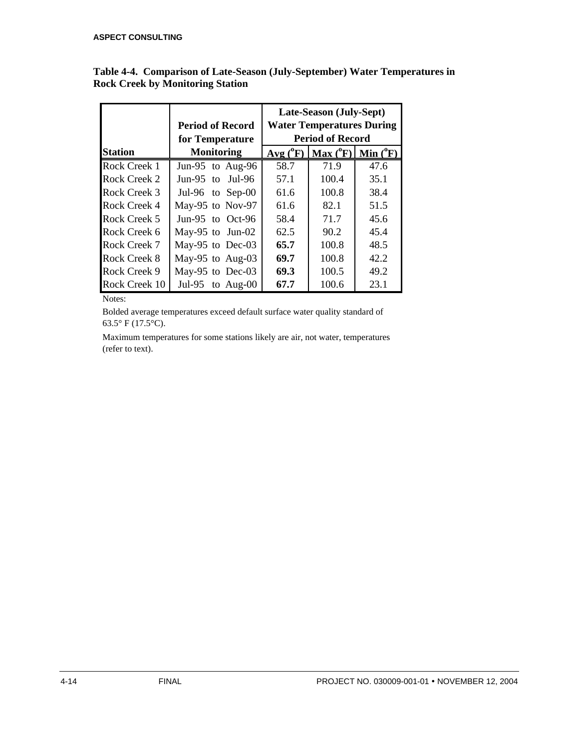**Table 4-4. Comparison of Late-Season (July-September) Water Temperatures in Rock Creek by Monitoring Station**

| Station | Period of Record for Temperature Monitoring | Late-Season (July-Sept) Water Temperatures During Period of Record | | |
|---|---|---|---|---|
| | | Avg (°F) | Max (°F) | Min (°F) |
| Rock Creek 1 | Jun-95 to Aug-96 | 58.7 | 71.9 | 47.6 |
| Rock Creek 2 | Jun-95 to Jul-96 | 57.1 | 100.4 | 35.1 |
| Rock Creek 3 | Jul-96 to Sep-00 | 61.6 | 100.8 | 38.4 |
| Rock Creek 4 | May-95 to Nov-97 | 61.6 | 82.1 | 51.5 |
| Rock Creek 5 | Jun-95 to Oct-96 | 58.4 | 71.7 | 45.6 |
| Rock Creek 6 | May-95 to Jun-02 | 62.5 | 90.2 | 45.4 |
| Rock Creek 7 | May-95 to Dec-03 | **65.7** | 100.8 | 48.5 |
| Rock Creek 8 | May-95 to Aug-03 | **69.7** | 100.8 | 42.2 |
| Rock Creek 9 | May-95 to Dec-03 | **69.3** | 100.5 | 49.2 |
| Rock Creek 10 | Jul-95 to Aug-00 | **67.7** | 100.6 | 23.1 |

Notes:

Bolded average temperatures exceed default surface water quality standard of 63.5° F (17.5°C).

Maximum temperatures for some stations likely are air, not water, temperatures (refer to text).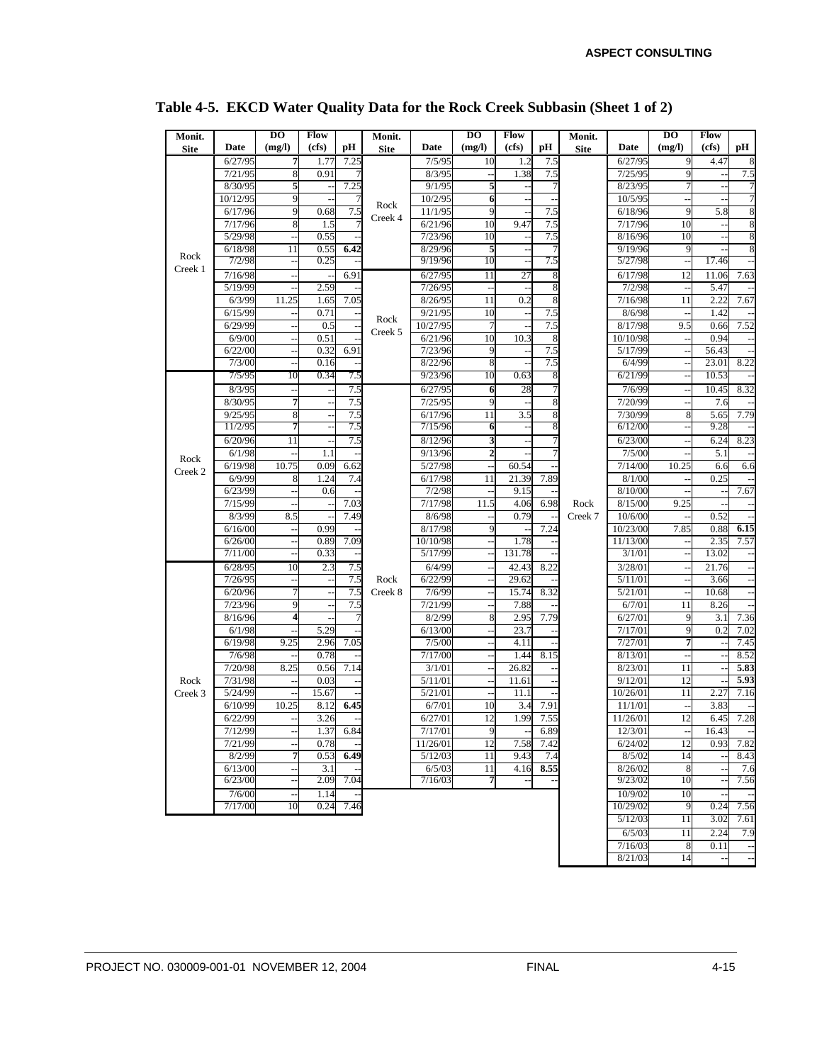## Table 4-5. EKCD Water Quality Data for the Rock Creek Subbasin (Sheet 1 of 2)

| Monit. Site | Date | DO (mg/l) | Flow (cfs) | pH | Monit. Site | Date | DO (mg/l) | Flow (cfs) | pH | Monit. Site | Date | DO (mg/l) | Flow (cfs) | pH |
|---|---|---|---|---|---|---|---|---|---|---|---|---|---|---|
| Rock Creek 1 | 6/27/95 | **7** | 1.77 | 7.25 | Rock Creek 4 | 7/5/95 | 10 | 1.2 | 7.5 | Rock Creek 7 | 6/27/95 | 9 | 4.47 | 8 |
| | 7/21/95 | 8 | 0.91 | 7 | | 8/3/95 | -- | 1.38 | 7.5 | | 7/25/95 | 9 | -- | 7.5 |
| | 8/30/95 | **5** | -- | 7.25 | | 9/1/95 | **5** | -- | 7 | | 8/23/95 | 7 | -- | 7 |
| | 10/12/95 | 9 | -- | 7 | | 10/2/95 | **6** | -- | -- | | 10/5/95 | -- | -- | 7 |
| | 6/17/96 | 9 | 0.68 | 7.5 | | 11/1/95 | 9 | -- | 7.5 | | 6/18/96 | 9 | 5.8 | 8 |
| | 7/17/96 | 8 | 1.5 | 7 | | 6/21/96 | 10 | 9.47 | 7.5 | | 7/17/96 | 10 | -- | 8 |
| | 5/29/98 | -- | 0.55 | -- | | 7/23/96 | 10 | -- | 7.5 | | 8/16/96 | 10 | -- | 8 |
| | 6/18/98 | 11 | 0.55 | **6.42** | | 8/29/96 | **5** | -- | 7 | | 9/19/96 | 9 | -- | 8 |
| | 7/2/98 | -- | 0.25 | -- | | 9/19/96 | 10 | -- | 7.5 | | 5/27/98 | -- | 17.46 | -- |
| | 7/16/98 | -- | -- | 6.91 | Rock Creek 5 | 6/27/95 | 11 | 27 | 8 | | 6/17/98 | 12 | 11.06 | 7.63 |
| | 5/19/99 | -- | 2.59 | -- | | 7/26/95 | -- | -- | 8 | | 7/2/98 | -- | 5.47 | -- |
| | 6/3/99 | 11.25 | 1.65 | 7.05 | | 8/26/95 | 11 | 0.2 | 8 | | 7/16/98 | 11 | 2.22 | 7.67 |
| | 6/15/99 | -- | 0.71 | -- | | 9/21/95 | 10 | -- | 7.5 | | 8/6/98 | -- | 1.42 | -- |
| | 6/29/99 | -- | 0.5 | -- | | 10/27/95 | 7 | -- | 7.5 | | 8/17/98 | 9.5 | 0.66 | 7.52 |
| | 6/9/00 | -- | 0.51 | -- | | 6/21/96 | 10 | 10.3 | 8 | | 10/10/98 | -- | 0.94 | -- |
| | 6/22/00 | -- | 0.32 | 6.91 | | 7/23/96 | 9 | -- | 7.5 | | 5/17/99 | -- | 56.43 | -- |
| | 7/3/00 | -- | 0.16 | -- | | 8/22/96 | 8 | -- | 7.5 | | 6/4/99 | -- | 23.01 | 8.22 |
| Rock Creek 2 | 7/5/95 | 10 | 0.34 | 7.5 | | 9/23/96 | 10 | 0.63 | 8 | | 6/21/99 | -- | 10.53 | -- |
| | 8/3/95 | -- | -- | 7.5 | Rock Creek 8 | 6/27/95 | **6** | 28 | 7 | | 7/6/99 | -- | 10.45 | 8.32 |
| | 8/30/95 | **7** | -- | 7.5 | | 7/25/95 | 9 | -- | 8 | | 7/20/99 | -- | 7.6 | -- |
| | 9/25/95 | 8 | -- | 7.5 | | 6/17/96 | 11 | 3.5 | 8 | | 7/30/99 | 8 | 5.65 | 7.79 |
| | 11/2/95 | **7** | -- | 7.5 | | 7/15/96 | **6** | -- | 8 | | 6/12/00 | -- | 9.28 | -- |
| | 6/20/96 | 11 | -- | 7.5 | | 8/12/96 | **3** | -- | 7 | | 6/23/00 | -- | 6.24 | 8.23 |
| | 6/1/98 | -- | 1.1 | -- | | 9/13/96 | **2** | -- | 7 | | 7/5/00 | -- | 5.1 | -- |
| | 6/19/98 | 10.75 | 0.09 | 6.62 | | 5/27/98 | -- | 60.54 | -- | | 7/14/00 | 10.25 | 6.6 | 6.6 |
| | 6/9/99 | 8 | 1.24 | 7.4 | | 6/17/98 | 11 | 21.39 | 7.89 | | 8/1/00 | -- | 0.25 | -- |
| | 6/23/99 | -- | 0.6 | -- | | 7/2/98 | -- | 9.15 | -- | | 8/10/00 | -- | -- | 7.67 |
| | 7/15/99 | -- | -- | 7.03 | | 7/17/98 | 11.5 | 4.06 | 6.98 | | 8/15/00 | 9.25 | -- | -- |
| | 8/3/99 | 8.5 | -- | 7.49 | | 8/6/98 | -- | 0.79 | -- | | 10/6/00 | -- | 0.52 | -- |
| | 6/16/00 | -- | 0.99 | -- | | 8/17/98 | 9 | -- | 7.24 | | 10/23/00 | 7.85 | 0.88 | **6.15** |
| | 6/26/00 | -- | 0.89 | 7.09 | | 10/10/98 | -- | 1.78 | -- | | 11/13/00 | -- | 2.35 | 7.57 |
| | 7/11/00 | -- | 0.33 | -- | | 5/17/99 | -- | 131.78 | -- | | 3/1/01 | -- | 13.02 | -- |
| Rock Creek 3 | 6/28/95 | 10 | 2.3 | 7.5 | | 6/4/99 | -- | 42.43 | 8.22 | | 3/28/01 | -- | 21.76 | -- |
| | 7/26/95 | -- | -- | 7.5 | | 6/22/99 | -- | 29.62 | -- | | 5/11/01 | -- | 3.66 | -- |
| | 6/20/96 | 7 | -- | 7.5 | | 7/6/99 | -- | 15.74 | 8.32 | | 5/21/01 | -- | 10.68 | -- |
| | 7/23/96 | 9 | -- | 7.5 | | 7/21/99 | -- | 7.88 | -- | | 6/7/01 | 11 | 8.26 | -- |
| | 8/16/96 | **4** | -- | 7 | | 8/2/99 | 8 | 2.95 | 7.79 | | 6/27/01 | 9 | 3.1 | 7.36 |
| | 6/1/98 | -- | 5.29 | -- | | 6/13/00 | -- | 23.7 | -- | | 7/17/01 | 9 | 0.2 | 7.02 |
| | 6/19/98 | 9.25 | 2.96 | 7.05 | | 7/5/00 | -- | 4.11 | -- | | 7/27/01 | **7** | -- | 7.45 |
| | 7/6/98 | -- | 0.78 | -- | | 7/17/00 | -- | 1.44 | 8.15 | | 8/13/01 | -- | -- | 8.52 |
| | 7/20/98 | 8.25 | 0.56 | 7.14 | | 3/1/01 | -- | 26.82 | -- | | 8/23/01 | 11 | -- | **5.83** |
| | 7/31/98 | -- | 0.03 | -- | | 5/11/01 | -- | 11.61 | -- | | 9/12/01 | 12 | -- | **5.93** |
| | 5/24/99 | -- | 15.67 | -- | | 5/21/01 | -- | 11.1 | -- | | 10/26/01 | 11 | 2.27 | 7.16 |
| | 6/10/99 | 10.25 | 8.12 | **6.45** | | 6/7/01 | 10 | 3.4 | 7.91 | | 11/1/01 | -- | 3.83 | -- |
| | 6/22/99 | -- | 3.26 | -- | | 6/27/01 | 12 | 1.99 | 7.55 | | 11/26/01 | 12 | 6.45 | 7.28 |
| | 7/12/99 | -- | 1.37 | 6.84 | | 7/17/01 | 9 | -- | 6.89 | | 12/3/01 | -- | 16.43 | -- |
| | 7/21/99 | -- | 0.78 | -- | | 11/26/01 | 12 | 7.58 | 7.42 | | 6/24/02 | 12 | 0.93 | 7.82 |
| | 8/2/99 | **7** | 0.53 | **6.49** | | 5/12/03 | 11 | 9.43 | 7.4 | | 8/5/02 | 14 | -- | 8.43 |
| | 6/13/00 | -- | 3.1 | -- | | 6/5/03 | 11 | 4.16 | **8.55** | | 8/26/02 | 8 | -- | 7.6 |
| | 6/23/00 | -- | 2.09 | 7.04 | | 7/16/03 | **7** | -- | -- | | 9/23/02 | 10 | -- | 7.56 |
| | 7/6/00 | -- | 1.14 | -- | | | | | | | 10/9/02 | 10 | -- | -- |
| | 7/17/00 | 10 | 0.24 | 7.46 | | | | | | | 10/29/02 | 9 | 0.24 | 7.56 |
| | | | | | | | | | | | 5/12/03 | 11 | 3.02 | 7.61 |
| | | | | | | | | | | | 6/5/03 | 11 | 2.24 | 7.9 |
| | | | | | | | | | | | 7/16/03 | 8 | 0.11 | -- |
| | | | | | | | | | | | 8/21/03 | 14 | -- | -- |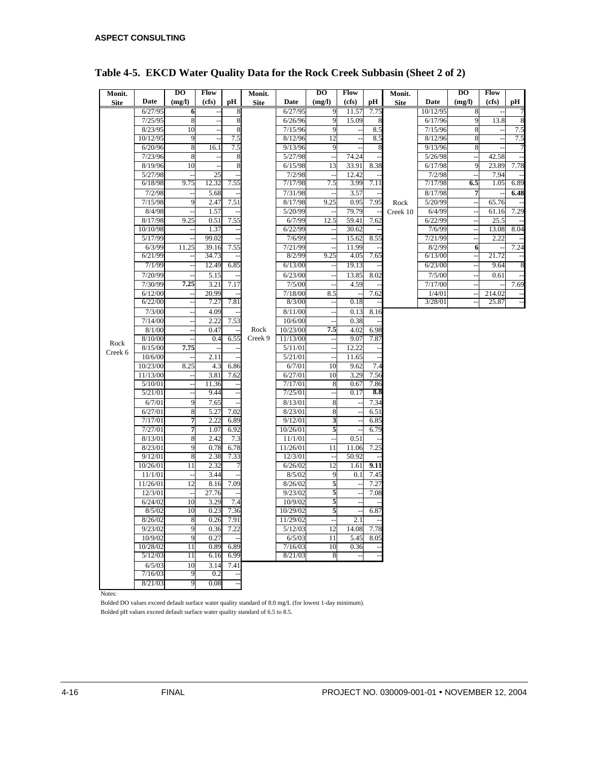# Table 4-5. EKCD Water Quality Data for the Rock Creek Subbasin (Sheet 2 of 2)

| Monit. Site | Date | DO (mg/l) | Flow (cfs) | pH | Monit. Site | Date | DO (mg/l) | Flow (cfs) | pH | Monit. Site | Date | DO (mg/l) | Flow (cfs) | pH |
|---|---|---|---|---|---|---|---|---|---|---|---|---|---|---|
| Rock Creek 6 | 6/27/95 | **6** | -- | 8 | Rock Creek 9 | 6/27/95 | 9 | 11.57 | 7.75 | Rock Creek 10 | 10/12/95 | 8 | -- | 7 |
| | 7/25/95 | 8 | -- | 8 | | 6/26/96 | 9 | 15.09 | 8 | | 6/17/96 | 9 | 13.8 | 8 |
| | 8/23/95 | 10 | -- | 8 | | 7/15/96 | 9 | -- | 8.5 | | 7/15/96 | 8 | -- | 7.5 |
| | 10/12/95 | 9 | -- | 7.5 | | 8/12/96 | 12 | -- | 8.5 | | 8/12/96 | 8 | -- | 7.5 |
| | 6/20/96 | 8 | 16.1 | 7.5 | | 9/13/96 | 9 | -- | 8 | | 9/13/96 | 8 | -- | 7 |
| | 7/23/96 | 8 | -- | 8 | | 5/27/98 | -- | 74.24 | -- | | 5/26/98 | -- | 42.58 | -- |
| | 8/19/96 | 10 | -- | 8 | | 6/15/98 | 13 | 33.91 | 8.38 | | 6/17/98 | 9 | 23.89 | 7.78 |
| | 5/27/98 | -- | 25 | -- | | 7/2/98 | -- | 12.42 | -- | | 7/2/98 | -- | 7.94 | -- |
| | 6/18/98 | 9.75 | 12.32 | 7.55 | | 7/17/98 | 7.5 | 3.99 | 7.11 | | 7/17/98 | **6.5** | 1.05 | 6.89 |
| | 7/2/98 | -- | 5.68 | -- | | 7/31/98 | -- | 3.57 | -- | | 8/17/98 | **7** | -- | **6.48** |
| | 7/15/98 | 9 | 2.47 | 7.51 | | 8/17/98 | 9.25 | 0.95 | 7.95 | | 5/20/99 | -- | 65.76 | -- |
| | 8/4/98 | -- | 1.57 | -- | | 5/20/99 | -- | 79.79 | -- | | 6/4/99 | -- | 61.16 | 7.29 |
| | 8/17/98 | 9.25 | 0.51 | 7.55 | | 6/7/99 | 12.5 | 59.41 | 7.62 | | 6/22/99 | -- | 25.5 | -- |
| | 10/10/98 | -- | 1.37 | -- | | 6/22/99 | -- | 30.62 | -- | | 7/6/99 | -- | 13.08 | 8.04 |
| | 5/17/99 | -- | 99.02 | -- | | 7/6/99 | -- | 15.62 | 8.55 | | 7/21/99 | -- | 2.22 | -- |
| | 6/3/99 | 11.25 | 39.16 | 7.55 | | 7/21/99 | -- | 11.99 | -- | | 8/2/99 | **6** | -- | 7.24 |
| | 6/21/99 | -- | 34.73 | -- | | 8/2/99 | 9.25 | 4.05 | 7.65 | | 6/13/00 | -- | 21.72 | -- |
| | 7/1/99 | -- | 12.49 | 6.85 | | 6/13/00 | -- | 19.13 | -- | | 6/23/00 | -- | 9.64 | 8 |
| | 7/20/99 | -- | 5.15 | -- | | 6/23/00 | -- | 13.85 | 8.02 | | 7/5/00 | -- | 0.61 | -- |
| | 7/30/99 | **7.25** | 3.21 | 7.17 | | 7/5/00 | -- | 4.59 | -- | | 7/17/00 | -- | -- | 7.69 |
| | 6/12/00 | -- | 20.99 | -- | | 7/18/00 | 8.5 | -- | 7.62 | | 1/4/01 | -- | 214.02 | -- |
| | 6/22/00 | -- | 7.27 | 7.81 | | 8/3/00 | -- | 0.18 | -- | | 3/28/01 | -- | 25.87 | -- |
| | 7/3/00 | -- | 4.09 | -- | | 8/11/00 | -- | 0.13 | 8.16 | | | | | |
| | 7/14/00 | -- | 2.22 | 7.53 | | 10/6/00 | -- | 0.38 | -- | | | | | |
| | 8/1/00 | -- | 0.47 | -- | | 10/23/00 | **7.5** | 4.02 | 6.98 | | | | | |
| | 8/10/00 | -- | 0.4 | 6.55 | | 11/13/00 | -- | 9.07 | 7.87 | | | | | |
| | 8/15/00 | **7.75** | -- | -- | | 5/11/01 | -- | 12.22 | -- | | | | | |
| | 10/6/00 | -- | 2.11 | -- | | 5/21/01 | -- | 11.65 | -- | | | | | |
| | 10/23/00 | 8.25 | 4.3 | 6.86 | | 6/7/01 | 10 | 9.62 | 7.4 | | | | | |
| | 11/13/00 | -- | 3.81 | 7.62 | | 6/27/01 | 10 | 3.29 | 7.56 | | | | | |
| | 5/10/01 | -- | 11.36 | -- | | 7/17/01 | 8 | 0.67 | 7.86 | | | | | |
| | 5/21/01 | -- | 9.44 | -- | | 7/25/01 | -- | 0.17 | **8.8** | | | | | |
| | 6/7/01 | 9 | 7.65 | -- | | 8/13/01 | 8 | -- | 7.34 | | | | | |
| | 6/27/01 | 8 | 5.27 | 7.02 | | 8/23/01 | 8 | -- | 6.51 | | | | | |
| | 7/17/01 | **7** | 2.22 | 6.89 | | 9/12/01 | **3** | -- | 6.85 | | | | | |
| | 7/27/01 | **7** | 1.07 | 6.92 | | 10/26/01 | **5** | -- | 6.79 | | | | | |
| | 8/13/01 | 8 | 2.42 | 7.3 | | 11/1/01 | -- | 0.51 | -- | | | | | |
| | 8/23/01 | 9 | 0.78 | 6.78 | | 11/26/01 | 11 | 11.06 | 7.25 | | | | | |
| | 9/12/01 | 8 | 2.38 | 7.33 | | 12/3/01 | -- | 50.92 | -- | | | | | |
| | 10/26/01 | 11 | 2.32 | 7 | | 6/26/02 | 12 | 1.61 | **9.11** | | | | | |
| | 11/1/01 | -- | 3.44 | -- | | 8/5/02 | 9 | 0.1 | 7.45 | | | | | |
| | 11/26/01 | 12 | 8.16 | 7.09 | | 8/26/02 | **5** | -- | 7.27 | | | | | |
| | 12/3/01 | -- | 27.76 | -- | | 9/23/02 | **5** | -- | 7.08 | | | | | |
| | 6/24/02 | 10 | 3.29 | 7.4 | | 10/9/02 | **5** | -- | -- | | | | | |
| | 8/5/02 | 10 | 0.23 | 7.36 | | 10/29/02 | **5** | -- | 6.87 | | | | | |
| | 8/26/02 | 8 | 0.26 | 7.91 | | 11/29/02 | -- | 2.1 | -- | | | | | |
| | 9/23/02 | 9 | 0.36 | 7.22 | | 5/12/03 | 12 | 14.08 | 7.78 | | | | | |
| | 10/9/02 | 9 | 0.27 | -- | | 6/5/03 | 11 | 5.45 | 8.05 | | | | | |
| | 10/28/02 | 11 | 0.89 | 6.89 | | 7/16/03 | 10 | 0.36 | -- | | | | | |
| | 5/12/03 | 11 | 6.16 | 6.99 | | 8/21/03 | 8 | -- | -- | | | | | |
| | 6/5/03 | 10 | 3.14 | 7.41 | | | | | | | | | | |
| | 7/16/03 | 9 | 0.2 | -- | | | | | | | | | | |
| | 8/21/03 | 9 | 0.08 | -- | | | | | | | | | | |

Notes:

Bolded DO values exceed default surface water quality standard of 8.0 mg/L (for lowest 1-day minimum).

Bolded pH values exceed default surface water quality standard of 6.5 to 8.5.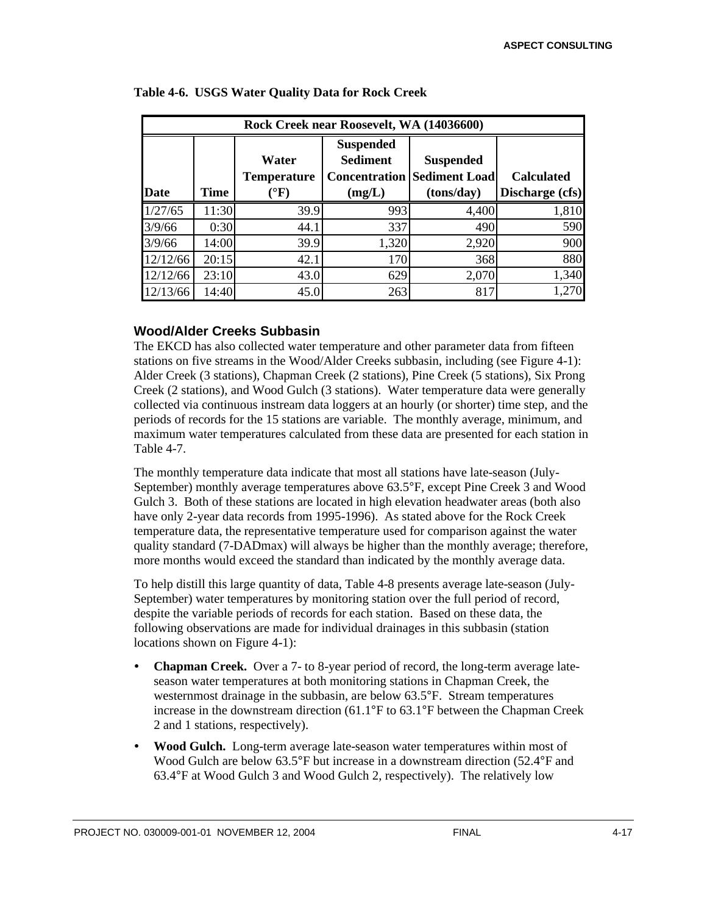**Table 4-6. USGS Water Quality Data for Rock Creek**

| Rock Creek near Roosevelt, WA (14036600) | | | | | |
|---|---|---|---|---|---|
| Date | Time | Water Temperature (°F) | Suspended Sediment Concentration (mg/L) | Suspended Sediment Load (tons/day) | Calculated Discharge (cfs) |
| 1/27/65 | 11:30 | 39.9 | 993 | 4,400 | 1,810 |
| 3/9/66 | 0:30 | 44.1 | 337 | 490 | 590 |
| 3/9/66 | 14:00 | 39.9 | 1,320 | 2,920 | 900 |
| 12/12/66 | 20:15 | 42.1 | 170 | 368 | 880 |
| 12/12/66 | 23:10 | 43.0 | 629 | 2,070 | 1,340 |
| 12/13/66 | 14:40 | 45.0 | 263 | 817 | 1,270 |

### Wood/Alder Creeks Subbasin

The EKCD has also collected water temperature and other parameter data from fifteen stations on five streams in the Wood/Alder Creeks subbasin, including (see Figure 4-1): Alder Creek (3 stations), Chapman Creek (2 stations), Pine Creek (5 stations), Six Prong Creek (2 stations), and Wood Gulch (3 stations). Water temperature data were generally collected via continuous instream data loggers at an hourly (or shorter) time step, and the periods of records for the 15 stations are variable. The monthly average, minimum, and maximum water temperatures calculated from these data are presented for each station in Table 4-7.

The monthly temperature data indicate that most all stations have late-season (July-September) monthly average temperatures above 63.5°F, except Pine Creek 3 and Wood Gulch 3. Both of these stations are located in high elevation headwater areas (both also have only 2-year data records from 1995-1996). As stated above for the Rock Creek temperature data, the representative temperature used for comparison against the water quality standard (7-DADmax) will always be higher than the monthly average; therefore, more months would exceed the standard than indicated by the monthly average data.

To help distill this large quantity of data, Table 4-8 presents average late-season (July-September) water temperatures by monitoring station over the full period of record, despite the variable periods of records for each station. Based on these data, the following observations are made for individual drainages in this subbasin (station locations shown on Figure 4-1):

- **Chapman Creek.** Over a 7- to 8-year period of record, the long-term average late-season water temperatures at both monitoring stations in Chapman Creek, the westernmost drainage in the subbasin, are below 63.5°F. Stream temperatures increase in the downstream direction (61.1°F to 63.1°F between the Chapman Creek 2 and 1 stations, respectively).
- **Wood Gulch.** Long-term average late-season water temperatures within most of Wood Gulch are below 63.5°F but increase in a downstream direction (52.4°F and 63.4°F at Wood Gulch 3 and Wood Gulch 2, respectively). The relatively low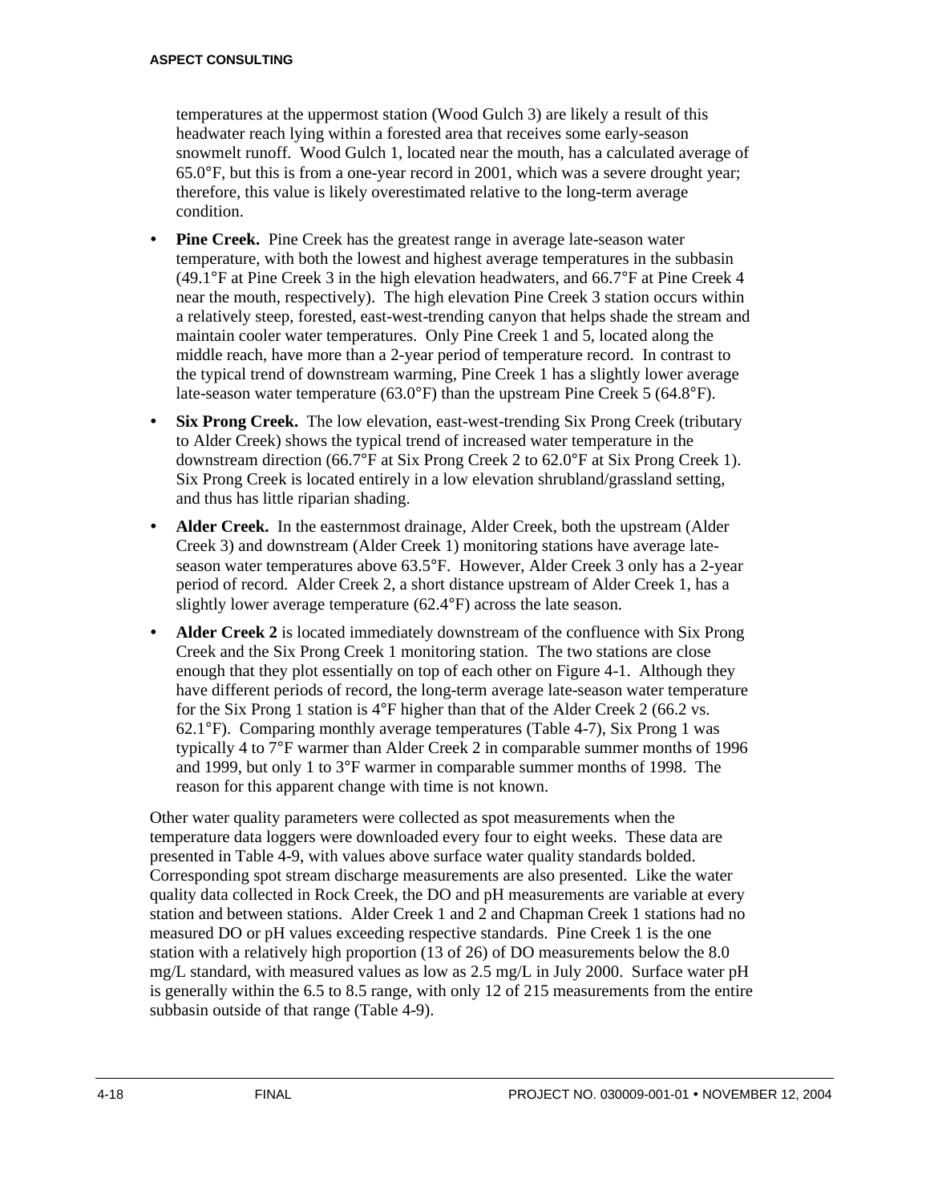temperatures at the uppermost station (Wood Gulch 3) are likely a result of this headwater reach lying within a forested area that receives some early-season snowmelt runoff. Wood Gulch 1, located near the mouth, has a calculated average of 65.0°F, but this is from a one-year record in 2001, which was a severe drought year; therefore, this value is likely overestimated relative to the long-term average condition.

- **Pine Creek.** Pine Creek has the greatest range in average late-season water temperature, with both the lowest and highest average temperatures in the subbasin (49.1°F at Pine Creek 3 in the high elevation headwaters, and 66.7°F at Pine Creek 4 near the mouth, respectively). The high elevation Pine Creek 3 station occurs within a relatively steep, forested, east-west-trending canyon that helps shade the stream and maintain cooler water temperatures. Only Pine Creek 1 and 5, located along the middle reach, have more than a 2-year period of temperature record. In contrast to the typical trend of downstream warming, Pine Creek 1 has a slightly lower average late-season water temperature (63.0°F) than the upstream Pine Creek 5 (64.8°F).
- **Six Prong Creek.** The low elevation, east-west-trending Six Prong Creek (tributary to Alder Creek) shows the typical trend of increased water temperature in the downstream direction (66.7°F at Six Prong Creek 2 to 62.0°F at Six Prong Creek 1). Six Prong Creek is located entirely in a low elevation shrubland/grassland setting, and thus has little riparian shading.
- **Alder Creek.** In the easternmost drainage, Alder Creek, both the upstream (Alder Creek 3) and downstream (Alder Creek 1) monitoring stations have average late-season water temperatures above 63.5°F. However, Alder Creek 3 only has a 2-year period of record. Alder Creek 2, a short distance upstream of Alder Creek 1, has a slightly lower average temperature (62.4°F) across the late season.
- **Alder Creek 2** is located immediately downstream of the confluence with Six Prong Creek and the Six Prong Creek 1 monitoring station. The two stations are close enough that they plot essentially on top of each other on Figure 4-1. Although they have different periods of record, the long-term average late-season water temperature for the Six Prong 1 station is 4°F higher than that of the Alder Creek 2 (66.2 vs. 62.1°F). Comparing monthly average temperatures (Table 4-7), Six Prong 1 was typically 4 to 7°F warmer than Alder Creek 2 in comparable summer months of 1996 and 1999, but only 1 to 3°F warmer in comparable summer months of 1998. The reason for this apparent change with time is not known.

Other water quality parameters were collected as spot measurements when the temperature data loggers were downloaded every four to eight weeks. These data are presented in Table 4-9, with values above surface water quality standards bolded. Corresponding spot stream discharge measurements are also presented. Like the water quality data collected in Rock Creek, the DO and pH measurements are variable at every station and between stations. Alder Creek 1 and 2 and Chapman Creek 1 stations had no measured DO or pH values exceeding respective standards. Pine Creek 1 is the one station with a relatively high proportion (13 of 26) of DO measurements below the 8.0 mg/L standard, with measured values as low as 2.5 mg/L in July 2000. Surface water pH is generally within the 6.5 to 8.5 range, with only 12 of 215 measurements from the entire subbasin outside of that range (Table 4-9).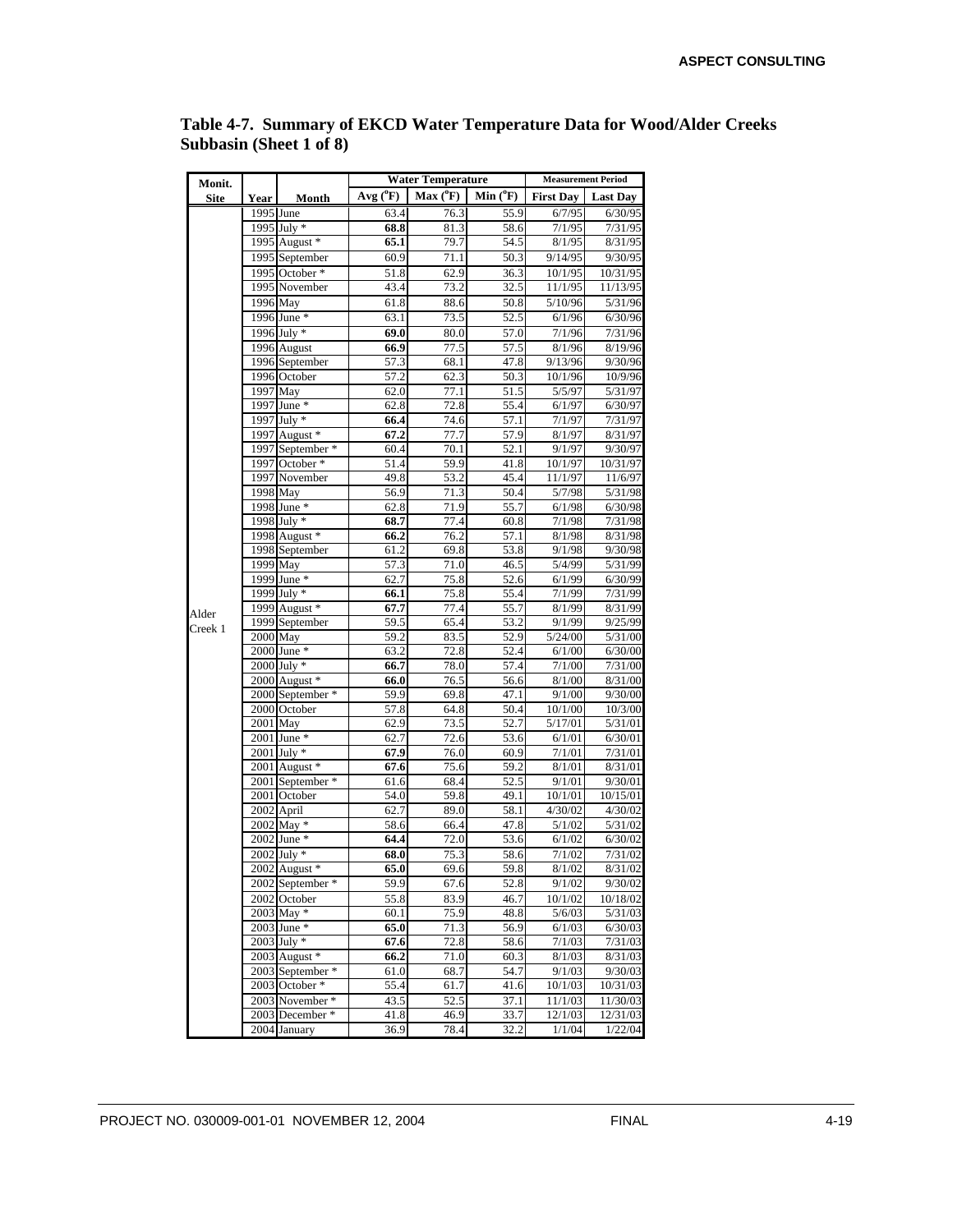**Table 4-7. Summary of EKCD Water Temperature Data for Wood/Alder Creeks Subbasin (Sheet 1 of 8)**

| Monit. Site | Year | Month | Water Temperature | | | Measurement Period | |
|---|---|---|---|---|---|---|---|
| | | | Avg (°F) | Max (°F) | Min (°F) | First Day | Last Day |
| Alder Creek 1 | 1995 | June | 63.4 | 76.3 | 55.9 | 6/7/95 | 6/30/95 |
| | 1995 | July * | **68.8** | 81.3 | 58.6 | 7/1/95 | 7/31/95 |
| | 1995 | August * | **65.1** | 79.7 | 54.5 | 8/1/95 | 8/31/95 |
| | 1995 | September | 60.9 | 71.1 | 50.3 | 9/14/95 | 9/30/95 |
| | 1995 | October * | 51.8 | 62.9 | 36.3 | 10/1/95 | 10/31/95 |
| | 1995 | November | 43.4 | 73.2 | 32.5 | 11/1/95 | 11/13/95 |
| | 1996 | May | 61.8 | 88.6 | 50.8 | 5/10/96 | 5/31/96 |
| | 1996 | June * | 63.1 | 73.5 | 52.5 | 6/1/96 | 6/30/96 |
| | 1996 | July * | **69.0** | 80.0 | 57.0 | 7/1/96 | 7/31/96 |
| | 1996 | August | **66.9** | 77.5 | 57.5 | 8/1/96 | 8/19/96 |
| | 1996 | September | 57.3 | 68.1 | 47.8 | 9/13/96 | 9/30/96 |
| | 1996 | October | 57.2 | 62.3 | 50.3 | 10/1/96 | 10/9/96 |
| | 1997 | May | 62.0 | 77.1 | 51.5 | 5/5/97 | 5/31/97 |
| | 1997 | June * | 62.8 | 72.8 | 55.4 | 6/1/97 | 6/30/97 |
| | 1997 | July * | **66.4** | 74.6 | 57.1 | 7/1/97 | 7/31/97 |
| | 1997 | August * | **67.2** | 77.7 | 57.9 | 8/1/97 | 8/31/97 |
| | 1997 | September * | 60.4 | 70.1 | 52.1 | 9/1/97 | 9/30/97 |
| | 1997 | October * | 51.4 | 59.9 | 41.8 | 10/1/97 | 10/31/97 |
| | 1997 | November | 49.8 | 53.2 | 45.4 | 11/1/97 | 11/6/97 |
| | 1998 | May | 56.9 | 71.3 | 50.4 | 5/7/98 | 5/31/98 |
| | 1998 | June * | 62.8 | 71.9 | 55.7 | 6/1/98 | 6/30/98 |
| | 1998 | July * | **68.7** | 77.4 | 60.8 | 7/1/98 | 7/31/98 |
| | 1998 | August * | **66.2** | 76.2 | 57.1 | 8/1/98 | 8/31/98 |
| | 1998 | September | 61.2 | 69.8 | 53.8 | 9/1/98 | 9/30/98 |
| | 1999 | May | 57.3 | 71.0 | 46.5 | 5/4/99 | 5/31/99 |
| | 1999 | June * | 62.7 | 75.8 | 52.6 | 6/1/99 | 6/30/99 |
| | 1999 | July * | **66.1** | 75.8 | 55.4 | 7/1/99 | 7/31/99 |
| | 1999 | August * | **67.7** | 77.4 | 55.7 | 8/1/99 | 8/31/99 |
| | 1999 | September | 59.5 | 65.4 | 53.2 | 9/1/99 | 9/25/99 |
| | 2000 | May | 59.2 | 83.5 | 52.9 | 5/24/00 | 5/31/00 |
| | 2000 | June * | 63.2 | 72.8 | 52.4 | 6/1/00 | 6/30/00 |
| | 2000 | July * | **66.7** | 78.0 | 57.4 | 7/1/00 | 7/31/00 |
| | 2000 | August * | **66.0** | 76.5 | 56.6 | 8/1/00 | 8/31/00 |
| | 2000 | September * | 59.9 | 69.8 | 47.1 | 9/1/00 | 9/30/00 |
| | 2000 | October | 57.8 | 64.8 | 50.4 | 10/1/00 | 10/3/00 |
| | 2001 | May | 62.9 | 73.5 | 52.7 | 5/17/01 | 5/31/01 |
| | 2001 | June * | 62.7 | 72.6 | 53.6 | 6/1/01 | 6/30/01 |
| | 2001 | July * | **67.9** | 76.0 | 60.9 | 7/1/01 | 7/31/01 |
| | 2001 | August * | **67.6** | 75.6 | 59.2 | 8/1/01 | 8/31/01 |
| | 2001 | September * | 61.6 | 68.4 | 52.5 | 9/1/01 | 9/30/01 |
| | 2001 | October | 54.0 | 59.8 | 49.1 | 10/1/01 | 10/15/01 |
| | 2002 | April | 62.7 | 89.0 | 58.1 | 4/30/02 | 4/30/02 |
| | 2002 | May * | 58.6 | 66.4 | 47.8 | 5/1/02 | 5/31/02 |
| | 2002 | June * | **64.4** | 72.0 | 53.6 | 6/1/02 | 6/30/02 |
| | 2002 | July * | **68.0** | 75.3 | 58.6 | 7/1/02 | 7/31/02 |
| | 2002 | August * | **65.0** | 69.6 | 59.8 | 8/1/02 | 8/31/02 |
| | 2002 | September * | 59.9 | 67.6 | 52.8 | 9/1/02 | 9/30/02 |
| | 2002 | October | 55.8 | 83.9 | 46.7 | 10/1/02 | 10/18/02 |
| | 2003 | May * | 60.1 | 75.9 | 48.8 | 5/6/03 | 5/31/03 |
| | 2003 | June * | **65.0** | 71.3 | 56.9 | 6/1/03 | 6/30/03 |
| | 2003 | July * | **67.6** | 72.8 | 58.6 | 7/1/03 | 7/31/03 |
| | 2003 | August * | **66.2** | 71.0 | 60.3 | 8/1/03 | 8/31/03 |
| | 2003 | September * | 61.0 | 68.7 | 54.7 | 9/1/03 | 9/30/03 |
| | 2003 | October * | 55.4 | 61.7 | 41.6 | 10/1/03 | 10/31/03 |
| | 2003 | November * | 43.5 | 52.5 | 37.1 | 11/1/03 | 11/30/03 |
| | 2003 | December * | 41.8 | 46.9 | 33.7 | 12/1/03 | 12/31/03 |
| | 2004 | January | 36.9 | 78.4 | 32.2 | 1/1/04 | 1/22/04 |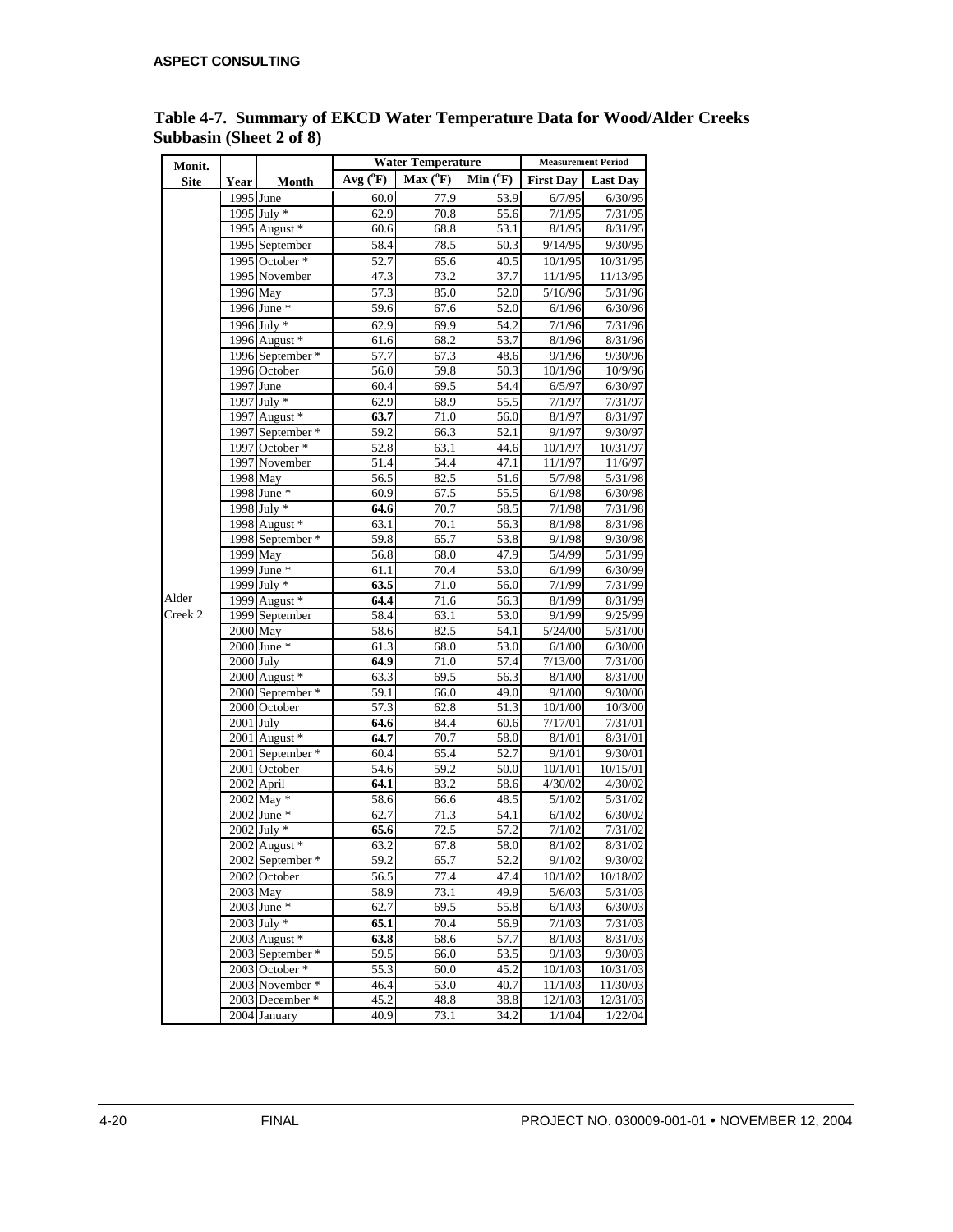**Table 4-7. Summary of EKCD Water Temperature Data for Wood/Alder Creeks Subbasin (Sheet 2 of 8)**

| Monit. Site | Year | Month | Water Temperature | | | Measurement Period | |
|---|---|---|---|---|---|---|---|
| | | | Avg (°F) | Max (°F) | Min (°F) | First Day | Last Day |
| Alder Creek 2 | 1995 | June | 60.0 | 77.9 | 53.9 | 6/7/95 | 6/30/95 |
| | 1995 | July * | 62.9 | 70.8 | 55.6 | 7/1/95 | 7/31/95 |
| | 1995 | August * | 60.6 | 68.8 | 53.1 | 8/1/95 | 8/31/95 |
| | 1995 | September | 58.4 | 78.5 | 50.3 | 9/14/95 | 9/30/95 |
| | 1995 | October * | 52.7 | 65.6 | 40.5 | 10/1/95 | 10/31/95 |
| | 1995 | November | 47.3 | 73.2 | 37.7 | 11/1/95 | 11/13/95 |
| | 1996 | May | 57.3 | 85.0 | 52.0 | 5/16/96 | 5/31/96 |
| | 1996 | June * | 59.6 | 67.6 | 52.0 | 6/1/96 | 6/30/96 |
| | 1996 | July * | 62.9 | 69.9 | 54.2 | 7/1/96 | 7/31/96 |
| | 1996 | August * | 61.6 | 68.2 | 53.7 | 8/1/96 | 8/31/96 |
| | 1996 | September * | 57.7 | 67.3 | 48.6 | 9/1/96 | 9/30/96 |
| | 1996 | October | 56.0 | 59.8 | 50.3 | 10/1/96 | 10/9/96 |
| | 1997 | June | 60.4 | 69.5 | 54.4 | 6/5/97 | 6/30/97 |
| | 1997 | July * | 62.9 | 68.9 | 55.5 | 7/1/97 | 7/31/97 |
| | 1997 | August * | **63.7** | 71.0 | 56.0 | 8/1/97 | 8/31/97 |
| | 1997 | September * | 59.2 | 66.3 | 52.1 | 9/1/97 | 9/30/97 |
| | 1997 | October * | 52.8 | 63.1 | 44.6 | 10/1/97 | 10/31/97 |
| | 1997 | November | 51.4 | 54.4 | 47.1 | 11/1/97 | 11/6/97 |
| | 1998 | May | 56.5 | 82.5 | 51.6 | 5/7/98 | 5/31/98 |
| | 1998 | June * | 60.9 | 67.5 | 55.5 | 6/1/98 | 6/30/98 |
| | 1998 | July * | **64.6** | 70.7 | 58.5 | 7/1/98 | 7/31/98 |
| | 1998 | August * | 63.1 | 70.1 | 56.3 | 8/1/98 | 8/31/98 |
| | 1998 | September * | 59.8 | 65.7 | 53.8 | 9/1/98 | 9/30/98 |
| | 1999 | May | 56.8 | 68.0 | 47.9 | 5/4/99 | 5/31/99 |
| | 1999 | June * | 61.1 | 70.4 | 53.0 | 6/1/99 | 6/30/99 |
| | 1999 | July * | **63.5** | 71.0 | 56.0 | 7/1/99 | 7/31/99 |
| | 1999 | August * | **64.4** | 71.6 | 56.3 | 8/1/99 | 8/31/99 |
| | 1999 | September | 58.4 | 63.1 | 53.0 | 9/1/99 | 9/25/99 |
| | 2000 | May | 58.6 | 82.5 | 54.1 | 5/24/00 | 5/31/00 |
| | 2000 | June * | 61.3 | 68.0 | 53.0 | 6/1/00 | 6/30/00 |
| | 2000 | July | **64.9** | 71.0 | 57.4 | 7/13/00 | 7/31/00 |
| | 2000 | August * | 63.3 | 69.5 | 56.3 | 8/1/00 | 8/31/00 |
| | 2000 | September * | 59.1 | 66.0 | 49.0 | 9/1/00 | 9/30/00 |
| | 2000 | October | 57.3 | 62.8 | 51.3 | 10/1/00 | 10/3/00 |
| | 2001 | July | **64.6** | 84.4 | 60.6 | 7/17/01 | 7/31/01 |
| | 2001 | August * | **64.7** | 70.7 | 58.0 | 8/1/01 | 8/31/01 |
| | 2001 | September * | 60.4 | 65.4 | 52.7 | 9/1/01 | 9/30/01 |
| | 2001 | October | 54.6 | 59.2 | 50.0 | 10/1/01 | 10/15/01 |
| | 2002 | April | **64.1** | 83.2 | 58.6 | 4/30/02 | 4/30/02 |
| | 2002 | May * | 58.6 | 66.6 | 48.5 | 5/1/02 | 5/31/02 |
| | 2002 | June * | 62.7 | 71.3 | 54.1 | 6/1/02 | 6/30/02 |
| | 2002 | July * | **65.6** | 72.5 | 57.2 | 7/1/02 | 7/31/02 |
| | 2002 | August * | 63.2 | 67.8 | 58.0 | 8/1/02 | 8/31/02 |
| | 2002 | September * | 59.2 | 65.7 | 52.2 | 9/1/02 | 9/30/02 |
| | 2002 | October | 56.5 | 77.4 | 47.4 | 10/1/02 | 10/18/02 |
| | 2003 | May | 58.9 | 73.1 | 49.9 | 5/6/03 | 5/31/03 |
| | 2003 | June * | 62.7 | 69.5 | 55.8 | 6/1/03 | 6/30/03 |
| | 2003 | July * | **65.1** | 70.4 | 56.9 | 7/1/03 | 7/31/03 |
| | 2003 | August * | **63.8** | 68.6 | 57.7 | 8/1/03 | 8/31/03 |
| | 2003 | September * | 59.5 | 66.0 | 53.5 | 9/1/03 | 9/30/03 |
| | 2003 | October * | 55.3 | 60.0 | 45.2 | 10/1/03 | 10/31/03 |
| | 2003 | November * | 46.4 | 53.0 | 40.7 | 11/1/03 | 11/30/03 |
| | 2003 | December * | 45.2 | 48.8 | 38.8 | 12/1/03 | 12/31/03 |
| | 2004 | January | 40.9 | 73.1 | 34.2 | 1/1/04 | 1/22/04 |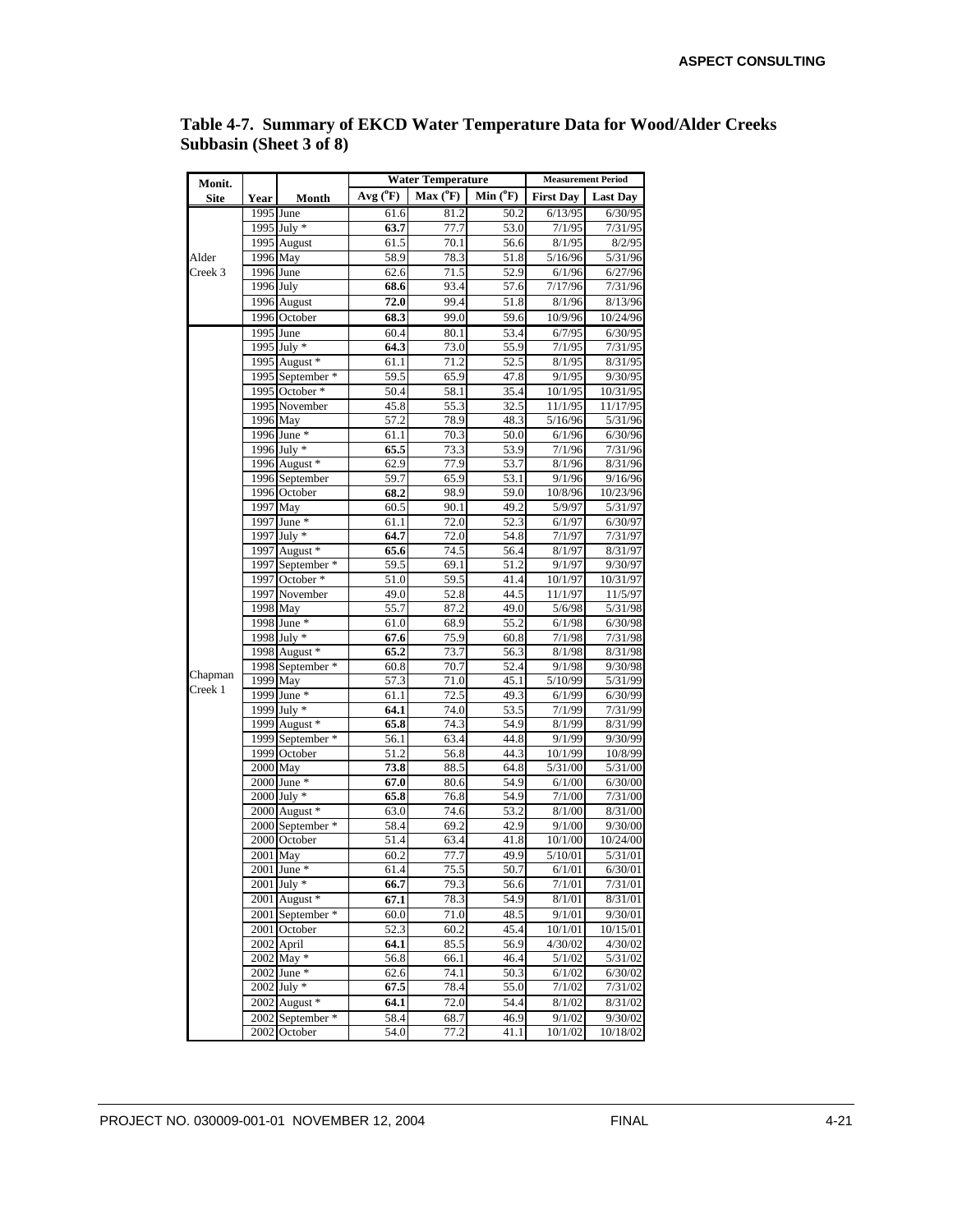**Table 4-7. Summary of EKCD Water Temperature Data for Wood/Alder Creeks Subbasin (Sheet 3 of 8)**

| Monit. Site | Year | Month | Water Temperature | | | Measurement Period | |
|---|---|---|---|---|---|---|---|
| | | | Avg (°F) | Max (°F) | Min (°F) | First Day | Last Day |
| Alder Creek 3 | 1995 | June | 61.6 | 81.2 | 50.2 | 6/13/95 | 6/30/95 |
| | 1995 | July * | **63.7** | 77.7 | 53.0 | 7/1/95 | 7/31/95 |
| | 1995 | August | 61.5 | 70.1 | 56.6 | 8/1/95 | 8/2/95 |
| | 1996 | May | 58.9 | 78.3 | 51.8 | 5/16/96 | 5/31/96 |
| | 1996 | June | 62.6 | 71.5 | 52.9 | 6/1/96 | 6/27/96 |
| | 1996 | July | **68.6** | 93.4 | 57.6 | 7/17/96 | 7/31/96 |
| | 1996 | August | **72.0** | 99.4 | 51.8 | 8/1/96 | 8/13/96 |
| | 1996 | October | **68.3** | 99.0 | 59.6 | 10/9/96 | 10/24/96 |
| Chapman Creek 1 | 1995 | June | 60.4 | 80.1 | 53.4 | 6/7/95 | 6/30/95 |
| | 1995 | July * | **64.3** | 73.0 | 55.9 | 7/1/95 | 7/31/95 |
| | 1995 | August * | 61.1 | 71.2 | 52.5 | 8/1/95 | 8/31/95 |
| | 1995 | September * | 59.5 | 65.9 | 47.8 | 9/1/95 | 9/30/95 |
| | 1995 | October * | 50.4 | 58.1 | 35.4 | 10/1/95 | 10/31/95 |
| | 1995 | November | 45.8 | 55.3 | 32.5 | 11/1/95 | 11/17/95 |
| | 1996 | May | 57.2 | 78.9 | 48.3 | 5/16/96 | 5/31/96 |
| | 1996 | June * | 61.1 | 70.3 | 50.0 | 6/1/96 | 6/30/96 |
| | 1996 | July * | **65.5** | 73.3 | 53.9 | 7/1/96 | 7/31/96 |
| | 1996 | August * | 62.9 | 77.9 | 53.7 | 8/1/96 | 8/31/96 |
| | 1996 | September | 59.7 | 65.9 | 53.1 | 9/1/96 | 9/16/96 |
| | 1996 | October | **68.2** | 98.9 | 59.0 | 10/8/96 | 10/23/96 |
| | 1997 | May | 60.5 | 90.1 | 49.2 | 5/9/97 | 5/31/97 |
| | 1997 | June * | 61.1 | 72.0 | 52.3 | 6/1/97 | 6/30/97 |
| | 1997 | July * | **64.7** | 72.0 | 54.8 | 7/1/97 | 7/31/97 |
| | 1997 | August * | **65.6** | 74.5 | 56.4 | 8/1/97 | 8/31/97 |
| | 1997 | September * | 59.5 | 69.1 | 51.2 | 9/1/97 | 9/30/97 |
| | 1997 | October * | 51.0 | 59.5 | 41.4 | 10/1/97 | 10/31/97 |
| | 1997 | November | 49.0 | 52.8 | 44.5 | 11/1/97 | 11/5/97 |
| | 1998 | May | 55.7 | 87.2 | 49.0 | 5/6/98 | 5/31/98 |
| | 1998 | June * | 61.0 | 68.9 | 55.2 | 6/1/98 | 6/30/98 |
| | 1998 | July * | **67.6** | 75.9 | 60.8 | 7/1/98 | 7/31/98 |
| | 1998 | August * | **65.2** | 73.7 | 56.3 | 8/1/98 | 8/31/98 |
| | 1998 | September * | 60.8 | 70.7 | 52.4 | 9/1/98 | 9/30/98 |
| | 1999 | May | 57.3 | 71.0 | 45.1 | 5/10/99 | 5/31/99 |
| | 1999 | June * | 61.1 | 72.5 | 49.3 | 6/1/99 | 6/30/99 |
| | 1999 | July * | **64.1** | 74.0 | 53.5 | 7/1/99 | 7/31/99 |
| | 1999 | August * | **65.8** | 74.3 | 54.9 | 8/1/99 | 8/31/99 |
| | 1999 | September * | 56.1 | 63.4 | 44.8 | 9/1/99 | 9/30/99 |
| | 1999 | October | 51.2 | 56.8 | 44.3 | 10/1/99 | 10/8/99 |
| | 2000 | May | **73.8** | 88.5 | 64.8 | 5/31/00 | 5/31/00 |
| | 2000 | June * | **67.0** | 80.6 | 54.9 | 6/1/00 | 6/30/00 |
| | 2000 | July * | **65.8** | 76.8 | 54.9 | 7/1/00 | 7/31/00 |
| | 2000 | August * | 63.0 | 74.6 | 53.2 | 8/1/00 | 8/31/00 |
| | 2000 | September * | 58.4 | 69.2 | 42.9 | 9/1/00 | 9/30/00 |
| | 2000 | October | 51.4 | 63.4 | 41.8 | 10/1/00 | 10/24/00 |
| | 2001 | May | 60.2 | 77.7 | 49.9 | 5/10/01 | 5/31/01 |
| | 2001 | June * | 61.4 | 75.5 | 50.7 | 6/1/01 | 6/30/01 |
| | 2001 | July * | **66.7** | 79.3 | 56.6 | 7/1/01 | 7/31/01 |
| | 2001 | August * | **67.1** | 78.3 | 54.9 | 8/1/01 | 8/31/01 |
| | 2001 | September * | 60.0 | 71.0 | 48.5 | 9/1/01 | 9/30/01 |
| | 2001 | October | 52.3 | 60.2 | 45.4 | 10/1/01 | 10/15/01 |
| | 2002 | April | **64.1** | 85.5 | 56.9 | 4/30/02 | 4/30/02 |
| | 2002 | May * | 56.8 | 66.1 | 46.4 | 5/1/02 | 5/31/02 |
| | 2002 | June * | 62.6 | 74.1 | 50.3 | 6/1/02 | 6/30/02 |
| | 2002 | July * | **67.5** | 78.4 | 55.0 | 7/1/02 | 7/31/02 |
| | 2002 | August * | **64.1** | 72.0 | 54.4 | 8/1/02 | 8/31/02 |
| | 2002 | September * | 58.4 | 68.7 | 46.9 | 9/1/02 | 9/30/02 |
| | 2002 | October | 54.0 | 77.2 | 41.1 | 10/1/02 | 10/18/02 |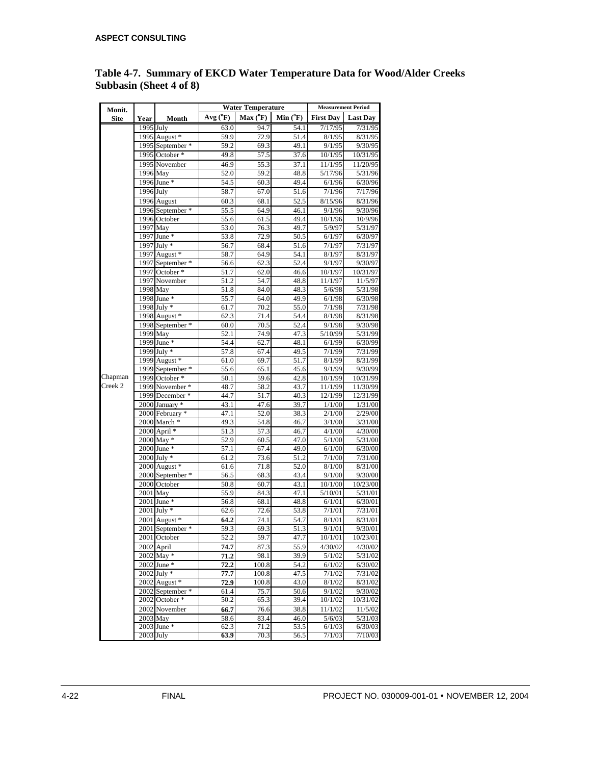**Table 4-7. Summary of EKCD Water Temperature Data for Wood/Alder Creeks Subbasin (Sheet 4 of 8)**

| Monit. Site | Year | Month | Water Temperature | | | Measurement Period | |
|---|---|---|---|---|---|---|---|
| | | | Avg (°F) | Max (°F) | Min (°F) | First Day | Last Day |
| Chapman Creek 2 | 1995 | July | 63.0 | 94.7 | 54.1 | 7/17/95 | 7/31/95 |
| | 1995 | August * | 59.9 | 72.9 | 51.4 | 8/1/95 | 8/31/95 |
| | 1995 | September * | 59.2 | 69.3 | 49.1 | 9/1/95 | 9/30/95 |
| | 1995 | October * | 49.8 | 57.5 | 37.6 | 10/1/95 | 10/31/95 |
| | 1995 | November | 46.9 | 55.3 | 37.1 | 11/1/95 | 11/20/95 |
| | 1996 | May | 52.0 | 59.2 | 48.8 | 5/17/96 | 5/31/96 |
| | 1996 | June * | 54.5 | 60.3 | 49.4 | 6/1/96 | 6/30/96 |
| | 1996 | July | 58.7 | 67.0 | 51.6 | 7/1/96 | 7/17/96 |
| | 1996 | August | 60.3 | 68.1 | 52.5 | 8/15/96 | 8/31/96 |
| | 1996 | September * | 55.5 | 64.9 | 46.1 | 9/1/96 | 9/30/96 |
| | 1996 | October | 55.6 | 61.5 | 49.4 | 10/1/96 | 10/9/96 |
| | 1997 | May | 53.0 | 76.3 | 49.7 | 5/9/97 | 5/31/97 |
| | 1997 | June * | 53.8 | 72.9 | 50.5 | 6/1/97 | 6/30/97 |
| | 1997 | July * | 56.7 | 68.4 | 51.6 | 7/1/97 | 7/31/97 |
| | 1997 | August * | 58.7 | 64.9 | 54.1 | 8/1/97 | 8/31/97 |
| | 1997 | September * | 56.6 | 62.3 | 52.4 | 9/1/97 | 9/30/97 |
| | 1997 | October * | 51.7 | 62.0 | 46.6 | 10/1/97 | 10/31/97 |
| | 1997 | November | 51.2 | 54.7 | 48.8 | 11/1/97 | 11/5/97 |
| | 1998 | May | 51.8 | 84.0 | 48.3 | 5/6/98 | 5/31/98 |
| | 1998 | June * | 55.7 | 64.0 | 49.9 | 6/1/98 | 6/30/98 |
| | 1998 | July * | 61.7 | 70.2 | 55.0 | 7/1/98 | 7/31/98 |
| | 1998 | August * | 62.3 | 71.4 | 54.4 | 8/1/98 | 8/31/98 |
| | 1998 | September * | 60.0 | 70.5 | 52.4 | 9/1/98 | 9/30/98 |
| | 1999 | May | 52.1 | 74.9 | 47.3 | 5/10/99 | 5/31/99 |
| | 1999 | June * | 54.4 | 62.7 | 48.1 | 6/1/99 | 6/30/99 |
| | 1999 | July * | 57.8 | 67.4 | 49.5 | 7/1/99 | 7/31/99 |
| | 1999 | August * | 61.0 | 69.7 | 51.7 | 8/1/99 | 8/31/99 |
| | 1999 | September * | 55.6 | 65.1 | 45.6 | 9/1/99 | 9/30/99 |
| | 1999 | October * | 50.1 | 59.6 | 42.8 | 10/1/99 | 10/31/99 |
| | 1999 | November * | 48.7 | 58.2 | 43.7 | 11/1/99 | 11/30/99 |
| | 1999 | December * | 44.7 | 51.7 | 40.3 | 12/1/99 | 12/31/99 |
| | 2000 | January * | 43.1 | 47.6 | 39.7 | 1/1/00 | 1/31/00 |
| | 2000 | February * | 47.1 | 52.0 | 38.3 | 2/1/00 | 2/29/00 |
| | 2000 | March * | 49.3 | 54.8 | 46.7 | 3/1/00 | 3/31/00 |
| | 2000 | April * | 51.3 | 57.3 | 46.7 | 4/1/00 | 4/30/00 |
| | 2000 | May * | 52.9 | 60.5 | 47.0 | 5/1/00 | 5/31/00 |
| | 2000 | June * | 57.1 | 67.4 | 49.0 | 6/1/00 | 6/30/00 |
| | 2000 | July * | 61.2 | 73.6 | 51.2 | 7/1/00 | 7/31/00 |
| | 2000 | August * | 61.6 | 71.8 | 52.0 | 8/1/00 | 8/31/00 |
| | 2000 | September * | 56.5 | 68.3 | 43.4 | 9/1/00 | 9/30/00 |
| | 2000 | October | 50.8 | 60.7 | 43.1 | 10/1/00 | 10/23/00 |
| | 2001 | May | 55.9 | 84.3 | 47.1 | 5/10/01 | 5/31/01 |
| | 2001 | June * | 56.8 | 68.1 | 48.8 | 6/1/01 | 6/30/01 |
| | 2001 | July * | 62.6 | 72.6 | 53.8 | 7/1/01 | 7/31/01 |
| | 2001 | August * | **64.2** | 74.1 | 54.7 | 8/1/01 | 8/31/01 |
| | 2001 | September * | 59.3 | 69.3 | 51.3 | 9/1/01 | 9/30/01 |
| | 2001 | October | 52.2 | 59.7 | 47.7 | 10/1/01 | 10/23/01 |
| | 2002 | April | **74.7** | 87.3 | 55.9 | 4/30/02 | 4/30/02 |
| | 2002 | May * | **71.2** | 98.1 | 39.9 | 5/1/02 | 5/31/02 |
| | 2002 | June * | **72.2** | 100.8 | 54.2 | 6/1/02 | 6/30/02 |
| | 2002 | July * | **77.7** | 100.8 | 47.5 | 7/1/02 | 7/31/02 |
| | 2002 | August * | **72.9** | 100.8 | 43.0 | 8/1/02 | 8/31/02 |
| | 2002 | September * | 61.4 | 75.7 | 50.6 | 9/1/02 | 9/30/02 |
| | 2002 | October * | 50.2 | 65.3 | 39.4 | 10/1/02 | 10/31/02 |
| | 2002 | November | **66.7** | 76.6 | 38.8 | 11/1/02 | 11/5/02 |
| | 2003 | May | 58.6 | 83.4 | 46.0 | 5/6/03 | 5/31/03 |
| | 2003 | June * | 62.3 | 71.2 | 53.5 | 6/1/03 | 6/30/03 |
| | 2003 | July | **63.9** | 70.3 | 56.5 | 7/1/03 | 7/10/03 |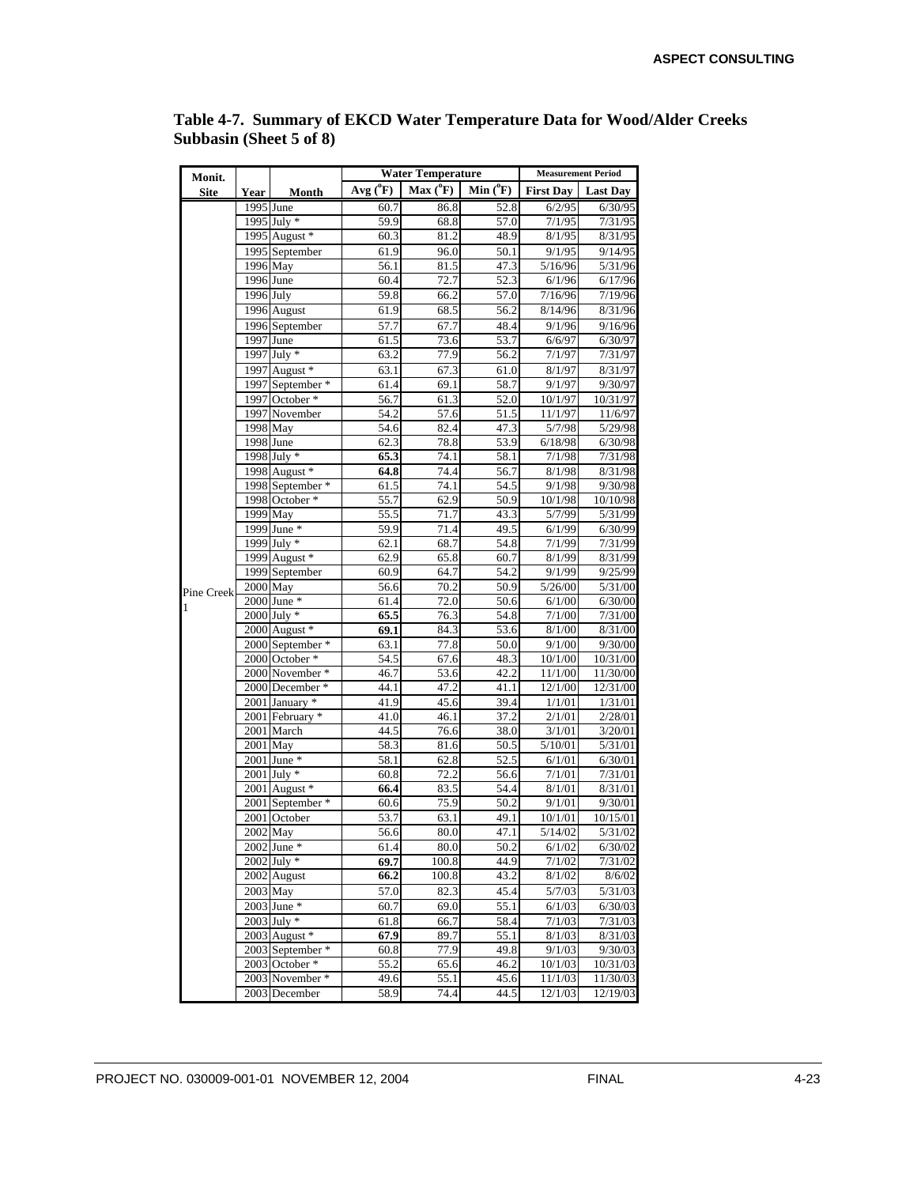**Table 4-7. Summary of EKCD Water Temperature Data for Wood/Alder Creeks Subbasin (Sheet 5 of 8)**

| Monit. Site | Year | Month | Water Temperature | | | Measurement Period | |
|---|---|---|---|---|---|---|---|
| | | | Avg (°F) | Max (°F) | Min (°F) | First Day | Last Day |
| Pine Creek 1 | 1995 | June | 60.7 | 86.8 | 52.8 | 6/2/95 | 6/30/95 |
| | 1995 | July * | 59.9 | 68.8 | 57.0 | 7/1/95 | 7/31/95 |
| | 1995 | August * | 60.3 | 81.2 | 48.9 | 8/1/95 | 8/31/95 |
| | 1995 | September | 61.9 | 96.0 | 50.1 | 9/1/95 | 9/14/95 |
| | 1996 | May | 56.1 | 81.5 | 47.3 | 5/16/96 | 5/31/96 |
| | 1996 | June | 60.4 | 72.7 | 52.3 | 6/1/96 | 6/17/96 |
| | 1996 | July | 59.8 | 66.2 | 57.0 | 7/16/96 | 7/19/96 |
| | 1996 | August | 61.9 | 68.5 | 56.2 | 8/14/96 | 8/31/96 |
| | 1996 | September | 57.7 | 67.7 | 48.4 | 9/1/96 | 9/16/96 |
| | 1997 | June | 61.5 | 73.6 | 53.7 | 6/6/97 | 6/30/97 |
| | 1997 | July * | 63.2 | 77.9 | 56.2 | 7/1/97 | 7/31/97 |
| | 1997 | August * | 63.1 | 67.3 | 61.0 | 8/1/97 | 8/31/97 |
| | 1997 | September * | 61.4 | 69.1 | 58.7 | 9/1/97 | 9/30/97 |
| | 1997 | October * | 56.7 | 61.3 | 52.0 | 10/1/97 | 10/31/97 |
| | 1997 | November | 54.2 | 57.6 | 51.5 | 11/1/97 | 11/6/97 |
| | 1998 | May | 54.6 | 82.4 | 47.3 | 5/7/98 | 5/29/98 |
| | 1998 | June | 62.3 | 78.8 | 53.9 | 6/18/98 | 6/30/98 |
| | 1998 | July * | **65.3** | 74.1 | 58.1 | 7/1/98 | 7/31/98 |
| | 1998 | August * | **64.8** | 74.4 | 56.7 | 8/1/98 | 8/31/98 |
| | 1998 | September * | 61.5 | 74.1 | 54.5 | 9/1/98 | 9/30/98 |
| | 1998 | October * | 55.7 | 62.9 | 50.9 | 10/1/98 | 10/10/98 |
| | 1999 | May | 55.5 | 71.7 | 43.3 | 5/7/99 | 5/31/99 |
| | 1999 | June * | 59.9 | 71.4 | 49.5 | 6/1/99 | 6/30/99 |
| | 1999 | July * | 62.1 | 68.7 | 54.8 | 7/1/99 | 7/31/99 |
| | 1999 | August * | 62.9 | 65.8 | 60.7 | 8/1/99 | 8/31/99 |
| | 1999 | September | 60.9 | 64.7 | 54.2 | 9/1/99 | 9/25/99 |
| | 2000 | May | 56.6 | 70.2 | 50.9 | 5/26/00 | 5/31/00 |
| | 2000 | June * | 61.4 | 72.0 | 50.6 | 6/1/00 | 6/30/00 |
| | 2000 | July * | **65.5** | 76.3 | 54.8 | 7/1/00 | 7/31/00 |
| | 2000 | August * | **69.1** | 84.3 | 53.6 | 8/1/00 | 8/31/00 |
| | 2000 | September * | 63.1 | 77.8 | 50.0 | 9/1/00 | 9/30/00 |
| | 2000 | October * | 54.5 | 67.6 | 48.3 | 10/1/00 | 10/31/00 |
| | 2000 | November * | 46.7 | 53.6 | 42.2 | 11/1/00 | 11/30/00 |
| | 2000 | December * | 44.1 | 47.2 | 41.1 | 12/1/00 | 12/31/00 |
| | 2001 | January * | 41.9 | 45.6 | 39.4 | 1/1/01 | 1/31/01 |
| | 2001 | February * | 41.0 | 46.1 | 37.2 | 2/1/01 | 2/28/01 |
| | 2001 | March | 44.5 | 76.6 | 38.0 | 3/1/01 | 3/20/01 |
| | 2001 | May | 58.3 | 81.6 | 50.5 | 5/10/01 | 5/31/01 |
| | 2001 | June * | 58.1 | 62.8 | 52.5 | 6/1/01 | 6/30/01 |
| | 2001 | July * | 60.8 | 72.2 | 56.6 | 7/1/01 | 7/31/01 |
| | 2001 | August * | **66.4** | 83.5 | 54.4 | 8/1/01 | 8/31/01 |
| | 2001 | September * | 60.6 | 75.9 | 50.2 | 9/1/01 | 9/30/01 |
| | 2001 | October | 53.7 | 63.1 | 49.1 | 10/1/01 | 10/15/01 |
| | 2002 | May | 56.6 | 80.0 | 47.1 | 5/14/02 | 5/31/02 |
| | 2002 | June * | 61.4 | 80.0 | 50.2 | 6/1/02 | 6/30/02 |
| | 2002 | July * | **69.7** | 100.8 | 44.9 | 7/1/02 | 7/31/02 |
| | 2002 | August | **66.2** | 100.8 | 43.2 | 8/1/02 | 8/6/02 |
| | 2003 | May | 57.0 | 82.3 | 45.4 | 5/7/03 | 5/31/03 |
| | 2003 | June * | 60.7 | 69.0 | 55.1 | 6/1/03 | 6/30/03 |
| | 2003 | July * | 61.8 | 66.7 | 58.4 | 7/1/03 | 7/31/03 |
| | 2003 | August * | **67.9** | 89.7 | 55.1 | 8/1/03 | 8/31/03 |
| | 2003 | September * | 60.8 | 77.9 | 49.8 | 9/1/03 | 9/30/03 |
| | 2003 | October * | 55.2 | 65.6 | 46.2 | 10/1/03 | 10/31/03 |
| | 2003 | November * | 49.6 | 55.1 | 45.6 | 11/1/03 | 11/30/03 |
| | 2003 | December | 58.9 | 74.4 | 44.5 | 12/1/03 | 12/19/03 |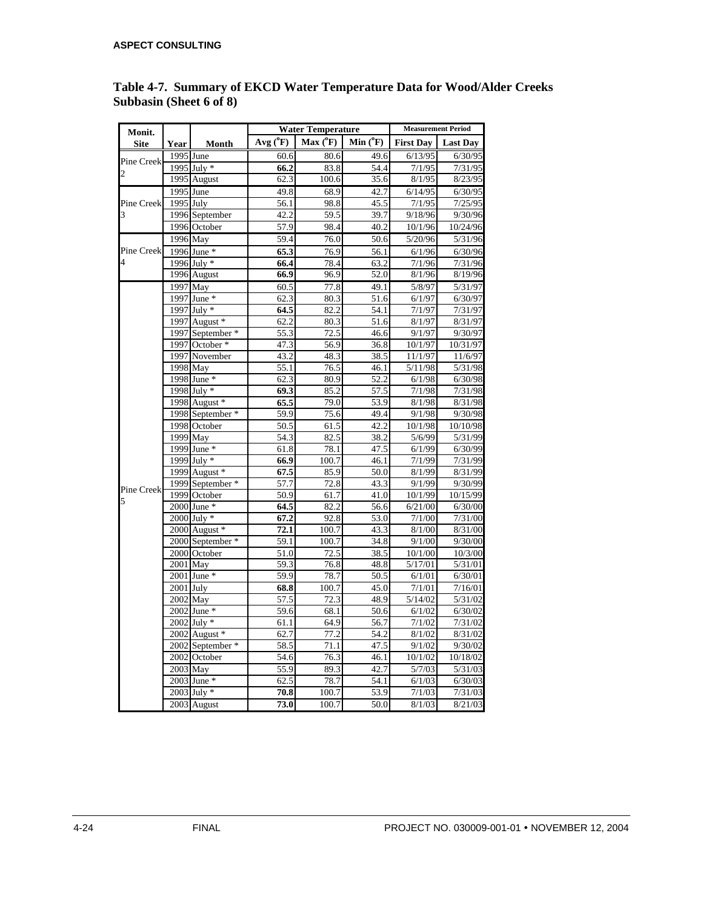# Table 4-7. Summary of EKCD Water Temperature Data for Wood/Alder Creeks Subbasin (Sheet 6 of 8)

| Monit. Site | Year | Month | Water Temperature | | | Measurement Period | |
|---|---|---|---|---|---|---|---|
| | | | Avg (°F) | Max (°F) | Min (°F) | First Day | Last Day |
| Pine Creek 2 | 1995 | June | 60.6 | 80.6 | 49.6 | 6/13/95 | 6/30/95 |
| | 1995 | July * | **66.2** | 83.8 | 54.4 | 7/1/95 | 7/31/95 |
| | 1995 | August | 62.3 | 100.6 | 35.6 | 8/1/95 | 8/23/95 |
| Pine Creek 3 | 1995 | June | 49.8 | 68.9 | 42.7 | 6/14/95 | 6/30/95 |
| | 1995 | July | 56.1 | 98.8 | 45.5 | 7/1/95 | 7/25/95 |
| | 1996 | September | 42.2 | 59.5 | 39.7 | 9/18/96 | 9/30/96 |
| | 1996 | October | 57.9 | 98.4 | 40.2 | 10/1/96 | 10/24/96 |
| Pine Creek 4 | 1996 | May | 59.4 | 76.0 | 50.6 | 5/20/96 | 5/31/96 |
| | 1996 | June * | **65.3** | 76.9 | 56.1 | 6/1/96 | 6/30/96 |
| | 1996 | July * | **66.4** | 78.4 | 63.2 | 7/1/96 | 7/31/96 |
| | 1996 | August | **66.9** | 96.9 | 52.0 | 8/1/96 | 8/19/96 |
| Pine Creek 5 | 1997 | May | 60.5 | 77.8 | 49.1 | 5/8/97 | 5/31/97 |
| | 1997 | June * | 62.3 | 80.3 | 51.6 | 6/1/97 | 6/30/97 |
| | 1997 | July * | **64.5** | 82.2 | 54.1 | 7/1/97 | 7/31/97 |
| | 1997 | August * | 62.2 | 80.3 | 51.6 | 8/1/97 | 8/31/97 |
| | 1997 | September * | 55.3 | 72.5 | 46.6 | 9/1/97 | 9/30/97 |
| | 1997 | October * | 47.3 | 56.9 | 36.8 | 10/1/97 | 10/31/97 |
| | 1997 | November | 43.2 | 48.3 | 38.5 | 11/1/97 | 11/6/97 |
| | 1998 | May | 55.1 | 76.5 | 46.1 | 5/11/98 | 5/31/98 |
| | 1998 | June * | 62.3 | 80.9 | 52.2 | 6/1/98 | 6/30/98 |
| | 1998 | July * | **69.3** | 85.2 | 57.5 | 7/1/98 | 7/31/98 |
| | 1998 | August * | **65.5** | 79.0 | 53.9 | 8/1/98 | 8/31/98 |
| | 1998 | September * | 59.9 | 75.6 | 49.4 | 9/1/98 | 9/30/98 |
| | 1998 | October | 50.5 | 61.5 | 42.2 | 10/1/98 | 10/10/98 |
| | 1999 | May | 54.3 | 82.5 | 38.2 | 5/6/99 | 5/31/99 |
| | 1999 | June * | 61.8 | 78.1 | 47.5 | 6/1/99 | 6/30/99 |
| | 1999 | July * | **66.9** | 100.7 | 46.1 | 7/1/99 | 7/31/99 |
| | 1999 | August * | **67.5** | 85.9 | 50.0 | 8/1/99 | 8/31/99 |
| | 1999 | September * | 57.7 | 72.8 | 43.3 | 9/1/99 | 9/30/99 |
| | 1999 | October | 50.9 | 61.7 | 41.0 | 10/1/99 | 10/15/99 |
| | 2000 | June * | **64.5** | 82.2 | 56.6 | 6/21/00 | 6/30/00 |
| | 2000 | July * | **67.2** | 92.8 | 53.0 | 7/1/00 | 7/31/00 |
| | 2000 | August * | **72.1** | 100.7 | 43.3 | 8/1/00 | 8/31/00 |
| | 2000 | September * | 59.1 | 100.7 | 34.8 | 9/1/00 | 9/30/00 |
| | 2000 | October | 51.0 | 72.5 | 38.5 | 10/1/00 | 10/3/00 |
| | 2001 | May | 59.3 | 76.8 | 48.8 | 5/17/01 | 5/31/01 |
| | 2001 | June * | 59.9 | 78.7 | 50.5 | 6/1/01 | 6/30/01 |
| | 2001 | July | **68.8** | 100.7 | 45.0 | 7/1/01 | 7/16/01 |
| | 2002 | May | 57.5 | 72.3 | 48.9 | 5/14/02 | 5/31/02 |
| | 2002 | June * | 59.6 | 68.1 | 50.6 | 6/1/02 | 6/30/02 |
| | 2002 | July * | 61.1 | 64.9 | 56.7 | 7/1/02 | 7/31/02 |
| | 2002 | August * | 62.7 | 77.2 | 54.2 | 8/1/02 | 8/31/02 |
| | 2002 | September * | 58.5 | 71.1 | 47.5 | 9/1/02 | 9/30/02 |
| | 2002 | October | 54.6 | 76.3 | 46.1 | 10/1/02 | 10/18/02 |
| | 2003 | May | 55.9 | 89.3 | 42.7 | 5/7/03 | 5/31/03 |
| | 2003 | June * | 62.5 | 78.7 | 54.1 | 6/1/03 | 6/30/03 |
| | 2003 | July * | **70.8** | 100.7 | 53.9 | 7/1/03 | 7/31/03 |
| | 2003 | August | **73.0** | 100.7 | 50.0 | 8/1/03 | 8/21/03 |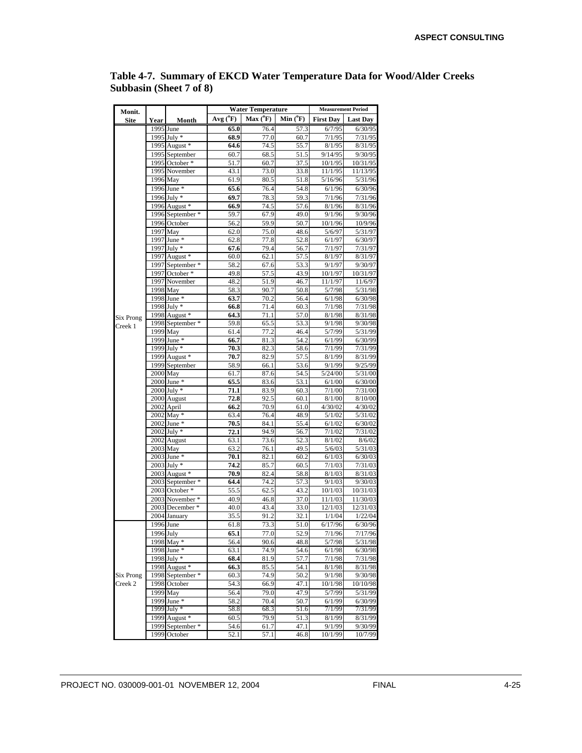## Table 4-7. Summary of EKCD Water Temperature Data for Wood/Alder Creeks Subbasin (Sheet 7 of 8)

| Monit. Site | Year | Month | Water Temperature | | | Measurement Period | |
|---|---|---|---|---|---|---|---|
| | | | Avg (°F) | Max (°F) | Min (°F) | First Day | Last Day |
| Six Prong Creek 1 | 1995 | June | **65.0** | 76.4 | 57.3 | 6/7/95 | 6/30/95 |
| | 1995 | July * | **68.9** | 77.0 | 60.7 | 7/1/95 | 7/31/95 |
| | 1995 | August * | **64.6** | 74.5 | 55.7 | 8/1/95 | 8/31/95 |
| | 1995 | September | 60.7 | 68.5 | 51.5 | 9/14/95 | 9/30/95 |
| | 1995 | October * | 51.7 | 60.7 | 37.5 | 10/1/95 | 10/31/95 |
| | 1995 | November | 43.1 | 73.0 | 33.8 | 11/1/95 | 11/13/95 |
| | 1996 | May | 61.9 | 80.5 | 51.8 | 5/16/96 | 5/31/96 |
| | 1996 | June * | **65.6** | 76.4 | 54.8 | 6/1/96 | 6/30/96 |
| | 1996 | July * | **69.7** | 78.3 | 59.3 | 7/1/96 | 7/31/96 |
| | 1996 | August * | **66.9** | 74.5 | 57.6 | 8/1/96 | 8/31/96 |
| | 1996 | September * | 59.7 | 67.9 | 49.0 | 9/1/96 | 9/30/96 |
| | 1996 | October | 56.2 | 59.9 | 50.7 | 10/1/96 | 10/9/96 |
| | 1997 | May | 62.0 | 75.0 | 48.6 | 5/6/97 | 5/31/97 |
| | 1997 | June * | 62.8 | 77.8 | 52.8 | 6/1/97 | 6/30/97 |
| | 1997 | July * | **67.6** | 79.4 | 56.7 | 7/1/97 | 7/31/97 |
| | 1997 | August * | 60.0 | 62.1 | 57.5 | 8/1/97 | 8/31/97 |
| | 1997 | September * | 58.2 | 67.6 | 53.3 | 9/1/97 | 9/30/97 |
| | 1997 | October * | 49.8 | 57.5 | 43.9 | 10/1/97 | 10/31/97 |
| | 1997 | November | 48.2 | 51.9 | 46.7 | 11/1/97 | 11/6/97 |
| | 1998 | May | 58.3 | 90.7 | 50.8 | 5/7/98 | 5/31/98 |
| | 1998 | June * | **63.7** | 70.2 | 56.4 | 6/1/98 | 6/30/98 |
| | 1998 | July * | **66.8** | 71.4 | 60.3 | 7/1/98 | 7/31/98 |
| | 1998 | August * | **64.3** | 71.1 | 57.0 | 8/1/98 | 8/31/98 |
| | 1998 | September * | 59.8 | 65.5 | 53.3 | 9/1/98 | 9/30/98 |
| | 1999 | May | 61.4 | 77.2 | 46.4 | 5/7/99 | 5/31/99 |
| | 1999 | June * | **66.7** | 81.3 | 54.2 | 6/1/99 | 6/30/99 |
| | 1999 | July * | **70.3** | 82.3 | 58.6 | 7/1/99 | 7/31/99 |
| | 1999 | August * | **70.7** | 82.9 | 57.5 | 8/1/99 | 8/31/99 |
| | 1999 | September | 58.9 | 66.1 | 53.6 | 9/1/99 | 9/25/99 |
| | 2000 | May | 61.7 | 87.6 | 54.5 | 5/24/00 | 5/31/00 |
| | 2000 | June * | **65.5** | 83.6 | 53.1 | 6/1/00 | 6/30/00 |
| | 2000 | July * | **71.1** | 83.9 | 60.3 | 7/1/00 | 7/31/00 |
| | 2000 | August | **72.8** | 92.5 | 60.1 | 8/1/00 | 8/10/00 |
| | 2002 | April | **66.2** | 70.9 | 61.0 | 4/30/02 | 4/30/02 |
| | 2002 | May * | 63.4 | 76.4 | 48.9 | 5/1/02 | 5/31/02 |
| | 2002 | June * | **70.5** | 84.1 | 55.4 | 6/1/02 | 6/30/02 |
| | 2002 | July * | **72.1** | 94.9 | 56.7 | 7/1/02 | 7/31/02 |
| | 2002 | August | 63.1 | 73.6 | 52.3 | 8/1/02 | 8/6/02 |
| | 2003 | May | 63.2 | 76.1 | 49.5 | 5/6/03 | 5/31/03 |
| | 2003 | June * | **70.1** | 82.1 | 60.2 | 6/1/03 | 6/30/03 |
| | 2003 | July * | **74.2** | 85.7 | 60.5 | 7/1/03 | 7/31/03 |
| | 2003 | August * | **70.9** | 82.4 | 58.8 | 8/1/03 | 8/31/03 |
| | 2003 | September * | **64.4** | 74.2 | 57.3 | 9/1/03 | 9/30/03 |
| | 2003 | October * | 55.5 | 62.5 | 43.2 | 10/1/03 | 10/31/03 |
| | 2003 | November * | 40.9 | 46.8 | 37.0 | 11/1/03 | 11/30/03 |
| | 2003 | December * | 40.0 | 43.4 | 33.0 | 12/1/03 | 12/31/03 |
| | 2004 | January | 35.5 | 91.2 | 32.1 | 1/1/04 | 1/22/04 |
| Six Prong Creek 2 | 1996 | June | 61.8 | 73.3 | 51.0 | 6/17/96 | 6/30/96 |
| | 1996 | July | **65.1** | 77.0 | 52.9 | 7/1/96 | 7/17/96 |
| | 1998 | May * | 56.4 | 90.6 | 48.8 | 5/7/98 | 5/31/98 |
| | 1998 | June * | 63.1 | 74.9 | 54.6 | 6/1/98 | 6/30/98 |
| | 1998 | July * | **68.4** | 81.9 | 57.7 | 7/1/98 | 7/31/98 |
| | 1998 | August * | **66.3** | 85.5 | 54.1 | 8/1/98 | 8/31/98 |
| | 1998 | September * | 60.3 | 74.9 | 50.2 | 9/1/98 | 9/30/98 |
| | 1998 | October | 54.3 | 66.9 | 47.1 | 10/1/98 | 10/10/98 |
| | 1999 | May | 56.4 | 79.0 | 47.9 | 5/7/99 | 5/31/99 |
| | 1999 | June * | 58.2 | 70.4 | 50.7 | 6/1/99 | 6/30/99 |
| | 1999 | July * | 58.8 | 68.3 | 51.6 | 7/1/99 | 7/31/99 |
| | 1999 | August * | 60.5 | 79.9 | 51.3 | 8/1/99 | 8/31/99 |
| | 1999 | September * | 54.6 | 61.7 | 47.1 | 9/1/99 | 9/30/99 |
| | 1999 | October | 52.1 | 57.1 | 46.8 | 10/1/99 | 10/7/99 |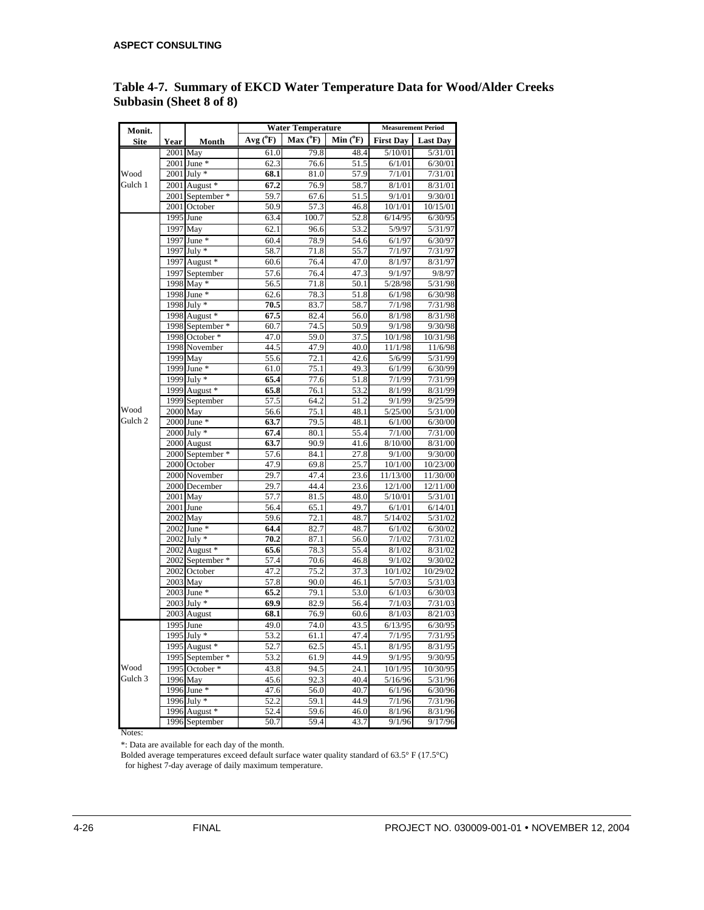## Table 4-7. Summary of EKCD Water Temperature Data for Wood/Alder Creeks Subbasin (Sheet 8 of 8)

| Monit. Site | Year | Month | Water Temperature | | | Measurement Period | |
|---|---|---|---|---|---|---|---|
| | | | Avg (°F) | Max (°F) | Min (°F) | First Day | Last Day |
| Wood Gulch 1 | 2001 | May | 61.0 | 79.8 | 48.4 | 5/10/01 | 5/31/01 |
| | 2001 | June * | 62.3 | 76.6 | 51.5 | 6/1/01 | 6/30/01 |
| | 2001 | July * | **68.1** | 81.0 | 57.9 | 7/1/01 | 7/31/01 |
| | 2001 | August * | **67.2** | 76.9 | 58.7 | 8/1/01 | 8/31/01 |
| | 2001 | September * | 59.7 | 67.6 | 51.5 | 9/1/01 | 9/30/01 |
| | 2001 | October | 50.9 | 57.3 | 46.8 | 10/1/01 | 10/15/01 |
| Wood Gulch 2 | 1995 | June | 63.4 | 100.7 | 52.8 | 6/14/95 | 6/30/95 |
| | 1997 | May | 62.1 | 96.6 | 53.2 | 5/9/97 | 5/31/97 |
| | 1997 | June * | 60.4 | 78.9 | 54.6 | 6/1/97 | 6/30/97 |
| | 1997 | July * | 58.7 | 71.8 | 55.7 | 7/1/97 | 7/31/97 |
| | 1997 | August * | 60.6 | 76.4 | 47.0 | 8/1/97 | 8/31/97 |
| | 1997 | September | 57.6 | 76.4 | 47.3 | 9/1/97 | 9/8/97 |
| | 1998 | May * | 56.5 | 71.8 | 50.1 | 5/28/98 | 5/31/98 |
| | 1998 | June * | 62.6 | 78.3 | 51.8 | 6/1/98 | 6/30/98 |
| | 1998 | July * | **70.5** | 83.7 | 58.7 | 7/1/98 | 7/31/98 |
| | 1998 | August * | **67.5** | 82.4 | 56.0 | 8/1/98 | 8/31/98 |
| | 1998 | September * | 60.7 | 74.5 | 50.9 | 9/1/98 | 9/30/98 |
| | 1998 | October * | 47.0 | 59.0 | 37.5 | 10/1/98 | 10/31/98 |
| | 1998 | November | 44.5 | 47.9 | 40.0 | 11/1/98 | 11/6/98 |
| | 1999 | May | 55.6 | 72.1 | 42.6 | 5/6/99 | 5/31/99 |
| | 1999 | June * | 61.0 | 75.1 | 49.3 | 6/1/99 | 6/30/99 |
| | 1999 | July * | **65.4** | 77.6 | 51.8 | 7/1/99 | 7/31/99 |
| | 1999 | August * | **65.8** | 76.1 | 53.2 | 8/1/99 | 8/31/99 |
| | 1999 | September | 57.5 | 64.2 | 51.2 | 9/1/99 | 9/25/99 |
| | 2000 | May | 56.6 | 75.1 | 48.1 | 5/25/00 | 5/31/00 |
| | 2000 | June * | **63.7** | 79.5 | 48.1 | 6/1/00 | 6/30/00 |
| | 2000 | July * | **67.4** | 80.1 | 55.4 | 7/1/00 | 7/31/00 |
| | 2000 | August | **63.7** | 90.9 | 41.6 | 8/10/00 | 8/31/00 |
| | 2000 | September * | 57.6 | 84.1 | 27.8 | 9/1/00 | 9/30/00 |
| | 2000 | October | 47.9 | 69.8 | 25.7 | 10/1/00 | 10/23/00 |
| | 2000 | November | 29.7 | 47.4 | 23.6 | 11/13/00 | 11/30/00 |
| | 2000 | December | 29.7 | 44.4 | 23.6 | 12/1/00 | 12/11/00 |
| | 2001 | May | 57.7 | 81.5 | 48.0 | 5/10/01 | 5/31/01 |
| | 2001 | June | 56.4 | 65.1 | 49.7 | 6/1/01 | 6/14/01 |
| | 2002 | May | 59.6 | 72.1 | 48.7 | 5/14/02 | 5/31/02 |
| | 2002 | June * | **64.4** | 82.7 | 48.7 | 6/1/02 | 6/30/02 |
| | 2002 | July * | **70.2** | 87.1 | 56.0 | 7/1/02 | 7/31/02 |
| | 2002 | August * | **65.6** | 78.3 | 55.4 | 8/1/02 | 8/31/02 |
| | 2002 | September * | 57.4 | 70.6 | 46.8 | 9/1/02 | 9/30/02 |
| | 2002 | October | 47.2 | 75.2 | 37.3 | 10/1/02 | 10/29/02 |
| | 2003 | May | 57.8 | 90.0 | 46.1 | 5/7/03 | 5/31/03 |
| | 2003 | June * | **65.2** | 79.1 | 53.0 | 6/1/03 | 6/30/03 |
| | 2003 | July * | **69.9** | 82.9 | 56.4 | 7/1/03 | 7/31/03 |
| | 2003 | August | **68.1** | 76.9 | 60.6 | 8/1/03 | 8/21/03 |
| Wood Gulch 3 | 1995 | June | 49.0 | 74.0 | 43.5 | 6/13/95 | 6/30/95 |
| | 1995 | July * | 53.2 | 61.1 | 47.4 | 7/1/95 | 7/31/95 |
| | 1995 | August * | 52.7 | 62.5 | 45.1 | 8/1/95 | 8/31/95 |
| | 1995 | September * | 53.2 | 61.9 | 44.9 | 9/1/95 | 9/30/95 |
| | 1995 | October * | 43.8 | 94.5 | 24.1 | 10/1/95 | 10/30/95 |
| | 1996 | May | 45.6 | 92.3 | 40.4 | 5/16/96 | 5/31/96 |
| | 1996 | June * | 47.6 | 56.0 | 40.7 | 6/1/96 | 6/30/96 |
| | 1996 | July * | 52.2 | 59.1 | 44.9 | 7/1/96 | 7/31/96 |
| | 1996 | August * | 52.4 | 59.6 | 46.0 | 8/1/96 | 8/31/96 |
| | 1996 | September | 50.7 | 59.4 | 43.7 | 9/1/96 | 9/17/96 |

Notes:

*: Data are available for each day of the month.

Bolded average temperatures exceed default surface water quality standard of 63.5° F (17.5°C) for highest 7-day average of daily maximum temperature.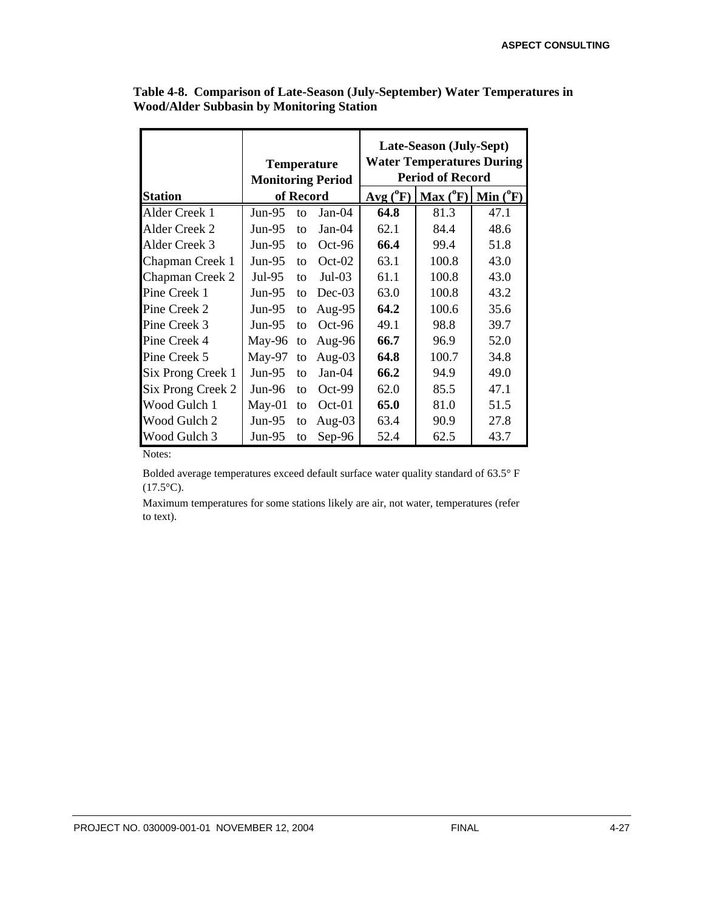**Table 4-8. Comparison of Late-Season (July-September) Water Temperatures in Wood/Alder Subbasin by Monitoring Station**

| Station | Temperature Monitoring Period of Record | Late-Season (July-Sept) Water Temperatures During Period of Record | | |
|---|---|---|---|---|
| | | Avg (°F) | Max (°F) | Min (°F) |
| Alder Creek 1 | Jun-95 to Jan-04 | **64.8** | 81.3 | 47.1 |
| Alder Creek 2 | Jun-95 to Jan-04 | 62.1 | 84.4 | 48.6 |
| Alder Creek 3 | Jun-95 to Oct-96 | **66.4** | 99.4 | 51.8 |
| Chapman Creek 1 | Jun-95 to Oct-02 | 63.1 | 100.8 | 43.0 |
| Chapman Creek 2 | Jul-95 to Jul-03 | 61.1 | 100.8 | 43.0 |
| Pine Creek 1 | Jun-95 to Dec-03 | 63.0 | 100.8 | 43.2 |
| Pine Creek 2 | Jun-95 to Aug-95 | **64.2** | 100.6 | 35.6 |
| Pine Creek 3 | Jun-95 to Oct-96 | 49.1 | 98.8 | 39.7 |
| Pine Creek 4 | May-96 to Aug-96 | **66.7** | 96.9 | 52.0 |
| Pine Creek 5 | May-97 to Aug-03 | **64.8** | 100.7 | 34.8 |
| Six Prong Creek 1 | Jun-95 to Jan-04 | **66.2** | 94.9 | 49.0 |
| Six Prong Creek 2 | Jun-96 to Oct-99 | 62.0 | 85.5 | 47.1 |
| Wood Gulch 1 | May-01 to Oct-01 | **65.0** | 81.0 | 51.5 |
| Wood Gulch 2 | Jun-95 to Aug-03 | 63.4 | 90.9 | 27.8 |
| Wood Gulch 3 | Jun-95 to Sep-96 | 52.4 | 62.5 | 43.7 |

Notes:

Bolded average temperatures exceed default surface water quality standard of 63.5° F (17.5°C).

Maximum temperatures for some stations likely are air, not water, temperatures (refer to text).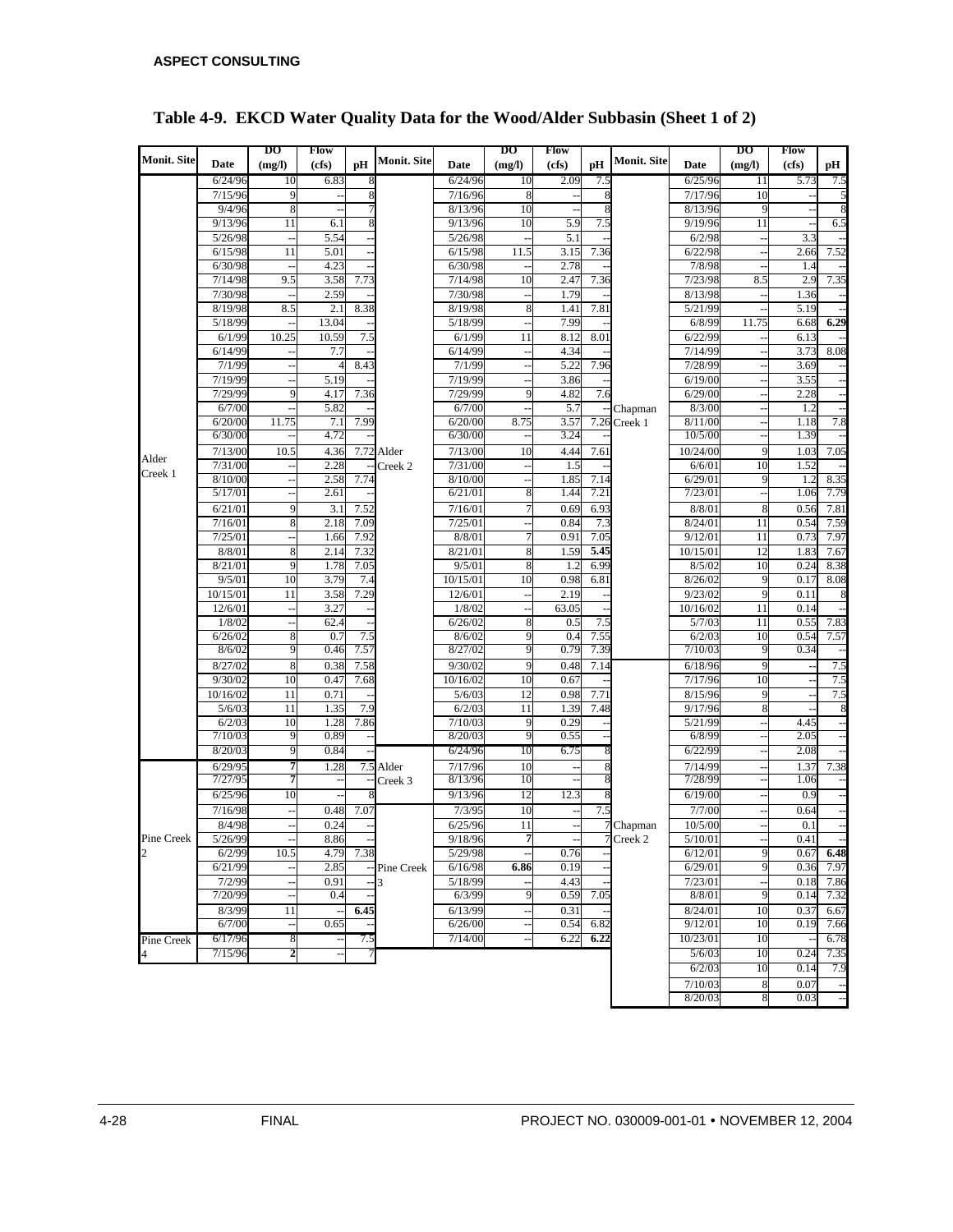**Table 4-9. EKCD Water Quality Data for the Wood/Alder Subbasin (Sheet 1 of 2)**

| Monit. Site | Date | DO (mg/l) | Flow (cfs) | pH | Monit. Site | Date | DO (mg/l) | Flow (cfs) | pH | Monit. Site | Date | DO (mg/l) | Flow (cfs) | pH |
|---|---|---|---|---|---|---|---|---|---|---|---|---|---|---|
| Alder Creek 1 | 6/24/96 | 10 | 6.83 | 8 | Alder Creek 2 | 6/24/96 | 10 | 2.09 | 7.5 | Chapman Creek 1 | 6/25/96 | 11 | 5.73 | 7.5 |
| | 7/15/96 | 9 | -- | 8 | | 7/16/96 | 8 | -- | 8 | | 7/17/96 | 10 | -- | 5 |
| | 9/4/96 | 8 | -- | 7 | | 8/13/96 | 10 | -- | 8 | | 8/13/96 | 9 | -- | 8 |
| | 9/13/96 | 11 | 6.1 | 8 | | 9/13/96 | 10 | 5.9 | 7.5 | | 9/19/96 | 11 | -- | 6.5 |
| | 5/26/98 | -- | 5.54 | -- | | 5/26/98 | -- | 5.1 | -- | | 6/2/98 | -- | 3.3 | -- |
| | 6/15/98 | 11 | 5.01 | -- | | 6/15/98 | 11.5 | 3.15 | 7.36 | | 6/22/98 | -- | 2.66 | 7.52 |
| | 6/30/98 | -- | 4.23 | -- | | 6/30/98 | -- | 2.78 | -- | | 7/8/98 | -- | 1.4 | -- |
| | 7/14/98 | 9.5 | 3.58 | 7.73 | | 7/14/98 | 10 | 2.47 | 7.36 | | 7/23/98 | 8.5 | 2.9 | 7.35 |
| | 7/30/98 | -- | 2.59 | -- | | 7/30/98 | -- | 1.79 | -- | | 8/13/98 | -- | 1.36 | -- |
| | 8/19/98 | 8.5 | 2.1 | 8.38 | | 8/19/98 | 8 | 1.41 | 7.81 | | 5/21/99 | -- | 5.19 | -- |
| | 5/18/99 | -- | 13.04 | -- | | 5/18/99 | -- | 7.99 | -- | | 6/8/99 | 11.75 | 6.68 | **6.29** |
| | 6/1/99 | 10.25 | 10.59 | 7.5 | | 6/1/99 | 11 | 8.12 | 8.01 | | 6/22/99 | -- | 6.13 | -- |
| | 6/14/99 | -- | 7.7 | -- | | 6/14/99 | -- | 4.34 | -- | | 7/14/99 | -- | 3.73 | 8.08 |
| | 7/1/99 | -- | 4 | 8.43 | | 7/1/99 | -- | 5.22 | 7.96 | | 7/28/99 | -- | 3.69 | -- |
| | 7/19/99 | -- | 5.19 | -- | | 7/19/99 | -- | 3.86 | -- | | 6/19/00 | -- | 3.55 | -- |
| | 7/29/99 | 9 | 4.17 | 7.36 | | 7/29/99 | 9 | 4.82 | 7.6 | | 6/29/00 | -- | 2.28 | -- |
| | 6/7/00 | -- | 5.82 | -- | | 6/7/00 | -- | 5.7 | -- | | 8/3/00 | -- | 1.2 | -- |
| | 6/20/00 | 11.75 | 7.1 | 7.99 | | 6/20/00 | 8.75 | 3.57 | 7.26 | | 8/11/00 | -- | 1.18 | 7.8 |
| | 6/30/00 | -- | 4.72 | -- | | 6/30/00 | -- | 3.24 | -- | | 10/5/00 | -- | 1.39 | -- |
| | 7/13/00 | 10.5 | 4.36 | 7.72 | | 7/13/00 | 10 | 4.44 | 7.61 | | 10/24/00 | 9 | 1.03 | 7.05 |
| | 7/31/00 | -- | 2.28 | -- | | 7/31/00 | -- | 1.5 | -- | | 6/6/01 | 10 | 1.52 | -- |
| | 8/10/00 | -- | 2.58 | 7.74 | | 8/10/00 | -- | 1.85 | 7.14 | | 6/29/01 | 9 | 1.2 | 8.35 |
| | 5/17/01 | -- | 2.61 | -- | | 6/21/01 | 8 | 1.44 | 7.21 | | 7/23/01 | -- | 1.06 | 7.79 |
| | 6/21/01 | 9 | 3.1 | 7.52 | | 7/16/01 | 7 | 0.69 | 6.93 | | 8/8/01 | 8 | 0.56 | 7.81 |
| | 7/16/01 | 8 | 2.18 | 7.09 | | 7/25/01 | -- | 0.84 | 7.3 | | 8/24/01 | 11 | 0.54 | 7.59 |
| | 7/25/01 | -- | 1.66 | 7.92 | | 8/8/01 | 7 | 0.91 | 7.05 | | 9/12/01 | 11 | 0.73 | 7.97 |
| | 8/8/01 | 9 | 2.14 | 7.32 | | 8/21/01 | 8 | 1.59 | **5.45** | | 10/15/01 | 12 | 1.83 | 7.67 |
| | 8/21/01 | 9 | 1.78 | 7.05 | | 9/5/01 | 8 | 1.2 | 6.99 | | 8/5/02 | 10 | 0.24 | 8.38 |
| | 9/5/01 | 10 | 3.79 | 7.4 | | 10/15/01 | 10 | 0.98 | 6.81 | | 8/26/02 | 9 | 0.17 | 8.08 |
| | 10/15/01 | 11 | 3.58 | 7.29 | | 12/6/01 | -- | 2.19 | -- | | 9/23/02 | 9 | 0.11 | 8 |
| | 12/6/01 | -- | 3.27 | -- | | 1/8/02 | -- | 63.05 | -- | | 10/16/02 | 11 | 0.14 | -- |
| | 1/8/02 | -- | 62.4 | -- | | 6/26/02 | 8 | 0.5 | 7.5 | | 5/7/03 | 11 | 0.55 | 7.83 |
| | 6/26/02 | 8 | 0.7 | 7.5 | | 8/6/02 | 9 | 0.4 | 7.55 | | 6/2/03 | 10 | 0.54 | 7.57 |
| | 8/6/02 | 9 | 0.46 | 7.57 | | 8/27/02 | 9 | 0.79 | 7.39 | | 7/10/03 | 9 | 0.34 | -- |
| | 8/27/02 | 8 | 0.38 | 7.58 | | 9/30/02 | 9 | 0.48 | 7.14 | Chapman Creek 2 | 6/18/96 | 9 | -- | 7.5 |
| | 9/30/02 | 10 | 0.47 | 7.68 | | 10/16/02 | 10 | 0.67 | -- | | 7/17/96 | 10 | -- | 7.5 |
| | 10/16/02 | 11 | 0.71 | -- | | 5/6/03 | 12 | 0.98 | 7.71 | | 8/15/96 | 9 | -- | 7.5 |
| | 5/6/03 | 11 | 1.35 | 7.9 | | 6/2/03 | 11 | 1.39 | 7.48 | | 9/17/96 | 8 | -- | 8 |
| | 6/2/03 | 10 | 1.28 | 7.86 | | 7/10/03 | 9 | 0.29 | -- | | 5/21/99 | -- | 4.45 | -- |
| | 7/10/03 | 9 | 0.89 | -- | | 8/20/03 | 9 | 0.55 | -- | | 6/8/99 | -- | 2.05 | -- |
| | 8/20/03 | 9 | 0.84 | -- | Alder Creek 3 | 6/24/96 | 10 | 6.75 | 8 | | 6/22/99 | -- | 2.08 | -- |
| Pine Creek 2 | 6/29/95 | **7** | 1.28 | 7.5 | | 7/17/96 | 10 | -- | 8 | | 7/14/99 | -- | 1.37 | 7.38 |
| | 7/27/95 | **7** | -- | -- | | 8/13/96 | 10 | -- | 8 | | 7/28/99 | -- | 1.06 | -- |
| | 6/25/96 | 10 | -- | 8 | | 9/13/96 | 12 | 12.3 | 8 | | 6/19/00 | -- | 0.9 | -- |
| | 7/16/98 | -- | 0.48 | 7.07 | Pine Creek 3 | 7/3/95 | 10 | -- | 7.5 | | 7/7/00 | -- | 0.64 | -- |
| | 8/4/98 | -- | 0.24 | -- | | 6/25/96 | 11 | -- | 7 | | 10/5/00 | -- | 0.1 | -- |
| | 5/26/99 | -- | 8.86 | -- | | 9/18/96 | **7** | -- | 7 | | 5/10/01 | -- | 0.41 | -- |
| | 6/2/99 | 10.5 | 4.79 | 7.38 | | 5/29/98 | -- | 0.76 | -- | | 6/12/01 | 9 | 0.67 | **6.48** |
| | 6/21/99 | -- | 2.85 | -- | | 6/16/98 | **6.86** | 0.19 | -- | | 6/29/01 | 9 | 0.36 | 7.97 |
| | 7/2/99 | -- | 0.91 | -- | | 5/18/99 | -- | 4.43 | -- | | 7/23/01 | -- | 0.18 | 7.86 |
| | 7/20/99 | -- | 0.4 | -- | | 6/3/99 | 9 | 0.59 | 7.05 | | 8/8/01 | 9 | 0.14 | 7.32 |
| | 8/3/99 | 11 | -- | **6.45** | | 6/13/99 | -- | 0.31 | -- | | 8/24/01 | 10 | 0.37 | 6.67 |
| | 6/7/00 | -- | 0.65 | -- | | 6/26/00 | -- | 0.54 | 6.82 | | 9/12/01 | 10 | 0.19 | 7.66 |
| Pine Creek 4 | 6/17/96 | 8 | -- | 7.5 | | 7/14/00 | -- | 6.22 | **6.22** | | 10/23/01 | 10 | -- | 6.78 |
| | 7/15/96 | **2** | -- | 7 | | | | | | | 5/6/03 | 10 | 0.24 | 7.35 |
| | | | | | | | | | | | 6/2/03 | 10 | 0.14 | 7.9 |
| | | | | | | | | | | | 7/10/03 | 8 | 0.07 | -- |
| | | | | | | | | | | | 8/20/03 | 8 | 0.03 | -- |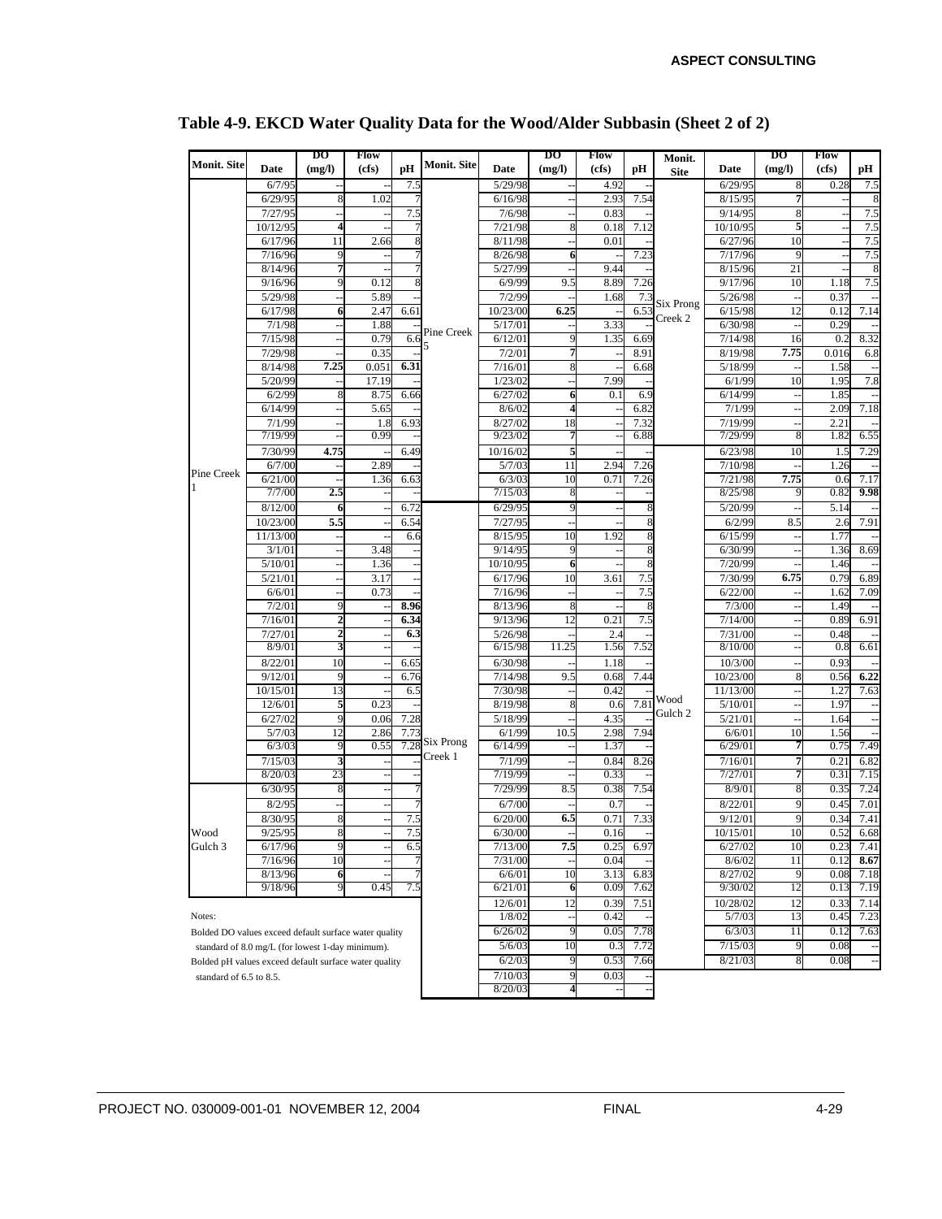# Table 4-9. EKCD Water Quality Data for the Wood/Alder Subbasin (Sheet 2 of 2)

| Monit. Site | Date | DO (mg/l) | Flow (cfs) | pH | Monit. Site | Date | DO (mg/l) | Flow (cfs) | pH | Monit. Site | Date | DO (mg/l) | Flow (cfs) | pH |
|---|---|---|---|---|---|---|---|---|---|---|---|---|---|---|
| Pine Creek 1 | 6/7/95 | -- | -- | 7.5 | Pine Creek 5 | 5/29/98 | -- | 4.92 | -- | Six Prong Creek 2 | 6/29/95 | 8 | 0.28 | 7.5 |
| | 6/29/95 | 8 | 1.02 | 7 | | 6/16/98 | -- | 2.93 | 7.54 | | 8/15/95 | **7** | -- | 8 |
| | 7/27/95 | -- | -- | 7.5 | | 7/6/98 | -- | 0.83 | -- | | 9/14/95 | 8 | -- | 7.5 |
| | 10/12/95 | **4** | -- | 7 | | 7/21/98 | 8 | 0.18 | 7.12 | | 10/10/95 | **5** | -- | 7.5 |
| | 6/17/96 | 11 | 2.66 | 8 | | 8/11/98 | -- | 0.01 | -- | | 6/27/96 | 10 | -- | 7.5 |
| | 7/16/96 | 9 | -- | 7 | | 8/26/98 | **6** | -- | 7.23 | | 7/17/96 | 9 | -- | 7.5 |
| | 8/14/96 | **7** | -- | 7 | | 5/27/99 | -- | 9.44 | -- | | 8/15/96 | 21 | -- | 8 |
| | 9/16/96 | 9 | 0.12 | 8 | | 6/9/99 | 9.5 | 8.89 | 7.26 | | 9/17/96 | 10 | 1.18 | 7.5 |
| | 5/29/98 | -- | 5.89 | -- | | 7/2/99 | -- | 1.68 | 7.3 | | 5/26/98 | -- | 0.37 | -- |
| | 6/17/98 | **6** | 2.47 | 6.61 | | 10/23/00 | **6.25** | -- | 6.53 | | 6/15/98 | 12 | 0.12 | 7.14 |
| | 7/1/98 | -- | 1.88 | -- | | 5/17/01 | -- | 3.33 | -- | | 6/30/98 | -- | 0.29 | -- |
| | 7/15/98 | -- | 0.79 | 6.6 | | 6/12/01 | 9 | 1.35 | 6.69 | | 7/14/98 | 16 | 0.2 | 8.32 |
| | 7/29/98 | -- | 0.35 | -- | | 7/2/01 | **7** | -- | 8.91 | | 8/19/98 | **7.75** | 0.016 | 6.8 |
| | 8/14/98 | **7.25** | 0.051 | **6.31** | | 7/16/01 | 8 | -- | 6.68 | | 5/18/99 | -- | 1.58 | -- |
| | 5/20/99 | -- | 17.19 | -- | | 1/23/02 | -- | 7.99 | -- | | 6/1/99 | 10 | 1.95 | 7.8 |
| | 6/2/99 | 8 | 8.75 | 6.66 | | 6/27/02 | **6** | 0.1 | 6.9 | | 6/14/99 | -- | 1.85 | -- |
| | 6/14/99 | -- | 5.65 | -- | | 8/6/02 | **4** | -- | 6.82 | | 7/1/99 | -- | 2.09 | 7.18 |
| | 7/1/99 | -- | 1.8 | 6.93 | | 8/27/02 | 18 | -- | 7.32 | | 7/19/99 | -- | 2.21 | -- |
| | 7/19/99 | -- | 0.99 | -- | | 9/23/02 | **7** | -- | 6.88 | | 7/29/99 | 8 | 1.82 | 6.55 |
| | 7/30/99 | **4.75** | -- | 6.49 | | 10/16/02 | **5** | -- | -- | Wood Gulch 2 | 6/23/98 | 10 | 1.5 | 7.29 |
| | 6/7/00 | -- | 2.89 | -- | | 5/7/03 | 11 | 2.94 | 7.26 | | 7/10/98 | -- | 1.26 | -- |
| | 6/21/00 | -- | 1.36 | 6.63 | | 6/3/03 | 10 | 0.71 | 7.26 | | 7/21/98 | **7.75** | 0.6 | 7.17 |
| | 7/7/00 | **2.5** | -- | -- | | 7/15/03 | 8 | -- | -- | | 8/25/98 | 9 | 0.82 | **9.98** |
| | 8/12/00 | **6** | -- | 6.72 | Six Prong Creek 1 | 6/29/95 | 9 | -- | 8 | | 5/20/99 | -- | 5.14 | -- |
| | 10/23/00 | **5.5** | -- | 6.54 | | 7/27/95 | -- | -- | 8 | | 6/2/99 | 8.5 | 2.6 | 7.91 |
| | 11/13/00 | -- | -- | 6.6 | | 8/15/95 | 10 | 1.92 | 8 | | 6/15/99 | -- | 1.77 | -- |
| | 3/1/01 | -- | 3.48 | -- | | 9/14/95 | 9 | -- | 8 | | 6/30/99 | -- | 1.36 | 8.69 |
| | 5/10/01 | -- | 1.36 | -- | | 10/10/95 | **6** | -- | 8 | | 7/20/99 | -- | 1.46 | -- |
| | 5/21/01 | -- | 3.17 | -- | | 6/17/96 | 10 | 3.61 | 7.5 | | 7/30/99 | **6.75** | 0.79 | 6.89 |
| | 6/6/01 | -- | 0.73 | -- | | 7/16/96 | -- | -- | 7.5 | | 6/22/00 | -- | 1.62 | 7.09 |
| | 7/2/01 | 9 | -- | **8.96** | | 8/13/96 | 8 | -- | 8 | | 7/3/00 | -- | 1.49 | -- |
| | 7/16/01 | **2** | -- | **6.34** | | 9/13/96 | 12 | 0.21 | 7.5 | | 7/14/00 | -- | 0.89 | 6.91 |
| | 7/27/01 | **2** | -- | **6.3** | | 5/26/98 | -- | 2.4 | -- | | 7/31/00 | -- | 0.48 | -- |
| | 8/9/01 | **3** | -- | -- | | 6/15/98 | 11.25 | 1.56 | 7.52 | | 8/10/00 | -- | 0.8 | 6.61 |
| | 8/22/01 | 10 | -- | 6.65 | | 6/30/98 | -- | 1.18 | -- | | 10/3/00 | -- | 0.93 | -- |
| | 9/12/01 | 9 | -- | 6.76 | | 7/14/98 | 9.5 | 0.68 | 7.44 | | 10/23/00 | 8 | 0.56 | **6.22** |
| | 10/15/01 | 13 | -- | 6.5 | | 7/30/98 | -- | 0.42 | -- | | 11/13/00 | -- | 1.27 | 7.63 |
| | 12/6/01 | **5** | 0.23 | -- | | 8/19/98 | 8 | 0.6 | 7.81 | | 5/10/01 | -- | 1.97 | -- |
| | 6/27/02 | 9 | 0.06 | 7.28 | | 5/18/99 | -- | 4.35 | -- | | 5/21/01 | -- | 1.64 | -- |
| | 5/7/03 | 12 | 2.86 | 7.73 | | 6/1/99 | 10.5 | 2.98 | 7.94 | | 6/6/01 | 10 | 1.56 | -- |
| | 6/3/03 | 9 | 0.55 | 7.28 | | 6/14/99 | -- | 1.37 | -- | | 6/29/01 | **7** | 0.75 | 7.49 |
| | 7/15/03 | **3** | -- | -- | | 7/1/99 | -- | 0.84 | 8.26 | | 7/16/01 | **7** | 0.21 | 6.82 |
| | 8/20/03 | 23 | -- | -- | | 7/19/99 | -- | 0.33 | -- | | 7/27/01 | **7** | 0.31 | 7.15 |
| Wood Gulch 3 | 6/30/95 | 8 | -- | 7 | | 7/29/99 | 8.5 | 0.38 | 7.54 | | 8/9/01 | 8 | 0.35 | 7.24 |
| | 8/2/95 | -- | -- | 7 | | 6/7/00 | -- | 0.7 | -- | | 8/22/01 | 9 | 0.45 | 7.01 |
| | 8/30/95 | 8 | -- | 7.5 | | 6/20/00 | **6.5** | 0.71 | 7.33 | | 9/12/01 | 9 | 0.34 | 7.41 |
| | 9/25/95 | 8 | -- | 7.5 | | 6/30/00 | -- | 0.16 | -- | | 10/15/01 | 10 | 0.52 | 6.68 |
| | 6/17/96 | 9 | -- | 6.5 | | 7/13/00 | **7.5** | 0.25 | 6.97 | | 6/27/02 | 10 | 0.23 | 7.41 |
| | 7/16/96 | 10 | -- | 7 | | 7/31/00 | -- | 0.04 | -- | | 8/6/02 | 11 | 0.12 | **8.67** |
| | 8/13/96 | **6** | -- | 7 | | 6/6/01 | 10 | 3.13 | 6.83 | | 8/27/02 | 9 | 0.08 | 7.18 |
| | 9/18/96 | 9 | 0.45 | 7.5 | | 6/21/01 | **6** | 0.09 | 7.62 | | 9/30/02 | 12 | 0.13 | 7.19 |
| | | | | | | 12/6/01 | 12 | 0.39 | 7.51 | | 10/28/02 | 12 | 0.33 | 7.14 |
| | | | | | | 1/8/02 | -- | 0.42 | -- | | 5/7/03 | 13 | 0.45 | 7.23 |
| | | | | | | 6/26/02 | 9 | 0.05 | 7.78 | | 6/3/03 | 11 | 0.12 | 7.63 |
| | | | | | | 5/6/03 | 10 | 0.3 | 7.72 | | 7/15/03 | 9 | 0.08 | -- |
| | | | | | | 6/2/03 | 9 | 0.53 | 7.66 | | 8/21/03 | 8 | 0.08 | -- |
| | | | | | | 7/10/03 | 9 | 0.03 | -- | | | | | |
| | | | | | | 8/20/03 | **4** | -- | -- | | | | | |

Notes:

Bolded DO values exceed default surface water quality standard of 8.0 mg/L (for lowest 1-day minimum).

Bolded pH values exceed default surface water quality standard of 6.5 to 8.5.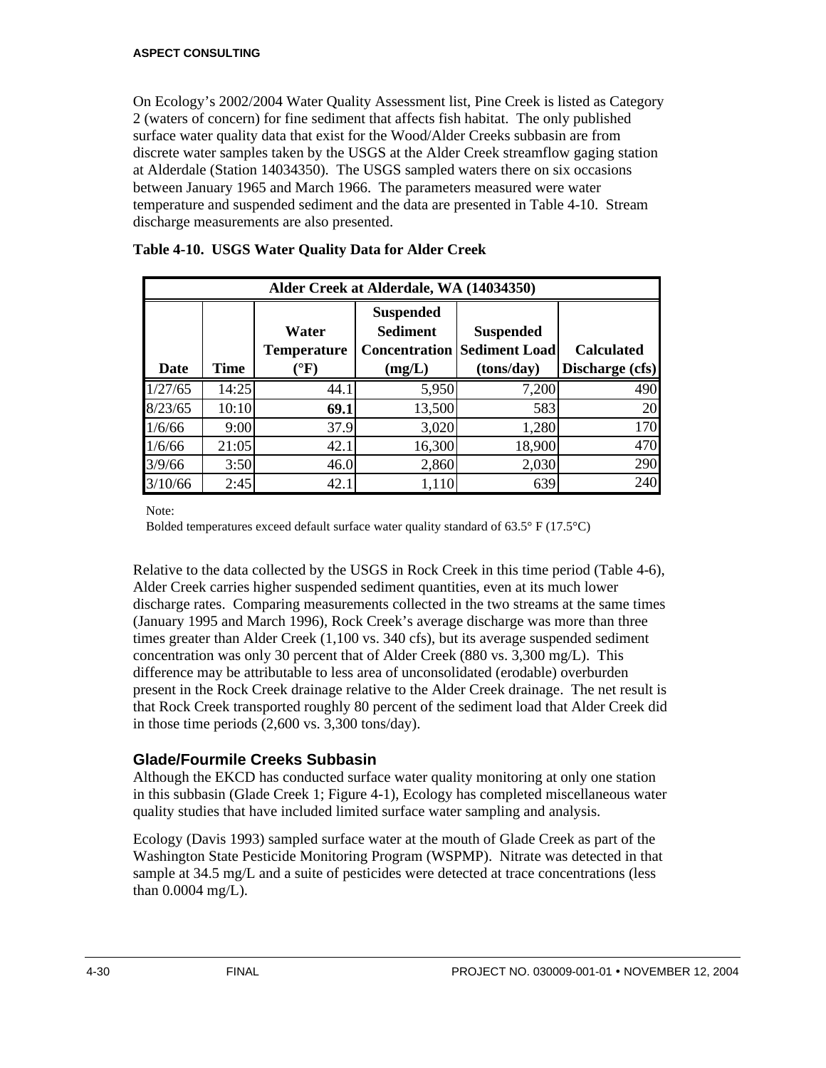On Ecology's 2002/2004 Water Quality Assessment list, Pine Creek is listed as Category 2 (waters of concern) for fine sediment that affects fish habitat. The only published surface water quality data that exist for the Wood/Alder Creeks subbasin are from discrete water samples taken by the USGS at the Alder Creek streamflow gaging station at Alderdale (Station 14034350). The USGS sampled waters there on six occasions between January 1965 and March 1966. The parameters measured were water temperature and suspended sediment and the data are presented in Table 4-10. Stream discharge measurements are also presented.

**Table 4-10. USGS Water Quality Data for Alder Creek**

| Alder Creek at Alderdale, WA (14034350) | | | | | |
|---|---|---|---|---|---|
| **Date** | **Time** | **Water Temperature (°F)** | **Suspended Sediment Concentration (mg/L)** | **Suspended Sediment Load (tons/day)** | **Calculated Discharge (cfs)** |
| 1/27/65 | 14:25 | 44.1 | 5,950 | 7,200 | 490 |
| 8/23/65 | 10:10 | **69.1** | 13,500 | 583 | 20 |
| 1/6/66 | 9:00 | 37.9 | 3,020 | 1,280 | 170 |
| 1/6/66 | 21:05 | 42.1 | 16,300 | 18,900 | 470 |
| 3/9/66 | 3:50 | 46.0 | 2,860 | 2,030 | 290 |
| 3/10/66 | 2:45 | 42.1 | 1,110 | 639 | 240 |

Note:
Bolded temperatures exceed default surface water quality standard of 63.5° F (17.5°C)

Relative to the data collected by the USGS in Rock Creek in this time period (Table 4-6), Alder Creek carries higher suspended sediment quantities, even at its much lower discharge rates. Comparing measurements collected in the two streams at the same times (January 1995 and March 1996), Rock Creek's average discharge was more than three times greater than Alder Creek (1,100 vs. 340 cfs), but its average suspended sediment concentration was only 30 percent that of Alder Creek (880 vs. 3,300 mg/L). This difference may be attributable to less area of unconsolidated (erodable) overburden present in the Rock Creek drainage relative to the Alder Creek drainage. The net result is that Rock Creek transported roughly 80 percent of the sediment load that Alder Creek did in those time periods (2,600 vs. 3,300 tons/day).

### Glade/Fourmile Creeks Subbasin

Although the EKCD has conducted surface water quality monitoring at only one station in this subbasin (Glade Creek 1; Figure 4-1), Ecology has completed miscellaneous water quality studies that have included limited surface water sampling and analysis.

Ecology (Davis 1993) sampled surface water at the mouth of Glade Creek as part of the Washington State Pesticide Monitoring Program (WSPMP). Nitrate was detected in that sample at 34.5 mg/L and a suite of pesticides were detected at trace concentrations (less than 0.0004 mg/L).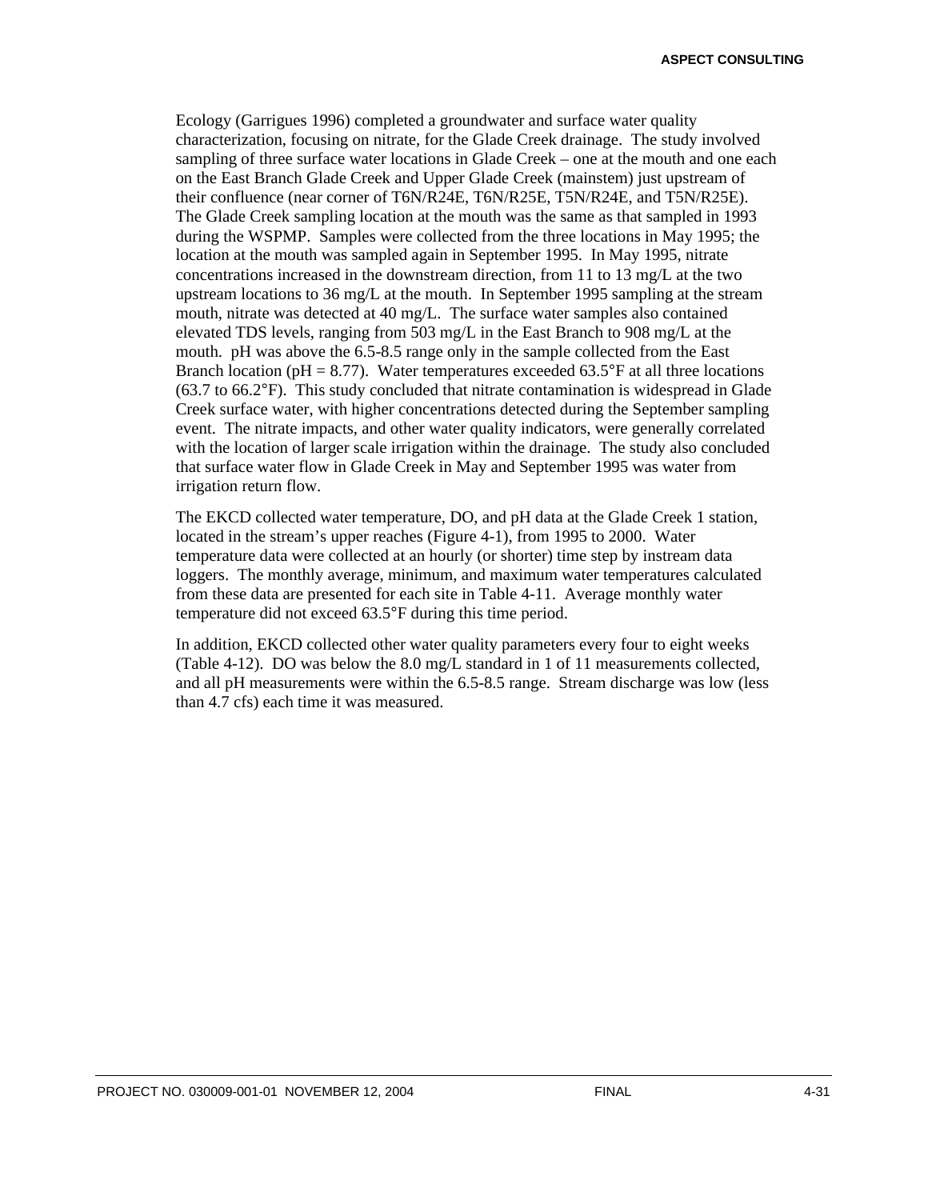Ecology (Garrigues 1996) completed a groundwater and surface water quality characterization, focusing on nitrate, for the Glade Creek drainage. The study involved sampling of three surface water locations in Glade Creek – one at the mouth and one each on the East Branch Glade Creek and Upper Glade Creek (mainstem) just upstream of their confluence (near corner of T6N/R24E, T6N/R25E, T5N/R24E, and T5N/R25E). The Glade Creek sampling location at the mouth was the same as that sampled in 1993 during the WSPMP. Samples were collected from the three locations in May 1995; the location at the mouth was sampled again in September 1995. In May 1995, nitrate concentrations increased in the downstream direction, from 11 to 13 mg/L at the two upstream locations to 36 mg/L at the mouth. In September 1995 sampling at the stream mouth, nitrate was detected at 40 mg/L. The surface water samples also contained elevated TDS levels, ranging from 503 mg/L in the East Branch to 908 mg/L at the mouth. pH was above the 6.5-8.5 range only in the sample collected from the East Branch location (pH = 8.77). Water temperatures exceeded 63.5°F at all three locations (63.7 to 66.2°F). This study concluded that nitrate contamination is widespread in Glade Creek surface water, with higher concentrations detected during the September sampling event. The nitrate impacts, and other water quality indicators, were generally correlated with the location of larger scale irrigation within the drainage. The study also concluded that surface water flow in Glade Creek in May and September 1995 was water from irrigation return flow.

The EKCD collected water temperature, DO, and pH data at the Glade Creek 1 station, located in the stream's upper reaches (Figure 4-1), from 1995 to 2000. Water temperature data were collected at an hourly (or shorter) time step by instream data loggers. The monthly average, minimum, and maximum water temperatures calculated from these data are presented for each site in Table 4-11. Average monthly water temperature did not exceed 63.5°F during this time period.

In addition, EKCD collected other water quality parameters every four to eight weeks (Table 4-12). DO was below the 8.0 mg/L standard in 1 of 11 measurements collected, and all pH measurements were within the 6.5-8.5 range. Stream discharge was low (less than 4.7 cfs) each time it was measured.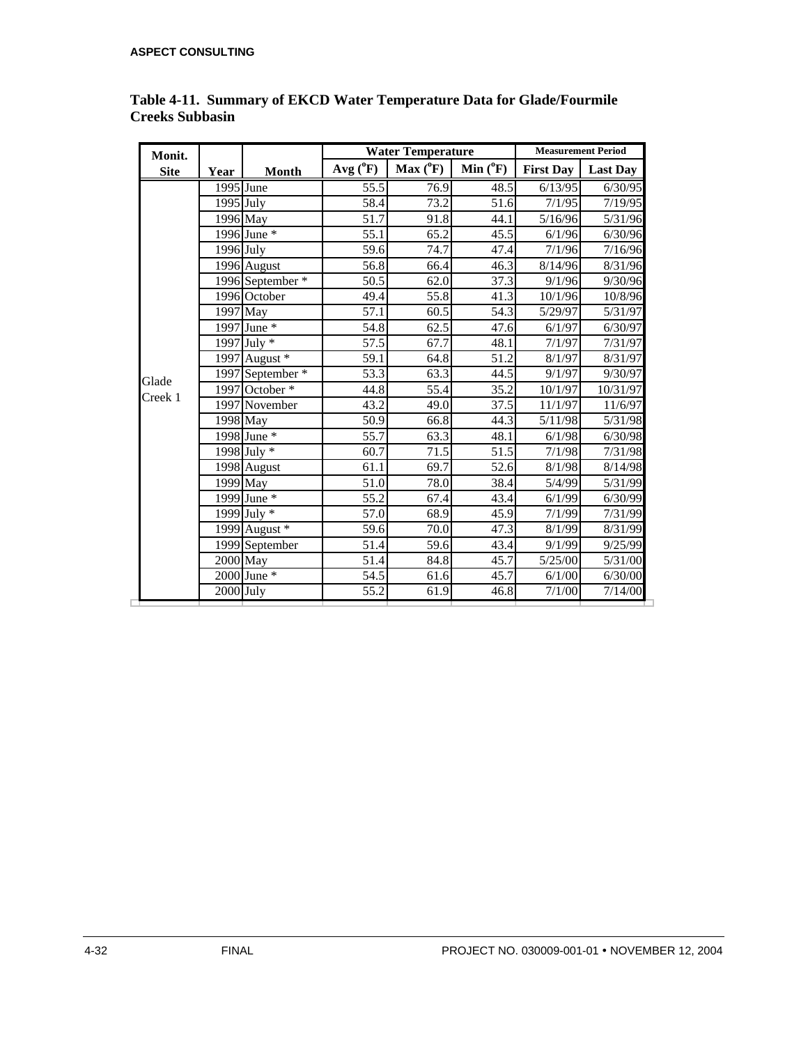**Table 4-11. Summary of EKCD Water Temperature Data for Glade/Fourmile Creeks Subbasin**

| Monit. Site | Year | Month | Water Temperature | | | Measurement Period | |
|---|---|---|---|---|---|---|---|
| | | | Avg (°F) | Max (°F) | Min (°F) | First Day | Last Day |
| Glade Creek 1 | 1995 | June | 55.5 | 76.9 | 48.5 | 6/13/95 | 6/30/95 |
| | 1995 | July | 58.4 | 73.2 | 51.6 | 7/1/95 | 7/19/95 |
| | 1996 | May | 51.7 | 91.8 | 44.1 | 5/16/96 | 5/31/96 |
| | 1996 | June * | 55.1 | 65.2 | 45.5 | 6/1/96 | 6/30/96 |
| | 1996 | July | 59.6 | 74.7 | 47.4 | 7/1/96 | 7/16/96 |
| | 1996 | August | 56.8 | 66.4 | 46.3 | 8/14/96 | 8/31/96 |
| | 1996 | September * | 50.5 | 62.0 | 37.3 | 9/1/96 | 9/30/96 |
| | 1996 | October | 49.4 | 55.8 | 41.3 | 10/1/96 | 10/8/96 |
| | 1997 | May | 57.1 | 60.5 | 54.3 | 5/29/97 | 5/31/97 |
| | 1997 | June * | 54.8 | 62.5 | 47.6 | 6/1/97 | 6/30/97 |
| | 1997 | July * | 57.5 | 67.7 | 48.1 | 7/1/97 | 7/31/97 |
| | 1997 | August * | 59.1 | 64.8 | 51.2 | 8/1/97 | 8/31/97 |
| | 1997 | September * | 53.3 | 63.3 | 44.5 | 9/1/97 | 9/30/97 |
| | 1997 | October * | 44.8 | 55.4 | 35.2 | 10/1/97 | 10/31/97 |
| | 1997 | November | 43.2 | 49.0 | 37.5 | 11/1/97 | 11/6/97 |
| | 1998 | May | 50.9 | 66.8 | 44.3 | 5/11/98 | 5/31/98 |
| | 1998 | June * | 55.7 | 63.3 | 48.1 | 6/1/98 | 6/30/98 |
| | 1998 | July * | 60.7 | 71.5 | 51.5 | 7/1/98 | 7/31/98 |
| | 1998 | August | 61.1 | 69.7 | 52.6 | 8/1/98 | 8/14/98 |
| | 1999 | May | 51.0 | 78.0 | 38.4 | 5/4/99 | 5/31/99 |
| | 1999 | June * | 55.2 | 67.4 | 43.4 | 6/1/99 | 6/30/99 |
| | 1999 | July * | 57.0 | 68.9 | 45.9 | 7/1/99 | 7/31/99 |
| | 1999 | August * | 59.6 | 70.0 | 47.3 | 8/1/99 | 8/31/99 |
| | 1999 | September | 51.4 | 59.6 | 43.4 | 9/1/99 | 9/25/99 |
| | 2000 | May | 51.4 | 84.8 | 45.7 | 5/25/00 | 5/31/00 |
| | 2000 | June * | 54.5 | 61.6 | 45.7 | 6/1/00 | 6/30/00 |
| | 2000 | July | 55.2 | 61.9 | 46.8 | 7/1/00 | 7/14/00 |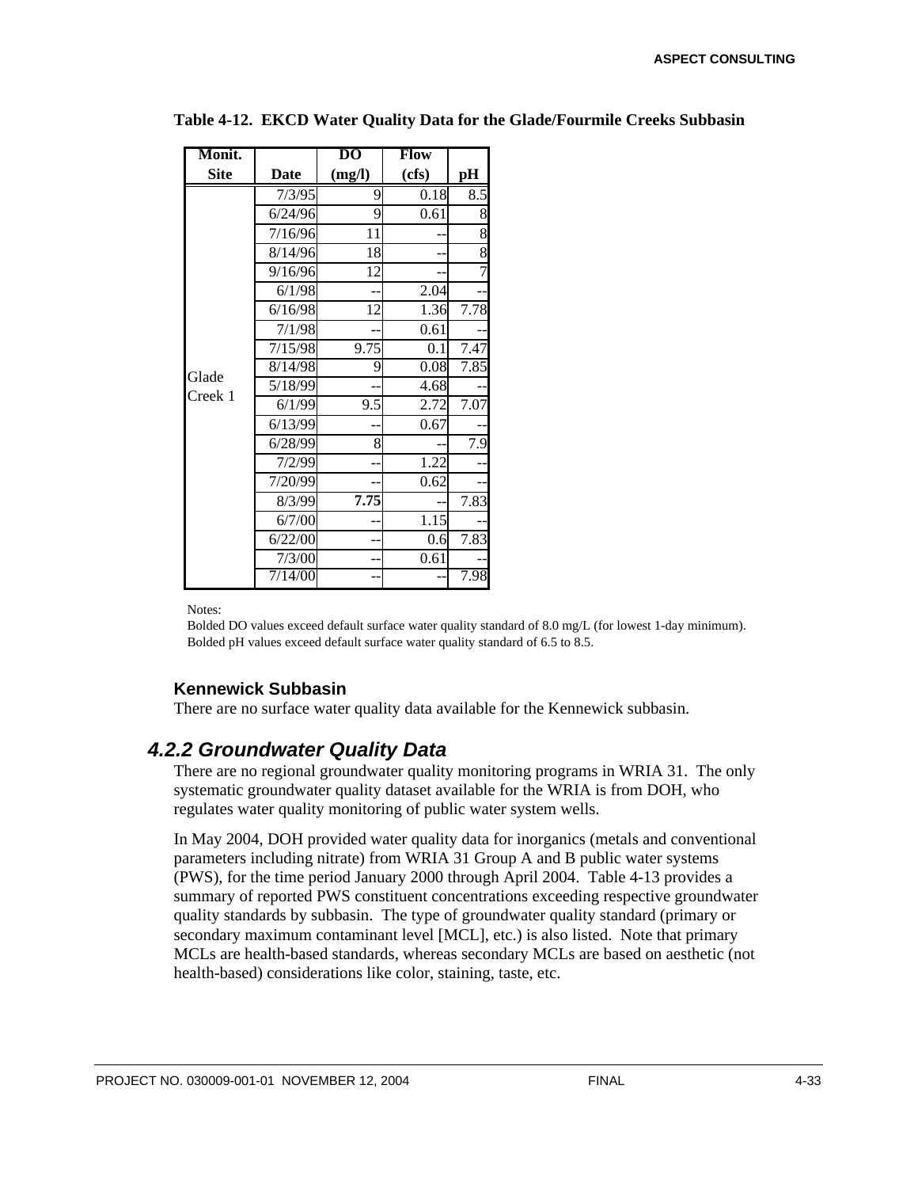**Table 4-12. EKCD Water Quality Data for the Glade/Fourmile Creeks Subbasin**

| Monit. Site | Date | DO (mg/l) | Flow (cfs) | pH |
|---|---|---|---|---|
| Glade Creek 1 | 7/3/95 | 9 | 0.18 | 8.5 |
| | 6/24/96 | 9 | 0.61 | 8 |
| | 7/16/96 | 11 | -- | 8 |
| | 8/14/96 | 18 | -- | 8 |
| | 9/16/96 | 12 | -- | 7 |
| | 6/1/98 | -- | 2.04 | -- |
| | 6/16/98 | 12 | 1.36 | 7.78 |
| | 7/1/98 | -- | 0.61 | -- |
| | 7/15/98 | 9.75 | 0.1 | 7.47 |
| | 8/14/98 | 9 | 0.08 | 7.85 |
| | 5/18/99 | -- | 4.68 | -- |
| | 6/1/99 | 9.5 | 2.72 | 7.07 |
| | 6/13/99 | -- | 0.67 | -- |
| | 6/28/99 | 8 | -- | 7.9 |
| | 7/2/99 | -- | 1.22 | -- |
| | 7/20/99 | -- | 0.62 | -- |
| | 8/3/99 | **7.75** | -- | 7.83 |
| | 6/7/00 | -- | 1.15 | -- |
| | 6/22/00 | -- | 0.6 | 7.83 |
| | 7/3/00 | -- | 0.61 | -- |
| | 7/14/00 | -- | -- | 7.98 |

Notes:
Bolded DO values exceed default surface water quality standard of 8.0 mg/L (for lowest 1-day minimum).
Bolded pH values exceed default surface water quality standard of 6.5 to 8.5.

### Kennewick Subbasin

There are no surface water quality data available for the Kennewick subbasin.

## *4.2.2 Groundwater Quality Data*

There are no regional groundwater quality monitoring programs in WRIA 31. The only systematic groundwater quality dataset available for the WRIA is from DOH, who regulates water quality monitoring of public water system wells.

In May 2004, DOH provided water quality data for inorganics (metals and conventional parameters including nitrate) from WRIA 31 Group A and B public water systems (PWS), for the time period January 2000 through April 2004. Table 4-13 provides a summary of reported PWS constituent concentrations exceeding respective groundwater quality standards by subbasin. The type of groundwater quality standard (primary or secondary maximum contaminant level [MCL], etc.) is also listed. Note that primary MCLs are health-based standards, whereas secondary MCLs are based on aesthetic (not health-based) considerations like color, staining, taste, etc.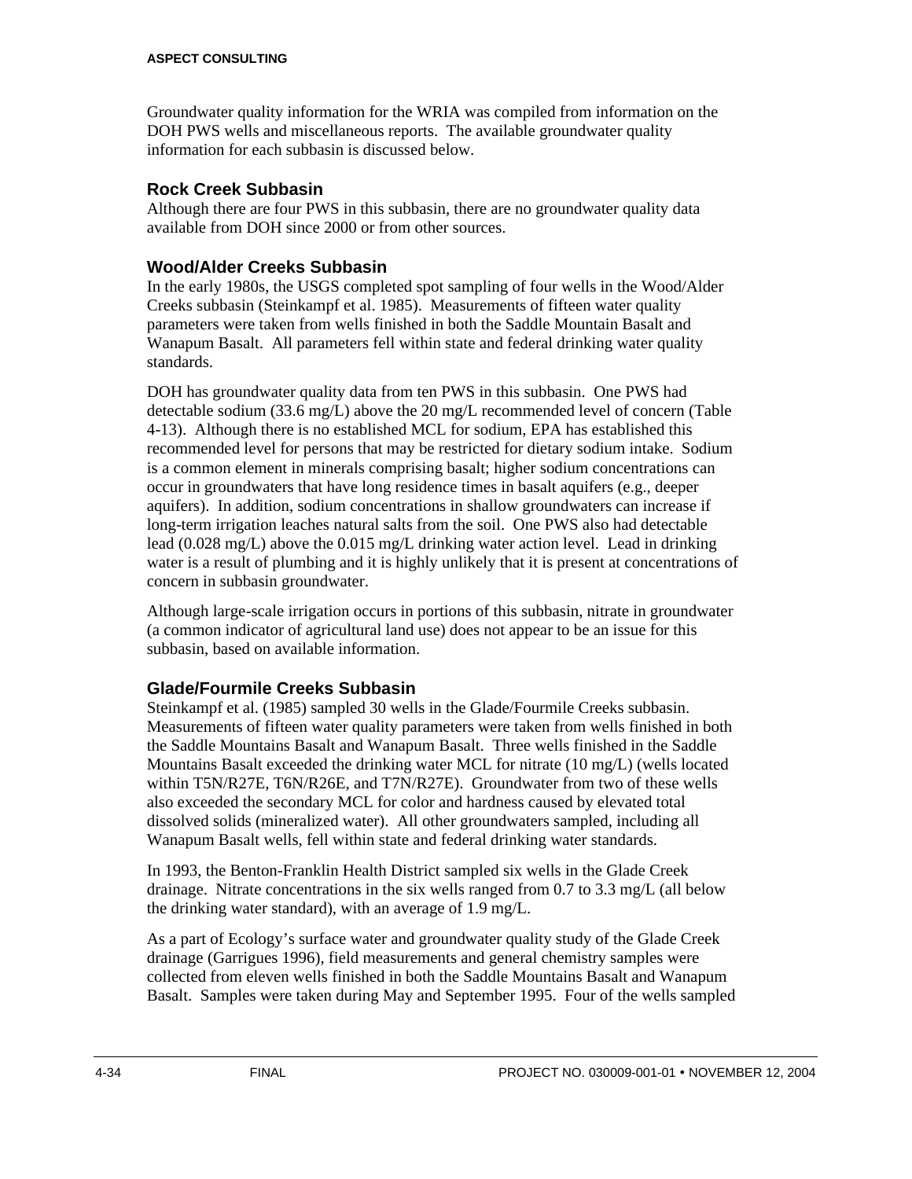Groundwater quality information for the WRIA was compiled from information on the DOH PWS wells and miscellaneous reports. The available groundwater quality information for each subbasin is discussed below.

### Rock Creek Subbasin

Although there are four PWS in this subbasin, there are no groundwater quality data available from DOH since 2000 or from other sources.

### Wood/Alder Creeks Subbasin

In the early 1980s, the USGS completed spot sampling of four wells in the Wood/Alder Creeks subbasin (Steinkampf et al. 1985). Measurements of fifteen water quality parameters were taken from wells finished in both the Saddle Mountain Basalt and Wanapum Basalt. All parameters fell within state and federal drinking water quality standards.

DOH has groundwater quality data from ten PWS in this subbasin. One PWS had detectable sodium (33.6 mg/L) above the 20 mg/L recommended level of concern (Table 4-13). Although there is no established MCL for sodium, EPA has established this recommended level for persons that may be restricted for dietary sodium intake. Sodium is a common element in minerals comprising basalt; higher sodium concentrations can occur in groundwaters that have long residence times in basalt aquifers (e.g., deeper aquifers). In addition, sodium concentrations in shallow groundwaters can increase if long-term irrigation leaches natural salts from the soil. One PWS also had detectable lead (0.028 mg/L) above the 0.015 mg/L drinking water action level. Lead in drinking water is a result of plumbing and it is highly unlikely that it is present at concentrations of concern in subbasin groundwater.

Although large-scale irrigation occurs in portions of this subbasin, nitrate in groundwater (a common indicator of agricultural land use) does not appear to be an issue for this subbasin, based on available information.

### Glade/Fourmile Creeks Subbasin

Steinkampf et al. (1985) sampled 30 wells in the Glade/Fourmile Creeks subbasin. Measurements of fifteen water quality parameters were taken from wells finished in both the Saddle Mountains Basalt and Wanapum Basalt. Three wells finished in the Saddle Mountains Basalt exceeded the drinking water MCL for nitrate (10 mg/L) (wells located within T5N/R27E, T6N/R26E, and T7N/R27E). Groundwater from two of these wells also exceeded the secondary MCL for color and hardness caused by elevated total dissolved solids (mineralized water). All other groundwaters sampled, including all Wanapum Basalt wells, fell within state and federal drinking water standards.

In 1993, the Benton-Franklin Health District sampled six wells in the Glade Creek drainage. Nitrate concentrations in the six wells ranged from 0.7 to 3.3 mg/L (all below the drinking water standard), with an average of 1.9 mg/L.

As a part of Ecology's surface water and groundwater quality study of the Glade Creek drainage (Garrigues 1996), field measurements and general chemistry samples were collected from eleven wells finished in both the Saddle Mountains Basalt and Wanapum Basalt. Samples were taken during May and September 1995. Four of the wells sampled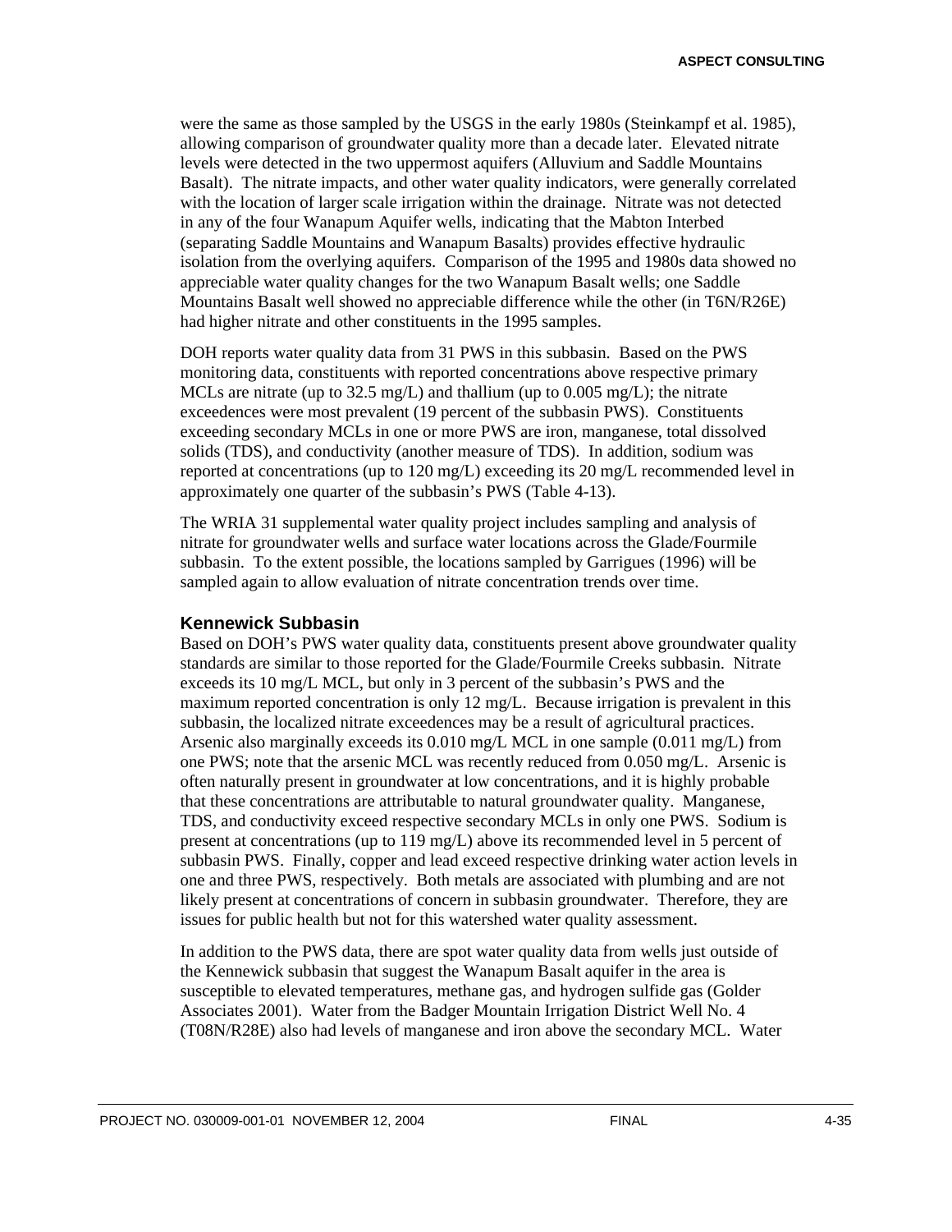were the same as those sampled by the USGS in the early 1980s (Steinkampf et al. 1985), allowing comparison of groundwater quality more than a decade later. Elevated nitrate levels were detected in the two uppermost aquifers (Alluvium and Saddle Mountains Basalt). The nitrate impacts, and other water quality indicators, were generally correlated with the location of larger scale irrigation within the drainage. Nitrate was not detected in any of the four Wanapum Aquifer wells, indicating that the Mabton Interbed (separating Saddle Mountains and Wanapum Basalts) provides effective hydraulic isolation from the overlying aquifers. Comparison of the 1995 and 1980s data showed no appreciable water quality changes for the two Wanapum Basalt wells; one Saddle Mountains Basalt well showed no appreciable difference while the other (in T6N/R26E) had higher nitrate and other constituents in the 1995 samples.

DOH reports water quality data from 31 PWS in this subbasin. Based on the PWS monitoring data, constituents with reported concentrations above respective primary MCLs are nitrate (up to 32.5 mg/L) and thallium (up to 0.005 mg/L); the nitrate exceedences were most prevalent (19 percent of the subbasin PWS). Constituents exceeding secondary MCLs in one or more PWS are iron, manganese, total dissolved solids (TDS), and conductivity (another measure of TDS). In addition, sodium was reported at concentrations (up to 120 mg/L) exceeding its 20 mg/L recommended level in approximately one quarter of the subbasin's PWS (Table 4-13).

The WRIA 31 supplemental water quality project includes sampling and analysis of nitrate for groundwater wells and surface water locations across the Glade/Fourmile subbasin. To the extent possible, the locations sampled by Garrigues (1996) will be sampled again to allow evaluation of nitrate concentration trends over time.

### Kennewick Subbasin

Based on DOH's PWS water quality data, constituents present above groundwater quality standards are similar to those reported for the Glade/Fourmile Creeks subbasin. Nitrate exceeds its 10 mg/L MCL, but only in 3 percent of the subbasin's PWS and the maximum reported concentration is only 12 mg/L. Because irrigation is prevalent in this subbasin, the localized nitrate exceedences may be a result of agricultural practices. Arsenic also marginally exceeds its 0.010 mg/L MCL in one sample (0.011 mg/L) from one PWS; note that the arsenic MCL was recently reduced from 0.050 mg/L. Arsenic is often naturally present in groundwater at low concentrations, and it is highly probable that these concentrations are attributable to natural groundwater quality. Manganese, TDS, and conductivity exceed respective secondary MCLs in only one PWS. Sodium is present at concentrations (up to 119 mg/L) above its recommended level in 5 percent of subbasin PWS. Finally, copper and lead exceed respective drinking water action levels in one and three PWS, respectively. Both metals are associated with plumbing and are not likely present at concentrations of concern in subbasin groundwater. Therefore, they are issues for public health but not for this watershed water quality assessment.

In addition to the PWS data, there are spot water quality data from wells just outside of the Kennewick subbasin that suggest the Wanapum Basalt aquifer in the area is susceptible to elevated temperatures, methane gas, and hydrogen sulfide gas (Golder Associates 2001). Water from the Badger Mountain Irrigation District Well No. 4 (T08N/R28E) also had levels of manganese and iron above the secondary MCL. Water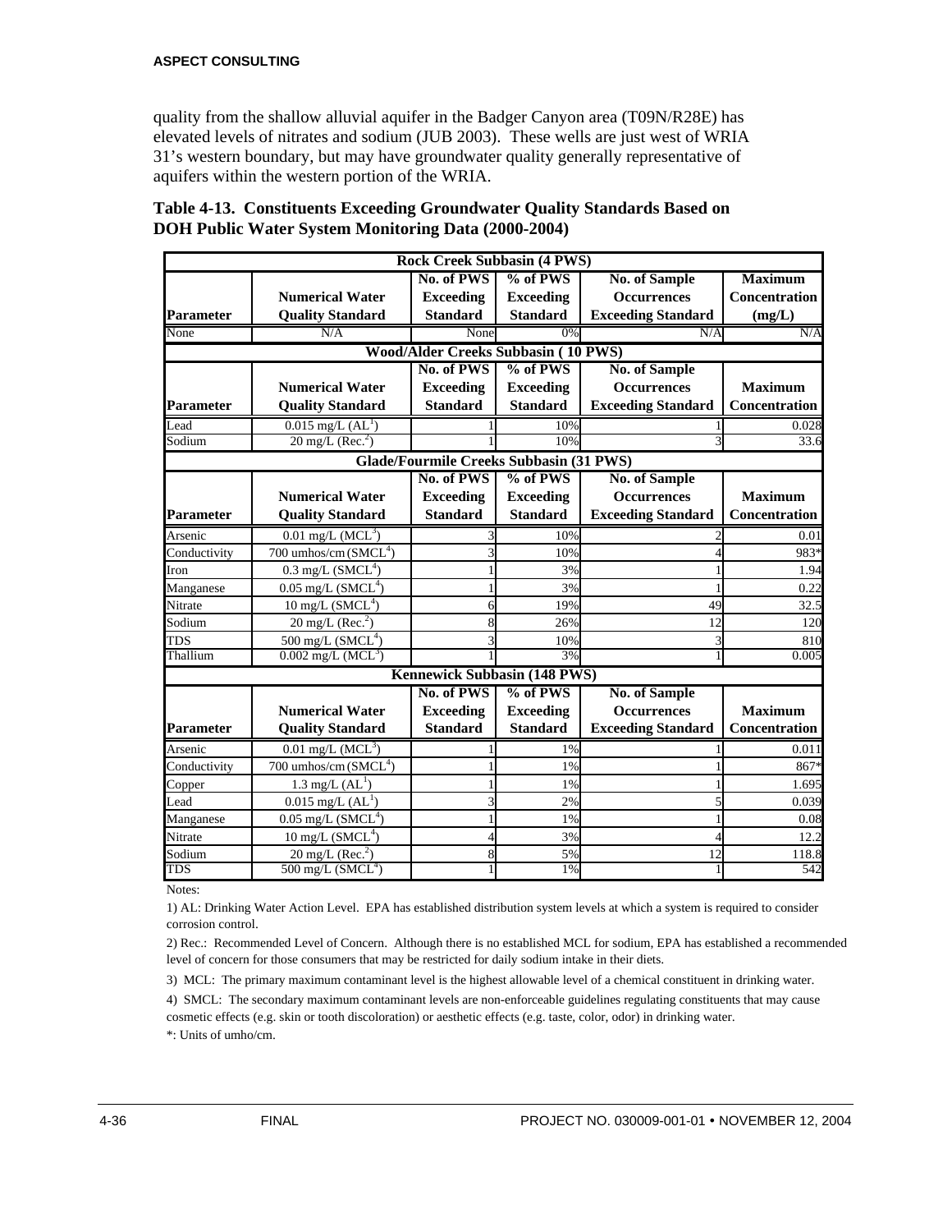quality from the shallow alluvial aquifer in the Badger Canyon area (T09N/R28E) has elevated levels of nitrates and sodium (JUB 2003). These wells are just west of WRIA 31's western boundary, but may have groundwater quality generally representative of aquifers within the western portion of the WRIA.

**Table 4-13. Constituents Exceeding Groundwater Quality Standards Based on DOH Public Water System Monitoring Data (2000-2004)**

| Rock Creek Subbasin (4 PWS) | | | | | |
|---|---|---|---|---|---|
| **Parameter** | **Numerical Water Quality Standard** | **No. of PWS Exceeding Standard** | **% of PWS Exceeding Standard** | **No. of Sample Occurrences Exceeding Standard** | **Maximum Concentration (mg/L)** |
| None | N/A | None | 0% | N/A | N/A |
| **Wood/Alder Creeks Subbasin ( 10 PWS)** | | | | | |
| **Parameter** | **Numerical Water Quality Standard** | **No. of PWS Exceeding Standard** | **% of PWS Exceeding Standard** | **No. of Sample Occurrences Exceeding Standard** | **Maximum Concentration** |
| Lead | 0.015 mg/L (AL[1]) | 1 | 10% | 1 | 0.028 |
| Sodium | 20 mg/L (Rec.[2]) | 1 | 10% | 3 | 33.6 |
| **Glade/Fourmile Creeks Subbasin (31 PWS)** | | | | | |
| **Parameter** | **Numerical Water Quality Standard** | **No. of PWS Exceeding Standard** | **% of PWS Exceeding Standard** | **No. of Sample Occurrences Exceeding Standard** | **Maximum Concentration** |
| Arsenic | 0.01 mg/L (MCL[3]) | 3 | 10% | 2 | 0.01 |
| Conductivity | 700 umhos/cm (SMCL[4]) | 3 | 10% | 4 | 983* |
| Iron | 0.3 mg/L (SMCL[4]) | 1 | 3% | 1 | 1.94 |
| Manganese | 0.05 mg/L (SMCL[4]) | 1 | 3% | 1 | 0.22 |
| Nitrate | 10 mg/L (SMCL[4]) | 6 | 19% | 49 | 32.5 |
| Sodium | 20 mg/L (Rec.[2]) | 8 | 26% | 12 | 120 |
| TDS | 500 mg/L (SMCL[4]) | 3 | 10% | 3 | 810 |
| Thallium | 0.002 mg/L (MCL[3]) | 1 | 3% | 1 | 0.005 |
| **Kennewick Subbasin (148 PWS)** | | | | | |
| **Parameter** | **Numerical Water Quality Standard** | **No. of PWS Exceeding Standard** | **% of PWS Exceeding Standard** | **No. of Sample Occurrences Exceeding Standard** | **Maximum Concentration** |
| Arsenic | 0.01 mg/L (MCL[3]) | 1 | 1% | 1 | 0.011 |
| Conductivity | 700 umhos/cm (SMCL[4]) | 1 | 1% | 1 | 867* |
| Copper | 1.3 mg/L (AL[1]) | 1 | 1% | 1 | 1.695 |
| Lead | 0.015 mg/L (AL[1]) | 3 | 2% | 5 | 0.039 |
| Manganese | 0.05 mg/L (SMCL[4]) | 1 | 1% | 1 | 0.08 |
| Nitrate | 10 mg/L (SMCL[4]) | 4 | 3% | 4 | 12.2 |
| Sodium | 20 mg/L (Rec.[2]) | 8 | 5% | 12 | 118.8 |
| TDS | 500 mg/L (SMCL[4]) | 1 | 1% | 1 | 542 |

Notes:

1) AL: Drinking Water Action Level. EPA has established distribution system levels at which a system is required to consider corrosion control.

2) Rec.: Recommended Level of Concern. Although there is no established MCL for sodium, EPA has established a recommended level of concern for those consumers that may be restricted for daily sodium intake in their diets.

3) MCL: The primary maximum contaminant level is the highest allowable level of a chemical constituent in drinking water.

4) SMCL: The secondary maximum contaminant levels are non-enforceable guidelines regulating constituents that may cause cosmetic effects (e.g. skin or tooth discoloration) or aesthetic effects (e.g. taste, color, odor) in drinking water.

*: Units of umho/cm.